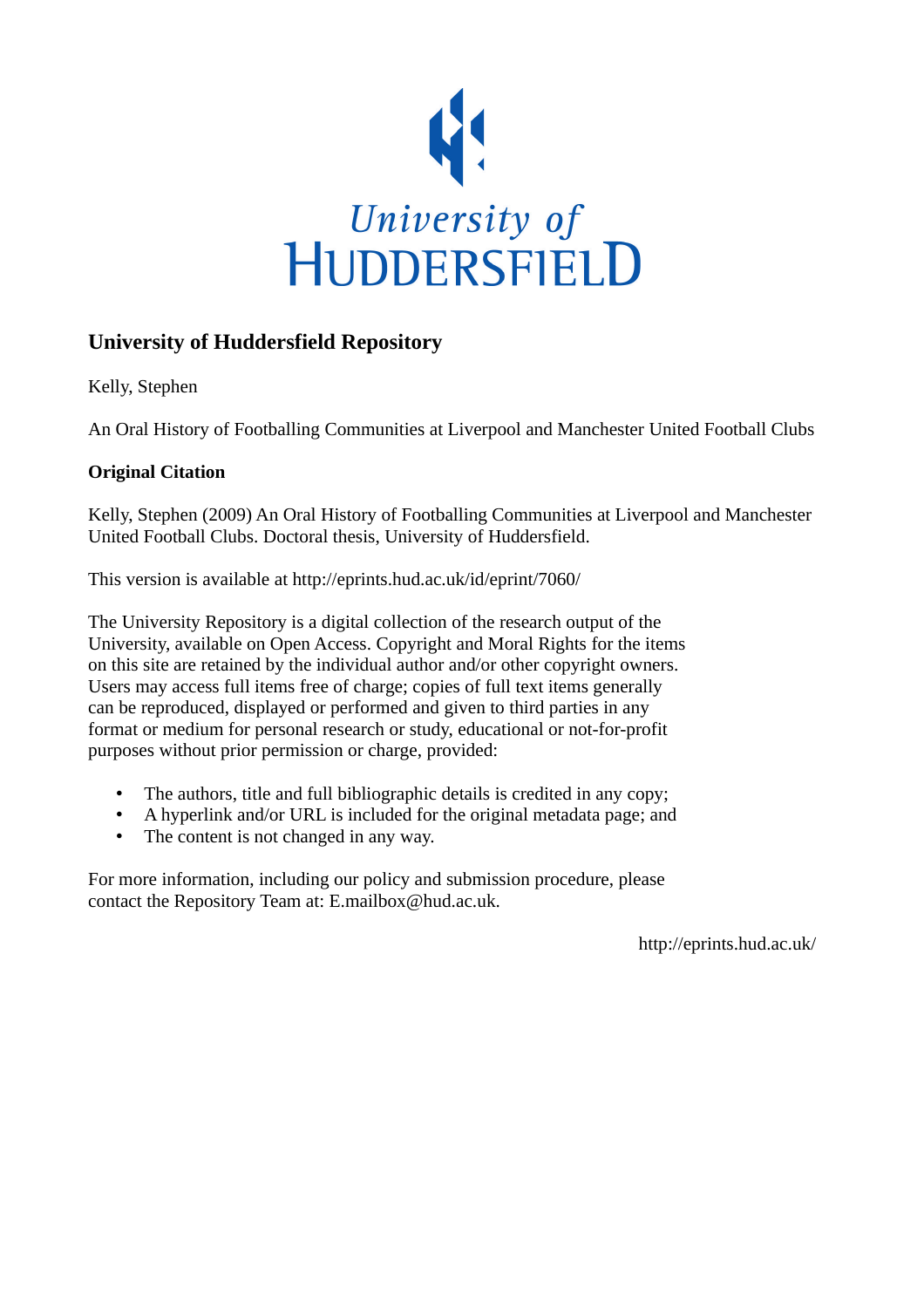University of
HUDDERSFIELD

## University of Huddersfield Repository

Kelly, Stephen

An Oral History of Footballing Communities at Liverpool and Manchester United Football Clubs

### Original Citation

Kelly, Stephen (2009) An Oral History of Footballing Communities at Liverpool and Manchester United Football Clubs. Doctoral thesis, University of Huddersfield.

This version is available at http://eprints.hud.ac.uk/id/eprint/7060/

The University Repository is a digital collection of the research output of the University, available on Open Access. Copyright and Moral Rights for the items on this site are retained by the individual author and/or other copyright owners. Users may access full items free of charge; copies of full text items generally can be reproduced, displayed or performed and given to third parties in any format or medium for personal research or study, educational or not-for-profit purposes without prior permission or charge, provided:

- The authors, title and full bibliographic details is credited in any copy;
- A hyperlink and/or URL is included for the original metadata page; and
- The content is not changed in any way.

For more information, including our policy and submission procedure, please contact the Repository Team at: E.mailbox@hud.ac.uk.

http://eprints.hud.ac.uk/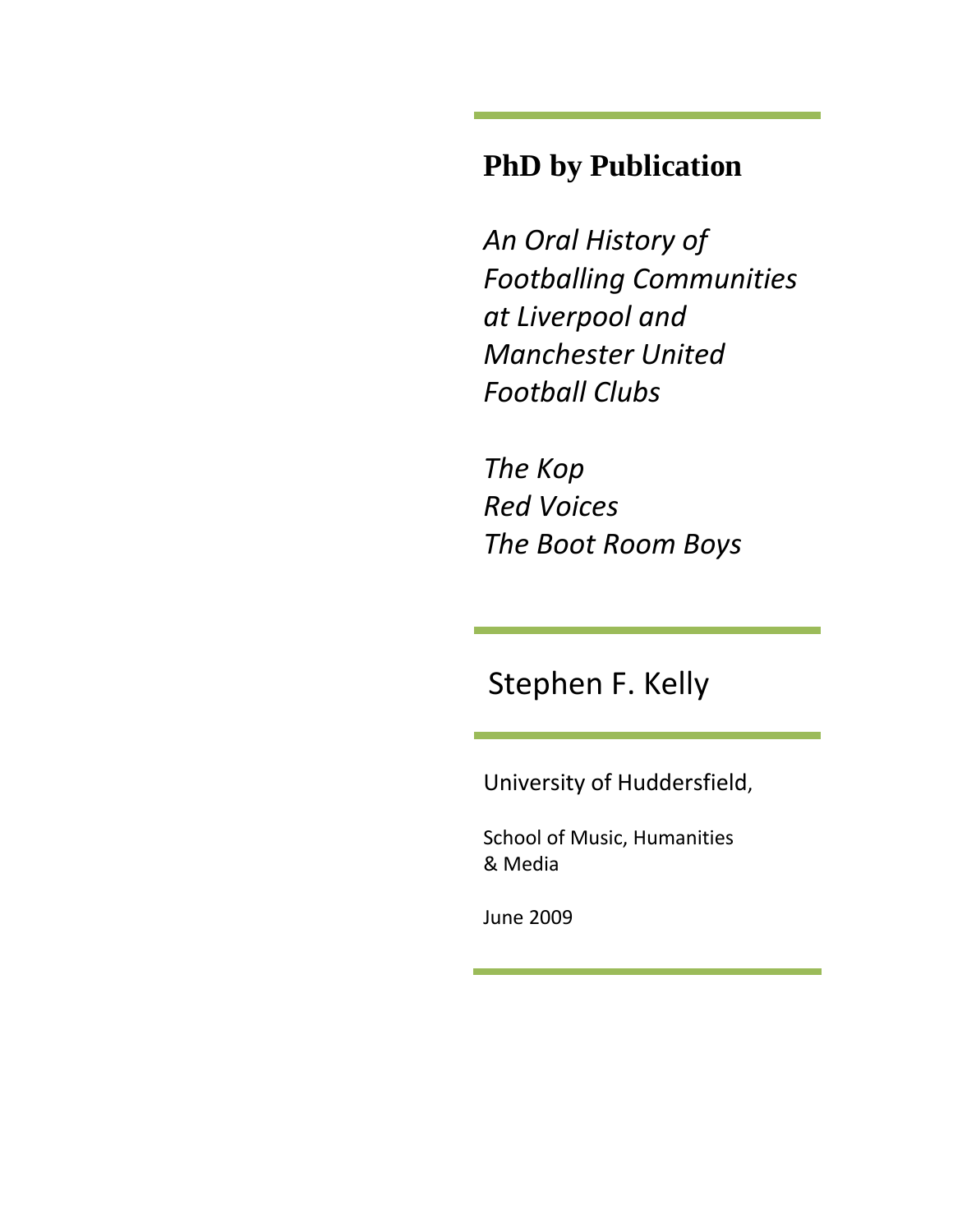# PhD by Publication

*An Oral History of Footballing Communities at Liverpool and Manchester United Football Clubs*

*The Kop*
*Red Voices*
*The Boot Room Boys*

Stephen F. Kelly

University of Huddersfield,

School of Music, Humanities & Media

June 2009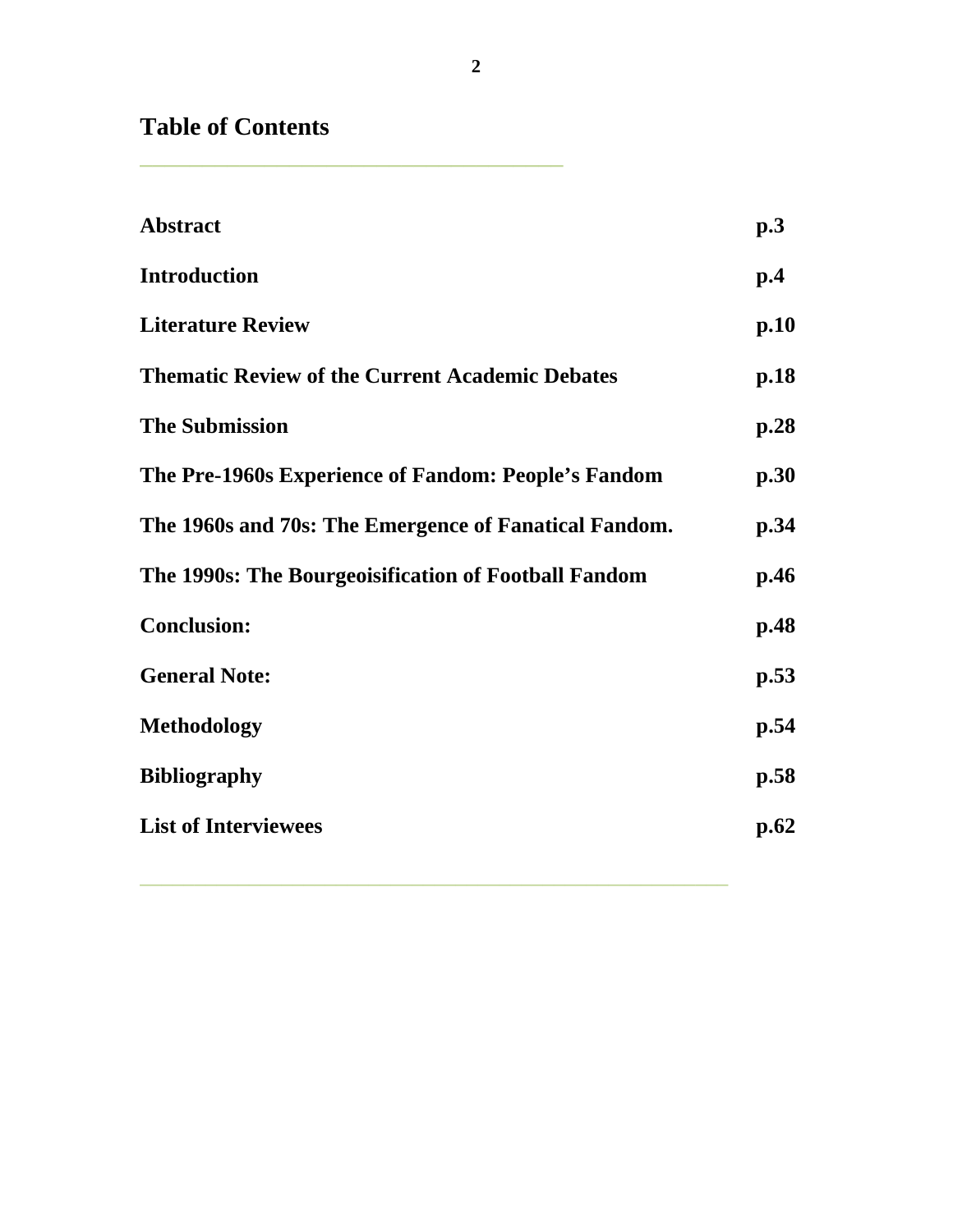# Table of Contents

| | |
|---|---|
| **Abstract** | **p.3** |
| **Introduction** | **p.4** |
| **Literature Review** | **p.10** |
| **Thematic Review of the Current Academic Debates** | **p.18** |
| **The Submission** | **p.28** |
| **The Pre-1960s Experience of Fandom: People's Fandom** | **p.30** |
| **The 1960s and 70s: The Emergence of Fanatical Fandom.** | **p.34** |
| **The 1990s: The Bourgeoisification of Football Fandom** | **p.46** |
| **Conclusion:** | **p.48** |
| **General Note:** | **p.53** |
| **Methodology** | **p.54** |
| **Bibliography** | **p.58** |
| **List of Interviewees** | **p.62** |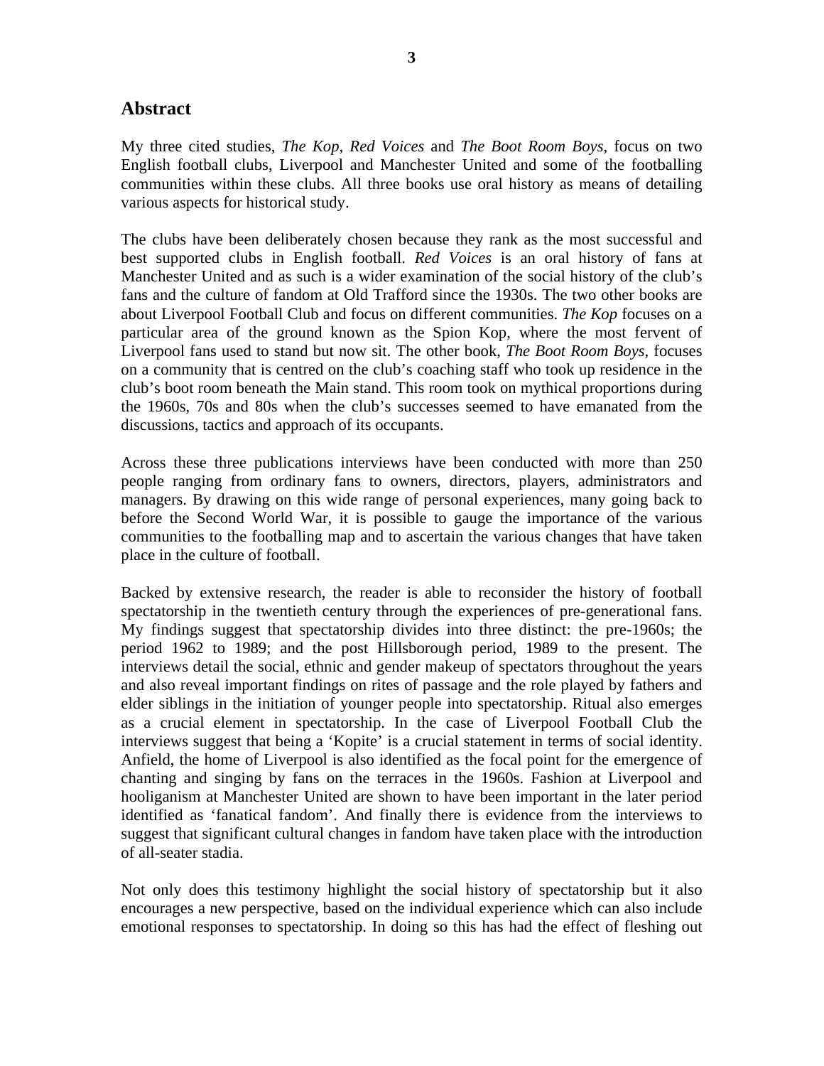## Abstract

My three cited studies, *The Kop, Red Voices* and *The Boot Room Boys*, focus on two English football clubs, Liverpool and Manchester United and some of the footballing communities within these clubs. All three books use oral history as means of detailing various aspects for historical study.

The clubs have been deliberately chosen because they rank as the most successful and best supported clubs in English football. *Red Voices* is an oral history of fans at Manchester United and as such is a wider examination of the social history of the club's fans and the culture of fandom at Old Trafford since the 1930s. The two other books are about Liverpool Football Club and focus on different communities. *The Kop* focuses on a particular area of the ground known as the Spion Kop, where the most fervent of Liverpool fans used to stand but now sit. The other book, *The Boot Room Boys,* focuses on a community that is centred on the club's coaching staff who took up residence in the club's boot room beneath the Main stand. This room took on mythical proportions during the 1960s, 70s and 80s when the club's successes seemed to have emanated from the discussions, tactics and approach of its occupants.

Across these three publications interviews have been conducted with more than 250 people ranging from ordinary fans to owners, directors, players, administrators and managers. By drawing on this wide range of personal experiences, many going back to before the Second World War, it is possible to gauge the importance of the various communities to the footballing map and to ascertain the various changes that have taken place in the culture of football.

Backed by extensive research, the reader is able to reconsider the history of football spectatorship in the twentieth century through the experiences of pre-generational fans. My findings suggest that spectatorship divides into three distinct: the pre-1960s; the period 1962 to 1989; and the post Hillsborough period, 1989 to the present. The interviews detail the social, ethnic and gender makeup of spectators throughout the years and also reveal important findings on rites of passage and the role played by fathers and elder siblings in the initiation of younger people into spectatorship. Ritual also emerges as a crucial element in spectatorship. In the case of Liverpool Football Club the interviews suggest that being a 'Kopite' is a crucial statement in terms of social identity. Anfield, the home of Liverpool is also identified as the focal point for the emergence of chanting and singing by fans on the terraces in the 1960s. Fashion at Liverpool and hooliganism at Manchester United are shown to have been important in the later period identified as 'fanatical fandom'. And finally there is evidence from the interviews to suggest that significant cultural changes in fandom have taken place with the introduction of all-seater stadia.

Not only does this testimony highlight the social history of spectatorship but it also encourages a new perspective, based on the individual experience which can also include emotional responses to spectatorship. In doing so this has had the effect of fleshing out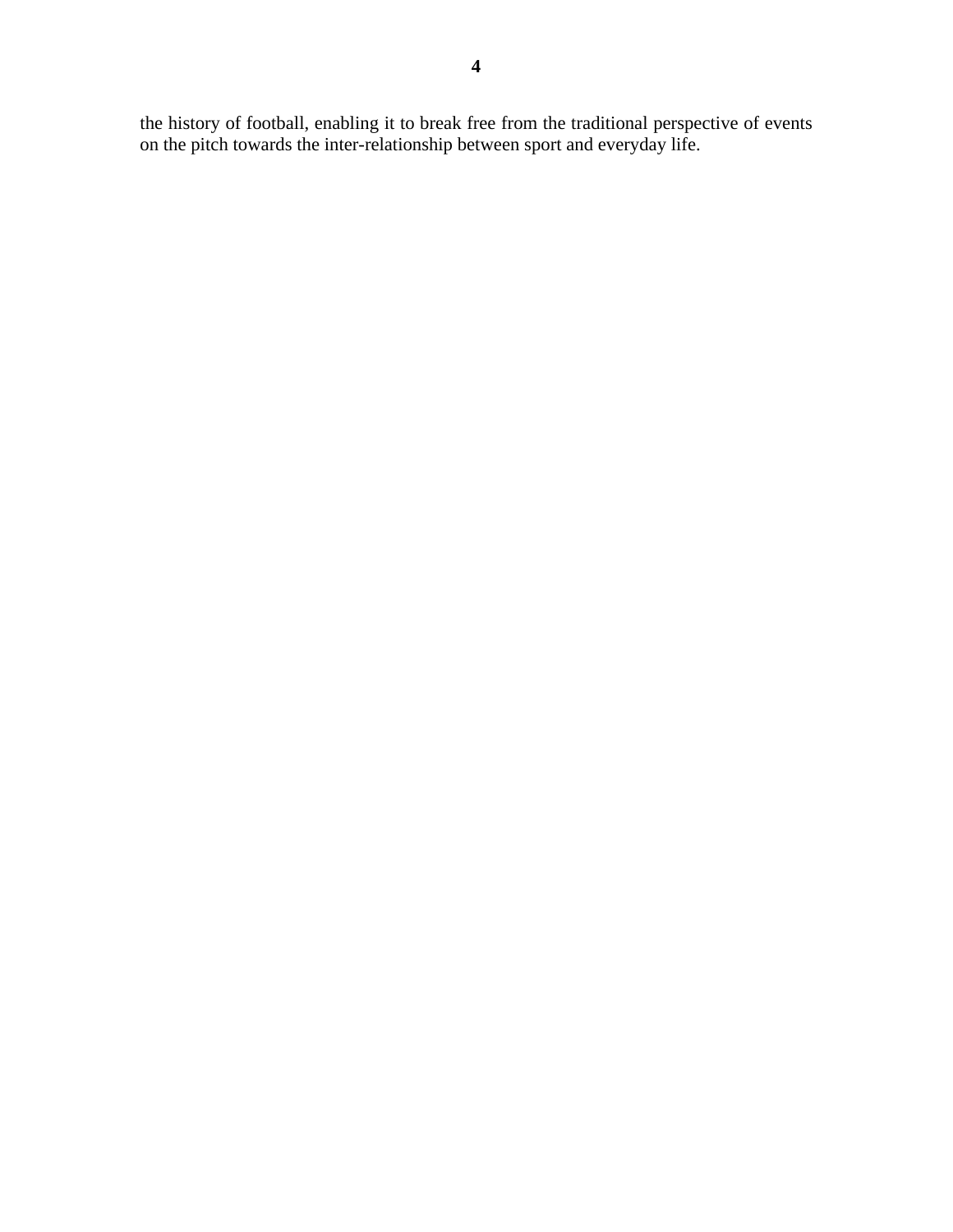the history of football, enabling it to break free from the traditional perspective of events on the pitch towards the inter-relationship between sport and everyday life.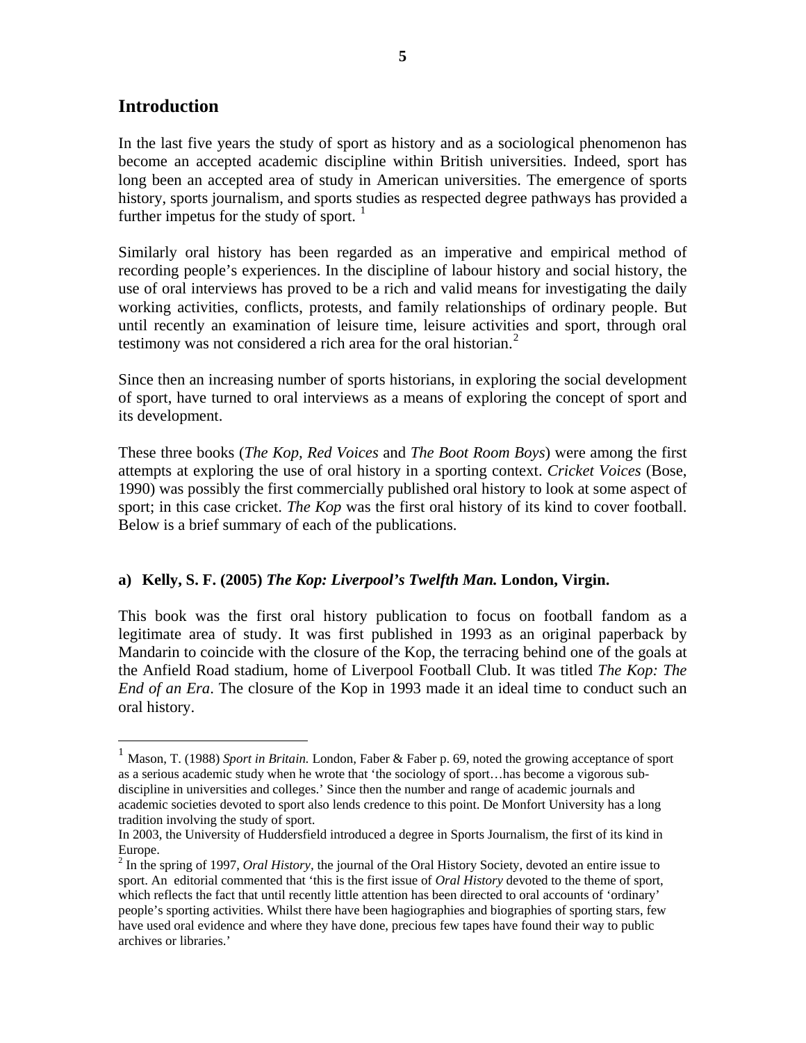## Introduction

In the last five years the study of sport as history and as a sociological phenomenon has become an accepted academic discipline within British universities. Indeed, sport has long been an accepted area of study in American universities. The emergence of sports history, sports journalism, and sports studies as respected degree pathways has provided a further impetus for the study of sport. [1]

Similarly oral history has been regarded as an imperative and empirical method of recording people's experiences. In the discipline of labour history and social history, the use of oral interviews has proved to be a rich and valid means for investigating the daily working activities, conflicts, protests, and family relationships of ordinary people. But until recently an examination of leisure time, leisure activities and sport, through oral testimony was not considered a rich area for the oral historian.[2]

Since then an increasing number of sports historians, in exploring the social development of sport, have turned to oral interviews as a means of exploring the concept of sport and its development.

These three books (*The Kop*, *Red Voices* and *The Boot Room Boys*) were among the first attempts at exploring the use of oral history in a sporting context. *Cricket Voices* (Bose, 1990) was possibly the first commercially published oral history to look at some aspect of sport; in this case cricket. *The Kop* was the first oral history of its kind to cover football. Below is a brief summary of each of the publications.

### a) Kelly, S. F. (2005) *The Kop: Liverpool's Twelfth Man.* London, Virgin.

This book was the first oral history publication to focus on football fandom as a legitimate area of study. It was first published in 1993 as an original paperback by Mandarin to coincide with the closure of the Kop, the terracing behind one of the goals at the Anfield Road stadium, home of Liverpool Football Club. It was titled *The Kop: The End of an Era*. The closure of the Kop in 1993 made it an ideal time to conduct such an oral history.

---

[1] Mason, T. (1988) *Sport in Britain.* London, Faber & Faber p. 69, noted the growing acceptance of sport as a serious academic study when he wrote that 'the sociology of sport…has become a vigorous sub-discipline in universities and colleges.' Since then the number and range of academic journals and academic societies devoted to sport also lends credence to this point. De Monfort University has a long tradition involving the study of sport.
In 2003, the University of Huddersfield introduced a degree in Sports Journalism, the first of its kind in Europe.

[2] In the spring of 1997, *Oral History*, the journal of the Oral History Society, devoted an entire issue to sport. An editorial commented that 'this is the first issue of *Oral History* devoted to the theme of sport, which reflects the fact that until recently little attention has been directed to oral accounts of 'ordinary' people's sporting activities. Whilst there have been hagiographies and biographies of sporting stars, few have used oral evidence and where they have done, precious few tapes have found their way to public archives or libraries.'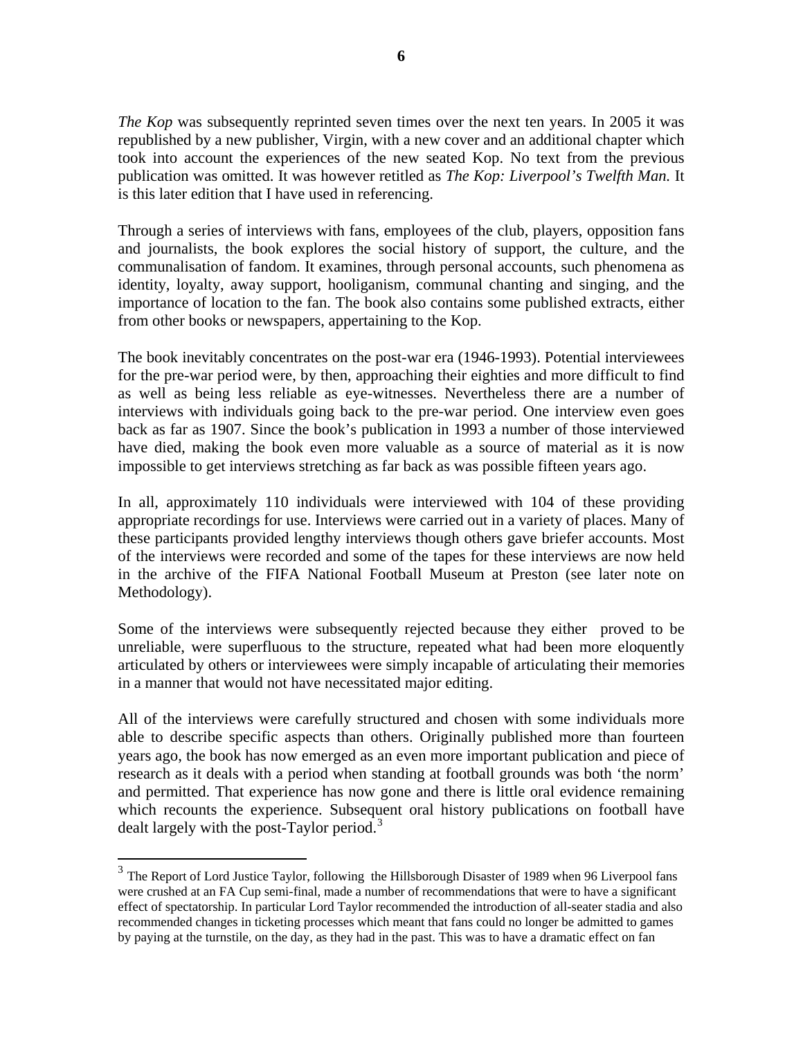*The Kop* was subsequently reprinted seven times over the next ten years. In 2005 it was republished by a new publisher, Virgin, with a new cover and an additional chapter which took into account the experiences of the new seated Kop. No text from the previous publication was omitted. It was however retitled as *The Kop: Liverpool's Twelfth Man.* It is this later edition that I have used in referencing.

Through a series of interviews with fans, employees of the club, players, opposition fans and journalists, the book explores the social history of support, the culture, and the communalisation of fandom. It examines, through personal accounts, such phenomena as identity, loyalty, away support, hooliganism, communal chanting and singing, and the importance of location to the fan. The book also contains some published extracts, either from other books or newspapers, appertaining to the Kop.

The book inevitably concentrates on the post-war era (1946-1993). Potential interviewees for the pre-war period were, by then, approaching their eighties and more difficult to find as well as being less reliable as eye-witnesses. Nevertheless there are a number of interviews with individuals going back to the pre-war period. One interview even goes back as far as 1907. Since the book's publication in 1993 a number of those interviewed have died, making the book even more valuable as a source of material as it is now impossible to get interviews stretching as far back as was possible fifteen years ago.

In all, approximately 110 individuals were interviewed with 104 of these providing appropriate recordings for use. Interviews were carried out in a variety of places. Many of these participants provided lengthy interviews though others gave briefer accounts. Most of the interviews were recorded and some of the tapes for these interviews are now held in the archive of the FIFA National Football Museum at Preston (see later note on Methodology).

Some of the interviews were subsequently rejected because they either proved to be unreliable, were superfluous to the structure, repeated what had been more eloquently articulated by others or interviewees were simply incapable of articulating their memories in a manner that would not have necessitated major editing.

All of the interviews were carefully structured and chosen with some individuals more able to describe specific aspects than others. Originally published more than fourteen years ago, the book has now emerged as an even more important publication and piece of research as it deals with a period when standing at football grounds was both 'the norm' and permitted. That experience has now gone and there is little oral evidence remaining which recounts the experience. Subsequent oral history publications on football have dealt largely with the post-Taylor period.[3]

---

[3] The Report of Lord Justice Taylor, following the Hillsborough Disaster of 1989 when 96 Liverpool fans were crushed at an FA Cup semi-final, made a number of recommendations that were to have a significant effect of spectatorship. In particular Lord Taylor recommended the introduction of all-seater stadia and also recommended changes in ticketing processes which meant that fans could no longer be admitted to games by paying at the turnstile, on the day, as they had in the past. This was to have a dramatic effect on fan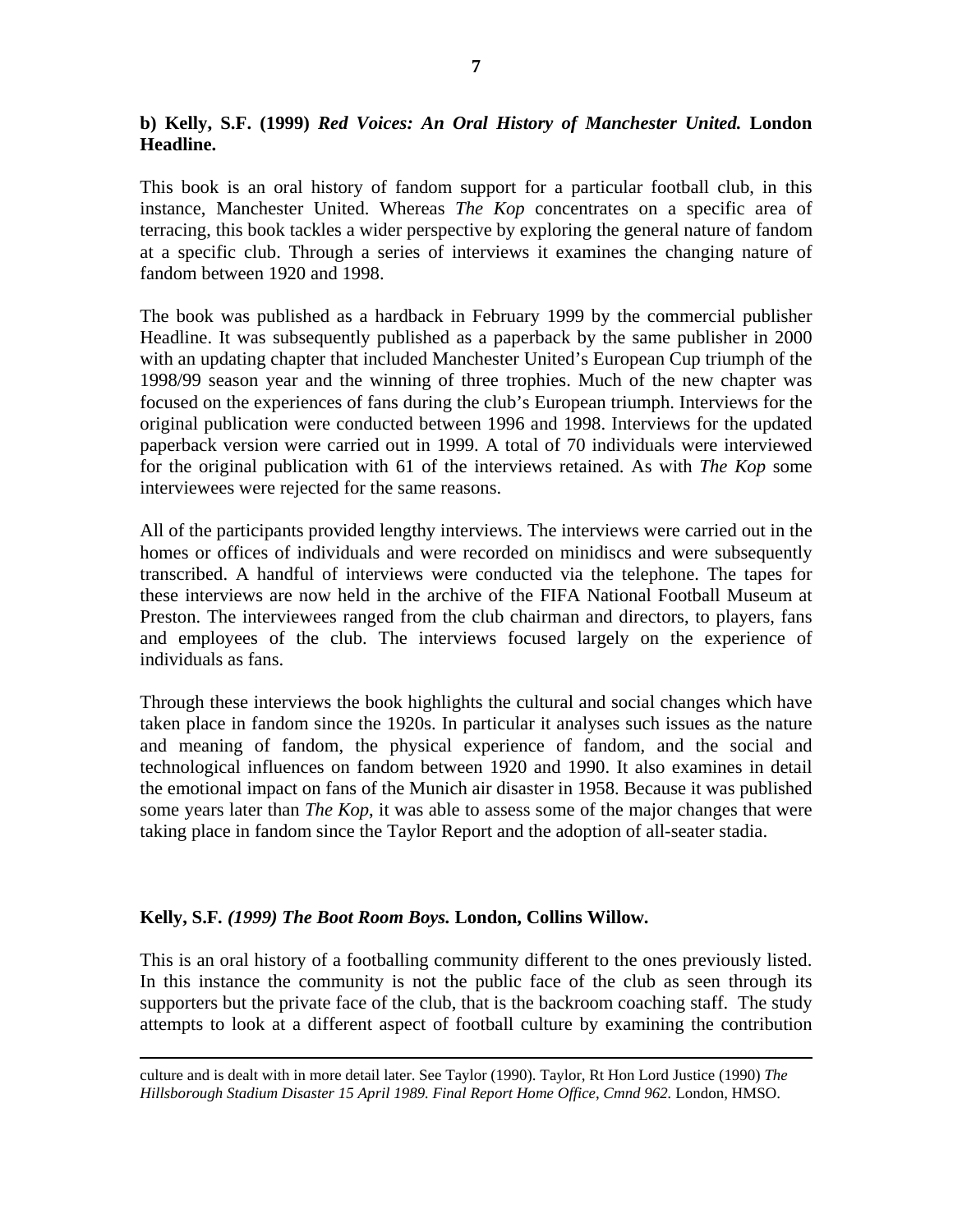**b) Kelly, S.F. (1999)** ***Red Voices: An Oral History of Manchester United.*** **London Headline.**

This book is an oral history of fandom support for a particular football club, in this instance, Manchester United. Whereas *The Kop* concentrates on a specific area of terracing, this book tackles a wider perspective by exploring the general nature of fandom at a specific club. Through a series of interviews it examines the changing nature of fandom between 1920 and 1998.

The book was published as a hardback in February 1999 by the commercial publisher Headline. It was subsequently published as a paperback by the same publisher in 2000 with an updating chapter that included Manchester United's European Cup triumph of the 1998/99 season year and the winning of three trophies. Much of the new chapter was focused on the experiences of fans during the club's European triumph. Interviews for the original publication were conducted between 1996 and 1998. Interviews for the updated paperback version were carried out in 1999. A total of 70 individuals were interviewed for the original publication with 61 of the interviews retained. As with *The Kop* some interviewees were rejected for the same reasons.

All of the participants provided lengthy interviews. The interviews were carried out in the homes or offices of individuals and were recorded on minidiscs and were subsequently transcribed. A handful of interviews were conducted via the telephone. The tapes for these interviews are now held in the archive of the FIFA National Football Museum at Preston. The interviewees ranged from the club chairman and directors, to players, fans and employees of the club. The interviews focused largely on the experience of individuals as fans.

Through these interviews the book highlights the cultural and social changes which have taken place in fandom since the 1920s. In particular it analyses such issues as the nature and meaning of fandom, the physical experience of fandom, and the social and technological influences on fandom between 1920 and 1990. It also examines in detail the emotional impact on fans of the Munich air disaster in 1958. Because it was published some years later than *The Kop*, it was able to assess some of the major changes that were taking place in fandom since the Taylor Report and the adoption of all-seater stadia.

**Kelly, S.F.** ***(1999) The Boot Room Boys.*** **London, Collins Willow.**

This is an oral history of a footballing community different to the ones previously listed. In this instance the community is not the public face of the club as seen through its supporters but the private face of the club, that is the backroom coaching staff. The study attempts to look at a different aspect of football culture by examining the contribution

---

culture and is dealt with in more detail later. See Taylor (1990). Taylor, Rt Hon Lord Justice (1990) *The Hillsborough Stadium Disaster 15 April 1989. Final Report Home Office, Cmnd 962.* London, HMSO.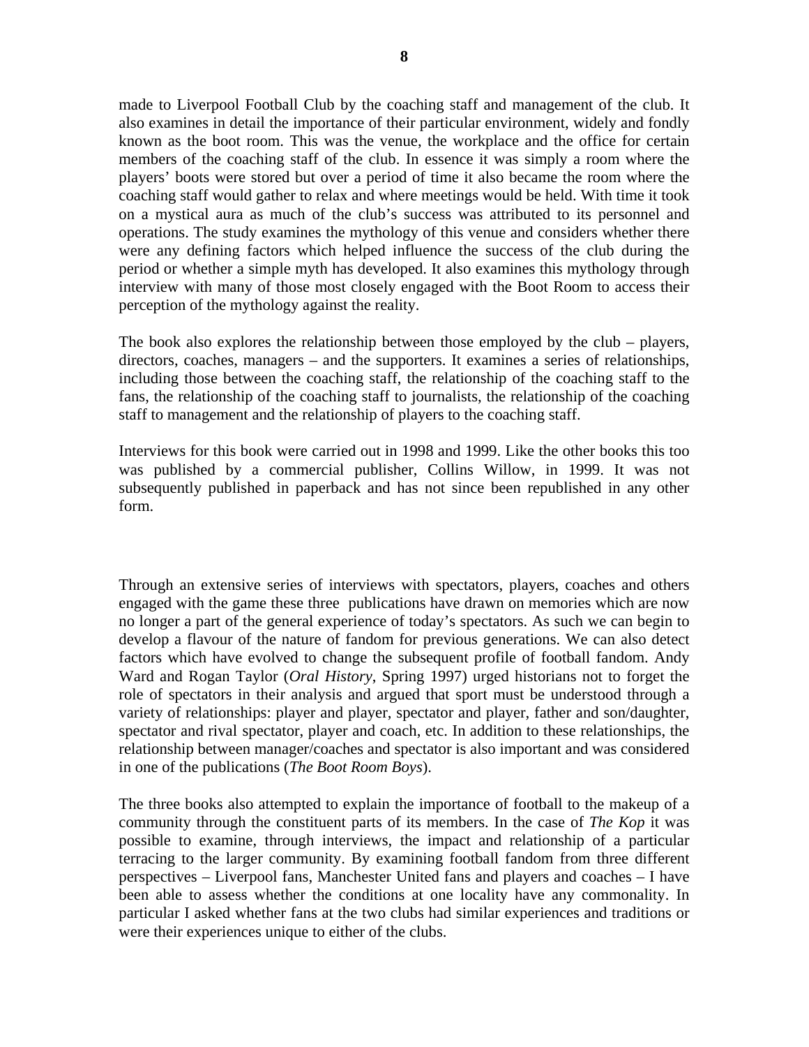made to Liverpool Football Club by the coaching staff and management of the club. It also examines in detail the importance of their particular environment, widely and fondly known as the boot room. This was the venue, the workplace and the office for certain members of the coaching staff of the club. In essence it was simply a room where the players' boots were stored but over a period of time it also became the room where the coaching staff would gather to relax and where meetings would be held. With time it took on a mystical aura as much of the club's success was attributed to its personnel and operations. The study examines the mythology of this venue and considers whether there were any defining factors which helped influence the success of the club during the period or whether a simple myth has developed. It also examines this mythology through interview with many of those most closely engaged with the Boot Room to access their perception of the mythology against the reality.

The book also explores the relationship between those employed by the club – players, directors, coaches, managers – and the supporters. It examines a series of relationships, including those between the coaching staff, the relationship of the coaching staff to the fans, the relationship of the coaching staff to journalists, the relationship of the coaching staff to management and the relationship of players to the coaching staff.

Interviews for this book were carried out in 1998 and 1999. Like the other books this too was published by a commercial publisher, Collins Willow, in 1999. It was not subsequently published in paperback and has not since been republished in any other form.

Through an extensive series of interviews with spectators, players, coaches and others engaged with the game these three publications have drawn on memories which are now no longer a part of the general experience of today's spectators. As such we can begin to develop a flavour of the nature of fandom for previous generations. We can also detect factors which have evolved to change the subsequent profile of football fandom. Andy Ward and Rogan Taylor (*Oral History*, Spring 1997) urged historians not to forget the role of spectators in their analysis and argued that sport must be understood through a variety of relationships: player and player, spectator and player, father and son/daughter, spectator and rival spectator, player and coach, etc. In addition to these relationships, the relationship between manager/coaches and spectator is also important and was considered in one of the publications (*The Boot Room Boys*).

The three books also attempted to explain the importance of football to the makeup of a community through the constituent parts of its members. In the case of *The Kop* it was possible to examine, through interviews, the impact and relationship of a particular terracing to the larger community. By examining football fandom from three different perspectives – Liverpool fans, Manchester United fans and players and coaches – I have been able to assess whether the conditions at one locality have any commonality. In particular I asked whether fans at the two clubs had similar experiences and traditions or were their experiences unique to either of the clubs.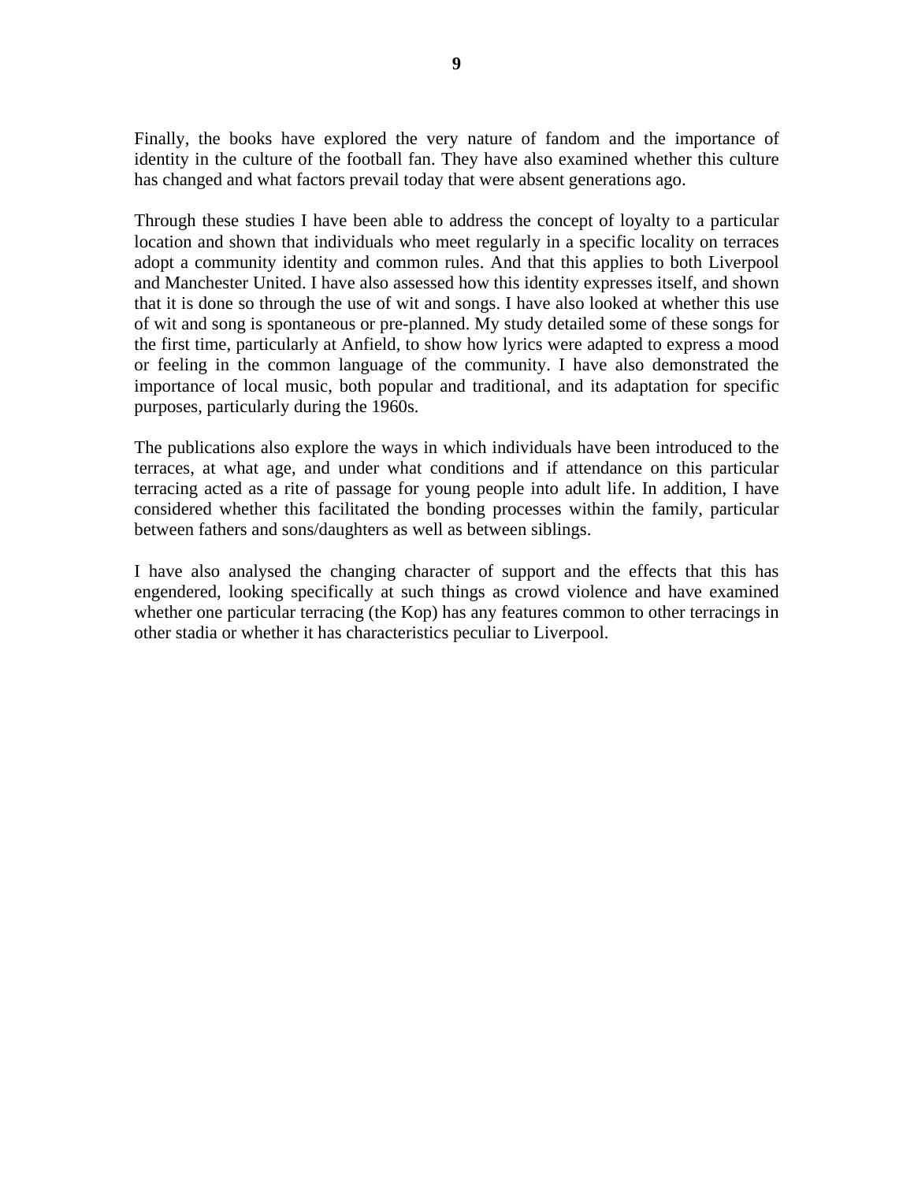Finally, the books have explored the very nature of fandom and the importance of identity in the culture of the football fan. They have also examined whether this culture has changed and what factors prevail today that were absent generations ago.

Through these studies I have been able to address the concept of loyalty to a particular location and shown that individuals who meet regularly in a specific locality on terraces adopt a community identity and common rules. And that this applies to both Liverpool and Manchester United. I have also assessed how this identity expresses itself, and shown that it is done so through the use of wit and songs. I have also looked at whether this use of wit and song is spontaneous or pre-planned. My study detailed some of these songs for the first time, particularly at Anfield, to show how lyrics were adapted to express a mood or feeling in the common language of the community. I have also demonstrated the importance of local music, both popular and traditional, and its adaptation for specific purposes, particularly during the 1960s.

The publications also explore the ways in which individuals have been introduced to the terraces, at what age, and under what conditions and if attendance on this particular terracing acted as a rite of passage for young people into adult life. In addition, I have considered whether this facilitated the bonding processes within the family, particular between fathers and sons/daughters as well as between siblings.

I have also analysed the changing character of support and the effects that this has engendered, looking specifically at such things as crowd violence and have examined whether one particular terracing (the Kop) has any features common to other terracings in other stadia or whether it has characteristics peculiar to Liverpool.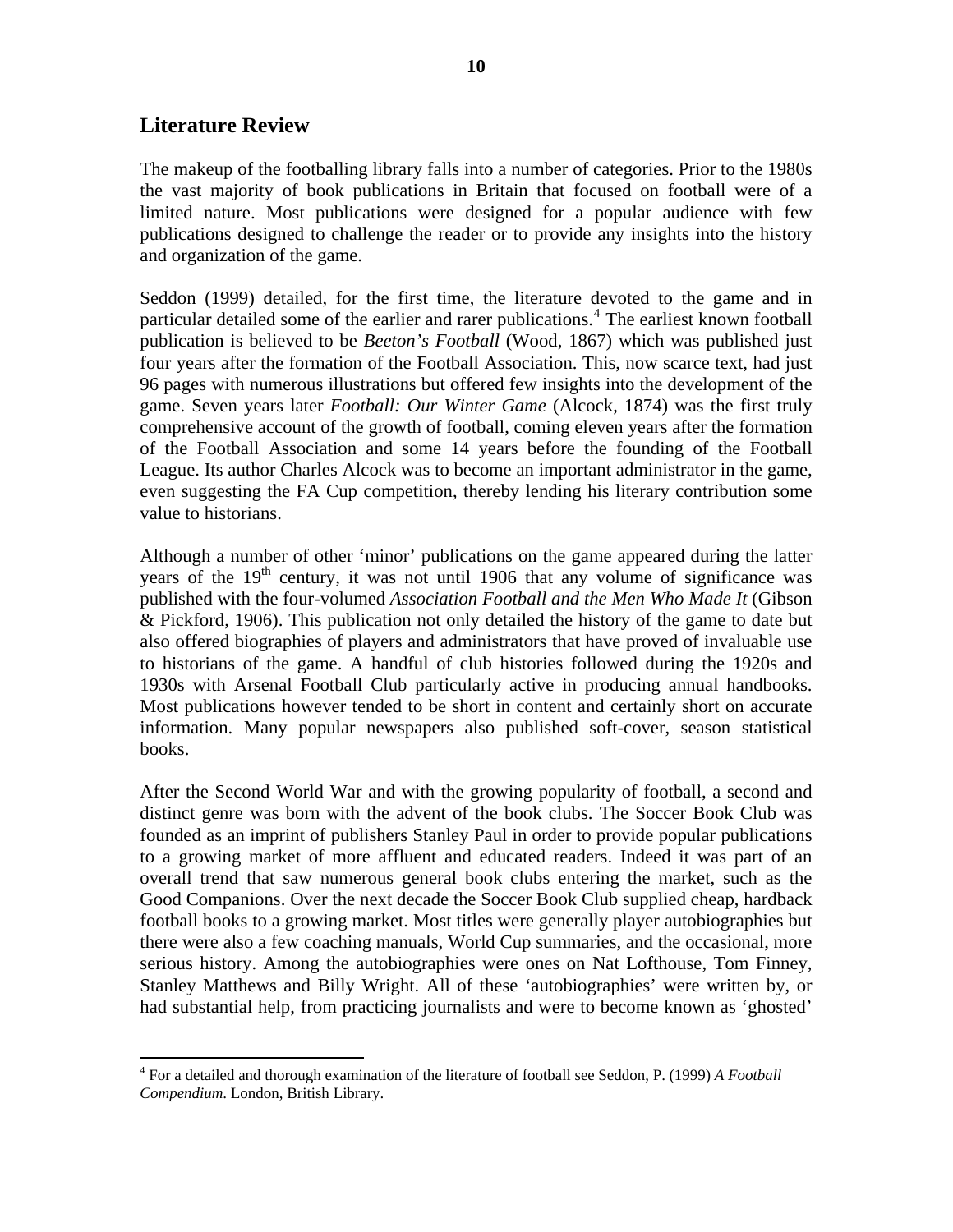## Literature Review

The makeup of the footballing library falls into a number of categories. Prior to the 1980s the vast majority of book publications in Britain that focused on football were of a limited nature. Most publications were designed for a popular audience with few publications designed to challenge the reader or to provide any insights into the history and organization of the game.

Seddon (1999) detailed, for the first time, the literature devoted to the game and in particular detailed some of the earlier and rarer publications.[4] The earliest known football publication is believed to be *Beeton's Football* (Wood, 1867) which was published just four years after the formation of the Football Association. This, now scarce text, had just 96 pages with numerous illustrations but offered few insights into the development of the game. Seven years later *Football: Our Winter Game* (Alcock, 1874) was the first truly comprehensive account of the growth of football, coming eleven years after the formation of the Football Association and some 14 years before the founding of the Football League. Its author Charles Alcock was to become an important administrator in the game, even suggesting the FA Cup competition, thereby lending his literary contribution some value to historians.

Although a number of other 'minor' publications on the game appeared during the latter years of the 19th century, it was not until 1906 that any volume of significance was published with the four-volumed *Association Football and the Men Who Made It* (Gibson & Pickford, 1906). This publication not only detailed the history of the game to date but also offered biographies of players and administrators that have proved of invaluable use to historians of the game. A handful of club histories followed during the 1920s and 1930s with Arsenal Football Club particularly active in producing annual handbooks. Most publications however tended to be short in content and certainly short on accurate information. Many popular newspapers also published soft-cover, season statistical books.

After the Second World War and with the growing popularity of football, a second and distinct genre was born with the advent of the book clubs. The Soccer Book Club was founded as an imprint of publishers Stanley Paul in order to provide popular publications to a growing market of more affluent and educated readers. Indeed it was part of an overall trend that saw numerous general book clubs entering the market, such as the Good Companions. Over the next decade the Soccer Book Club supplied cheap, hardback football books to a growing market. Most titles were generally player autobiographies but there were also a few coaching manuals, World Cup summaries, and the occasional, more serious history. Among the autobiographies were ones on Nat Lofthouse, Tom Finney, Stanley Matthews and Billy Wright. All of these 'autobiographies' were written by, or had substantial help, from practicing journalists and were to become known as 'ghosted'

[4] For a detailed and thorough examination of the literature of football see Seddon, P. (1999) *A Football Compendium*. London, British Library.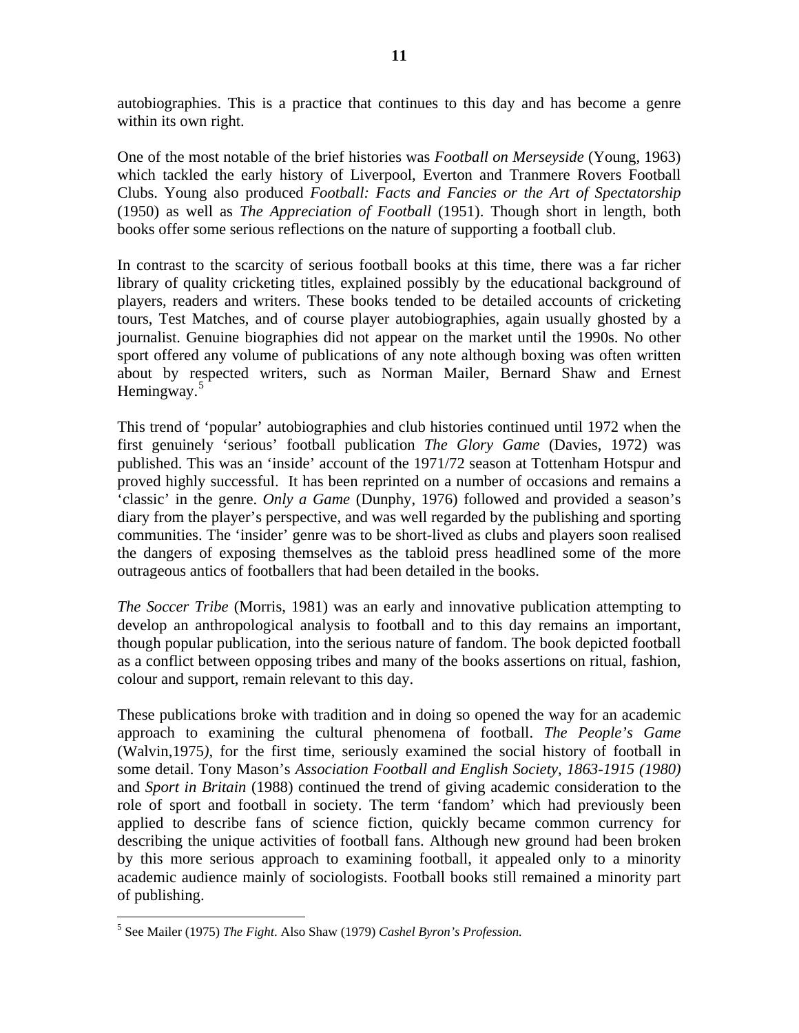autobiographies. This is a practice that continues to this day and has become a genre within its own right.

One of the most notable of the brief histories was *Football on Merseyside* (Young, 1963) which tackled the early history of Liverpool, Everton and Tranmere Rovers Football Clubs. Young also produced *Football: Facts and Fancies or the Art of Spectatorship* (1950) as well as *The Appreciation of Football* (1951). Though short in length, both books offer some serious reflections on the nature of supporting a football club.

In contrast to the scarcity of serious football books at this time, there was a far richer library of quality cricketing titles, explained possibly by the educational background of players, readers and writers. These books tended to be detailed accounts of cricketing tours, Test Matches, and of course player autobiographies, again usually ghosted by a journalist. Genuine biographies did not appear on the market until the 1990s. No other sport offered any volume of publications of any note although boxing was often written about by respected writers, such as Norman Mailer, Bernard Shaw and Ernest Hemingway.[5]

This trend of 'popular' autobiographies and club histories continued until 1972 when the first genuinely 'serious' football publication *The Glory Game* (Davies, 1972) was published. This was an 'inside' account of the 1971/72 season at Tottenham Hotspur and proved highly successful. It has been reprinted on a number of occasions and remains a 'classic' in the genre. *Only a Game* (Dunphy, 1976) followed and provided a season's diary from the player's perspective, and was well regarded by the publishing and sporting communities. The 'insider' genre was to be short-lived as clubs and players soon realised the dangers of exposing themselves as the tabloid press headlined some of the more outrageous antics of footballers that had been detailed in the books.

*The Soccer Tribe* (Morris, 1981) was an early and innovative publication attempting to develop an anthropological analysis to football and to this day remains an important, though popular publication, into the serious nature of fandom. The book depicted football as a conflict between opposing tribes and many of the books assertions on ritual, fashion, colour and support, remain relevant to this day.

These publications broke with tradition and in doing so opened the way for an academic approach to examining the cultural phenomena of football. *The People's Game* (Walvin,1975), for the first time, seriously examined the social history of football in some detail. Tony Mason's *Association Football and English Society, 1863-1915 (1980)* and *Sport in Britain* (1988) continued the trend of giving academic consideration to the role of sport and football in society. The term 'fandom' which had previously been applied to describe fans of science fiction, quickly became common currency for describing the unique activities of football fans. Although new ground had been broken by this more serious approach to examining football, it appealed only to a minority academic audience mainly of sociologists. Football books still remained a minority part of publishing.

---

[5] See Mailer (1975) *The Fight*. Also Shaw (1979) *Cashel Byron's Profession.*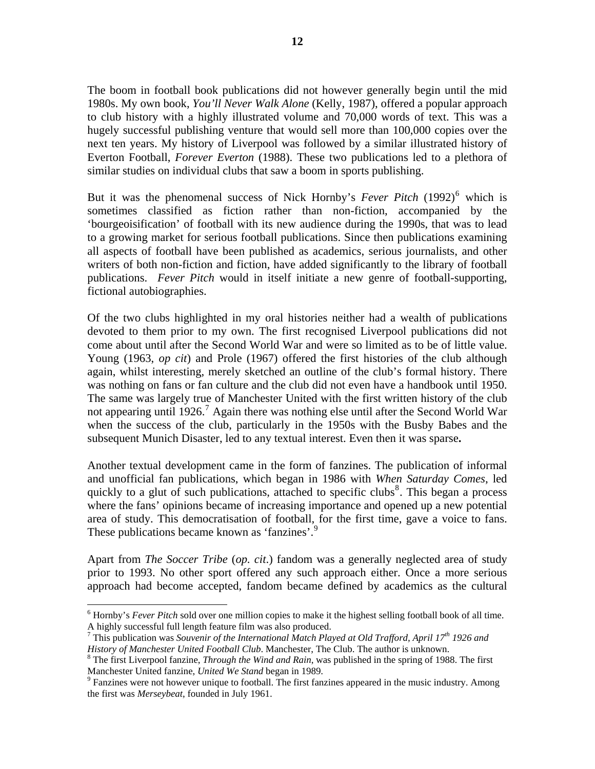The boom in football book publications did not however generally begin until the mid 1980s. My own book, *You'll Never Walk Alone* (Kelly, 1987), offered a popular approach to club history with a highly illustrated volume and 70,000 words of text. This was a hugely successful publishing venture that would sell more than 100,000 copies over the next ten years. My history of Liverpool was followed by a similar illustrated history of Everton Football, *Forever Everton* (1988). These two publications led to a plethora of similar studies on individual clubs that saw a boom in sports publishing.

But it was the phenomenal success of Nick Hornby's *Fever Pitch* (1992)[6] which is sometimes classified as fiction rather than non-fiction, accompanied by the 'bourgeoisification' of football with its new audience during the 1990s, that was to lead to a growing market for serious football publications. Since then publications examining all aspects of football have been published as academics, serious journalists, and other writers of both non-fiction and fiction, have added significantly to the library of football publications. *Fever Pitch* would in itself initiate a new genre of football-supporting, fictional autobiographies.

Of the two clubs highlighted in my oral histories neither had a wealth of publications devoted to them prior to my own. The first recognised Liverpool publications did not come about until after the Second World War and were so limited as to be of little value. Young (1963, *op cit*) and Prole (1967) offered the first histories of the club although again, whilst interesting, merely sketched an outline of the club's formal history. There was nothing on fans or fan culture and the club did not even have a handbook until 1950. The same was largely true of Manchester United with the first written history of the club not appearing until 1926.[7] Again there was nothing else until after the Second World War when the success of the club, particularly in the 1950s with the Busby Babes and the subsequent Munich Disaster, led to any textual interest. Even then it was sparse**.**

Another textual development came in the form of fanzines. The publication of informal and unofficial fan publications, which began in 1986 with *When Saturday Comes*, led quickly to a glut of such publications, attached to specific clubs[8]. This began a process where the fans' opinions became of increasing importance and opened up a new potential area of study. This democratisation of football, for the first time, gave a voice to fans. These publications became known as 'fanzines'.[9]

Apart from *The Soccer Tribe* (*op. cit.*) fandom was a generally neglected area of study prior to 1993. No other sport offered any such approach either. Once a more serious approach had become accepted, fandom became defined by academics as the cultural

---

[6] Hornby's *Fever Pitch* sold over one million copies to make it the highest selling football book of all time. A highly successful full length feature film was also produced.

[7] This publication was *Souvenir of the International Match Played at Old Trafford, April 17th 1926 and History of Manchester United Football Club*. Manchester, The Club. The author is unknown.

[8] The first Liverpool fanzine, *Through the Wind and Rain*, was published in the spring of 1988. The first Manchester United fanzine, *United We Stand* began in 1989.

[9] Fanzines were not however unique to football. The first fanzines appeared in the music industry. Among the first was *Merseybeat*, founded in July 1961.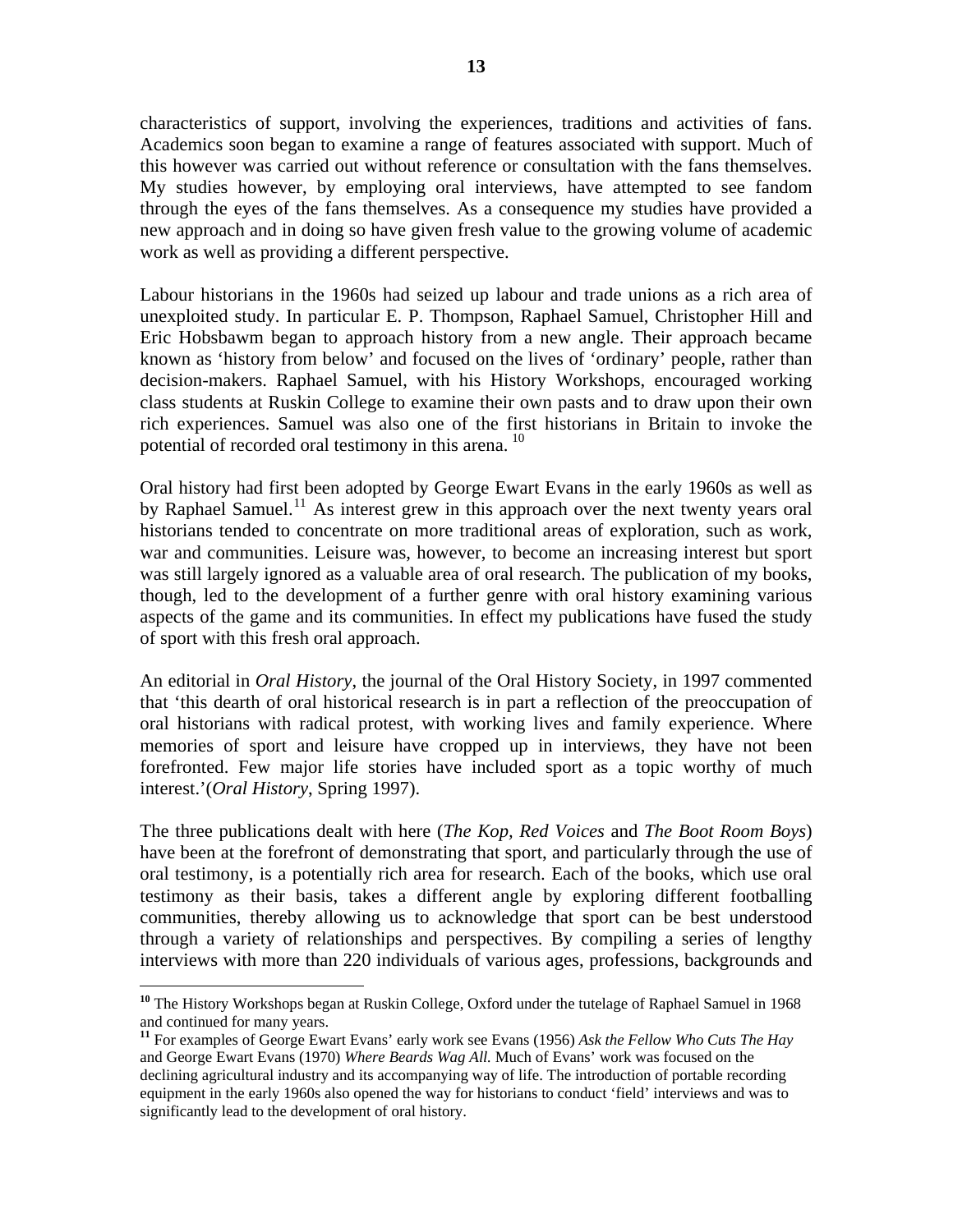characteristics of support, involving the experiences, traditions and activities of fans. Academics soon began to examine a range of features associated with support. Much of this however was carried out without reference or consultation with the fans themselves. My studies however, by employing oral interviews, have attempted to see fandom through the eyes of the fans themselves. As a consequence my studies have provided a new approach and in doing so have given fresh value to the growing volume of academic work as well as providing a different perspective.

Labour historians in the 1960s had seized up labour and trade unions as a rich area of unexploited study. In particular E. P. Thompson, Raphael Samuel, Christopher Hill and Eric Hobsbawm began to approach history from a new angle. Their approach became known as 'history from below' and focused on the lives of 'ordinary' people, rather than decision-makers. Raphael Samuel, with his History Workshops, encouraged working class students at Ruskin College to examine their own pasts and to draw upon their own rich experiences. Samuel was also one of the first historians in Britain to invoke the potential of recorded oral testimony in this arena. [10]

Oral history had first been adopted by George Ewart Evans in the early 1960s as well as by Raphael Samuel.[11] As interest grew in this approach over the next twenty years oral historians tended to concentrate on more traditional areas of exploration, such as work, war and communities. Leisure was, however, to become an increasing interest but sport was still largely ignored as a valuable area of oral research. The publication of my books, though, led to the development of a further genre with oral history examining various aspects of the game and its communities. In effect my publications have fused the study of sport with this fresh oral approach.

An editorial in *Oral History*, the journal of the Oral History Society, in 1997 commented that 'this dearth of oral historical research is in part a reflection of the preoccupation of oral historians with radical protest, with working lives and family experience. Where memories of sport and leisure have cropped up in interviews, they have not been forefronted. Few major life stories have included sport as a topic worthy of much interest.'(*Oral History*, Spring 1997).

The three publications dealt with here (*The Kop, Red Voices* and *The Boot Room Boys*) have been at the forefront of demonstrating that sport, and particularly through the use of oral testimony, is a potentially rich area for research. Each of the books, which use oral testimony as their basis, takes a different angle by exploring different footballing communities, thereby allowing us to acknowledge that sport can be best understood through a variety of relationships and perspectives. By compiling a series of lengthy interviews with more than 220 individuals of various ages, professions, backgrounds and

---

[10] The History Workshops began at Ruskin College, Oxford under the tutelage of Raphael Samuel in 1968 and continued for many years.

[11] For examples of George Ewart Evans' early work see Evans (1956) *Ask the Fellow Who Cuts The Hay* and George Ewart Evans (1970) *Where Beards Wag All.* Much of Evans' work was focused on the declining agricultural industry and its accompanying way of life. The introduction of portable recording equipment in the early 1960s also opened the way for historians to conduct 'field' interviews and was to significantly lead to the development of oral history.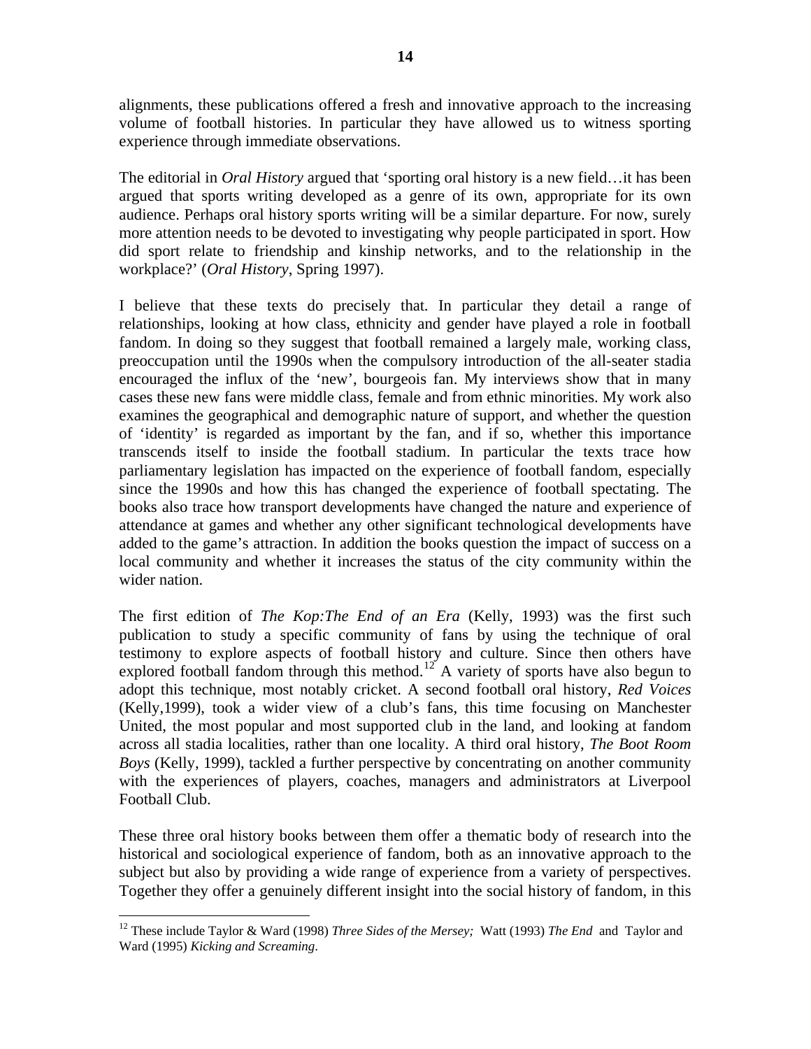alignments, these publications offered a fresh and innovative approach to the increasing volume of football histories. In particular they have allowed us to witness sporting experience through immediate observations.

The editorial in *Oral History* argued that 'sporting oral history is a new field…it has been argued that sports writing developed as a genre of its own, appropriate for its own audience. Perhaps oral history sports writing will be a similar departure. For now, surely more attention needs to be devoted to investigating why people participated in sport. How did sport relate to friendship and kinship networks, and to the relationship in the workplace?' (*Oral History*, Spring 1997).

I believe that these texts do precisely that. In particular they detail a range of relationships, looking at how class, ethnicity and gender have played a role in football fandom. In doing so they suggest that football remained a largely male, working class, preoccupation until the 1990s when the compulsory introduction of the all-seater stadia encouraged the influx of the 'new', bourgeois fan. My interviews show that in many cases these new fans were middle class, female and from ethnic minorities. My work also examines the geographical and demographic nature of support, and whether the question of 'identity' is regarded as important by the fan, and if so, whether this importance transcends itself to inside the football stadium. In particular the texts trace how parliamentary legislation has impacted on the experience of football fandom, especially since the 1990s and how this has changed the experience of football spectating. The books also trace how transport developments have changed the nature and experience of attendance at games and whether any other significant technological developments have added to the game's attraction. In addition the books question the impact of success on a local community and whether it increases the status of the city community within the wider nation.

The first edition of *The Kop:The End of an Era* (Kelly, 1993) was the first such publication to study a specific community of fans by using the technique of oral testimony to explore aspects of football history and culture. Since then others have explored football fandom through this method.[12] A variety of sports have also begun to adopt this technique, most notably cricket. A second football oral history, *Red Voices* (Kelly,1999), took a wider view of a club's fans, this time focusing on Manchester United, the most popular and most supported club in the land, and looking at fandom across all stadia localities, rather than one locality. A third oral history, *The Boot Room Boys* (Kelly, 1999), tackled a further perspective by concentrating on another community with the experiences of players, coaches, managers and administrators at Liverpool Football Club.

These three oral history books between them offer a thematic body of research into the historical and sociological experience of fandom, both as an innovative approach to the subject but also by providing a wide range of experience from a variety of perspectives. Together they offer a genuinely different insight into the social history of fandom, in this

[12] These include Taylor & Ward (1998) *Three Sides of the Mersey;* Watt (1993) *The End* and Taylor and Ward (1995) *Kicking and Screaming*.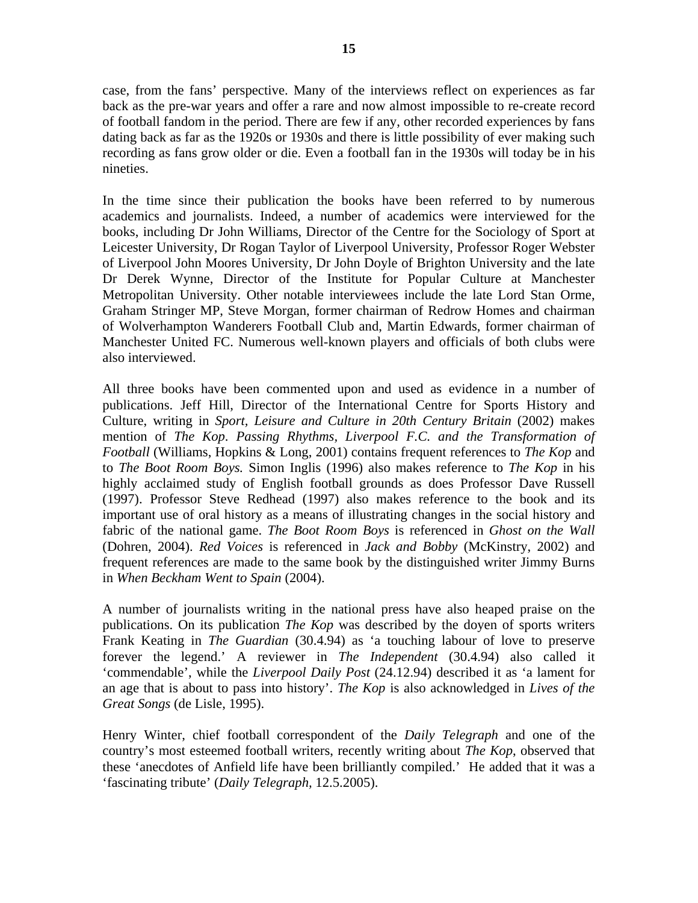case, from the fans' perspective. Many of the interviews reflect on experiences as far back as the pre-war years and offer a rare and now almost impossible to re-create record of football fandom in the period. There are few if any, other recorded experiences by fans dating back as far as the 1920s or 1930s and there is little possibility of ever making such recording as fans grow older or die. Even a football fan in the 1930s will today be in his nineties.

In the time since their publication the books have been referred to by numerous academics and journalists. Indeed, a number of academics were interviewed for the books, including Dr John Williams, Director of the Centre for the Sociology of Sport at Leicester University, Dr Rogan Taylor of Liverpool University, Professor Roger Webster of Liverpool John Moores University, Dr John Doyle of Brighton University and the late Dr Derek Wynne, Director of the Institute for Popular Culture at Manchester Metropolitan University. Other notable interviewees include the late Lord Stan Orme, Graham Stringer MP, Steve Morgan, former chairman of Redrow Homes and chairman of Wolverhampton Wanderers Football Club and, Martin Edwards, former chairman of Manchester United FC. Numerous well-known players and officials of both clubs were also interviewed.

All three books have been commented upon and used as evidence in a number of publications. Jeff Hill, Director of the International Centre for Sports History and Culture, writing in *Sport, Leisure and Culture in 20th Century Britain* (2002) makes mention of *The Kop*. *Passing Rhythms, Liverpool F.C. and the Transformation of Football* (Williams, Hopkins & Long, 2001) contains frequent references to *The Kop* and to *The Boot Room Boys.* Simon Inglis (1996) also makes reference to *The Kop* in his highly acclaimed study of English football grounds as does Professor Dave Russell (1997). Professor Steve Redhead (1997) also makes reference to the book and its important use of oral history as a means of illustrating changes in the social history and fabric of the national game. *The Boot Room Boys* is referenced in *Ghost on the Wall* (Dohren, 2004). *Red Voices* is referenced in *Jack and Bobby* (McKinstry, 2002) and frequent references are made to the same book by the distinguished writer Jimmy Burns in *When Beckham Went to Spain* (2004).

A number of journalists writing in the national press have also heaped praise on the publications. On its publication *The Kop* was described by the doyen of sports writers Frank Keating in *The Guardian* (30.4.94) as 'a touching labour of love to preserve forever the legend.' A reviewer in *The Independent* (30.4.94) also called it 'commendable', while the *Liverpool Daily Post* (24.12.94) described it as 'a lament for an age that is about to pass into history'. *The Kop* is also acknowledged in *Lives of the Great Songs* (de Lisle, 1995).

Henry Winter, chief football correspondent of the *Daily Telegraph* and one of the country's most esteemed football writers, recently writing about *The Kop*, observed that these 'anecdotes of Anfield life have been brilliantly compiled.' He added that it was a 'fascinating tribute' (*Daily Telegraph*, 12.5.2005).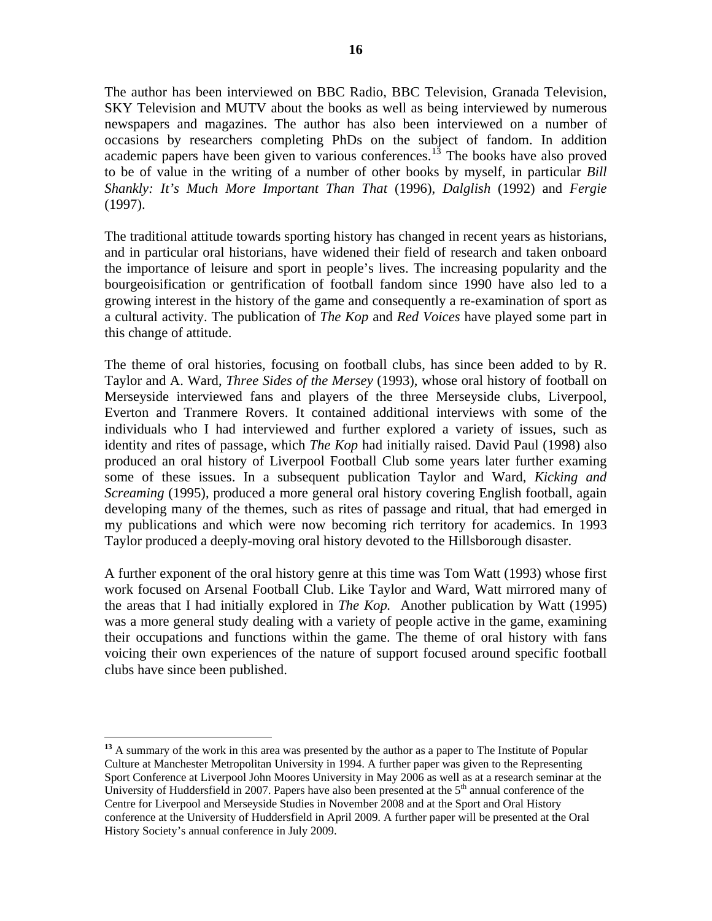The author has been interviewed on BBC Radio, BBC Television, Granada Television, SKY Television and MUTV about the books as well as being interviewed by numerous newspapers and magazines. The author has also been interviewed on a number of occasions by researchers completing PhDs on the subject of fandom. In addition academic papers have been given to various conferences.[13] The books have also proved to be of value in the writing of a number of other books by myself, in particular *Bill Shankly: It's Much More Important Than That* (1996), *Dalglish* (1992) and *Fergie* (1997).

The traditional attitude towards sporting history has changed in recent years as historians, and in particular oral historians, have widened their field of research and taken onboard the importance of leisure and sport in people's lives. The increasing popularity and the bourgeoisification or gentrification of football fandom since 1990 have also led to a growing interest in the history of the game and consequently a re-examination of sport as a cultural activity. The publication of *The Kop* and *Red Voices* have played some part in this change of attitude.

The theme of oral histories, focusing on football clubs, has since been added to by R. Taylor and A. Ward, *Three Sides of the Mersey* (1993), whose oral history of football on Merseyside interviewed fans and players of the three Merseyside clubs, Liverpool, Everton and Tranmere Rovers. It contained additional interviews with some of the individuals who I had interviewed and further explored a variety of issues, such as identity and rites of passage, which *The Kop* had initially raised. David Paul (1998) also produced an oral history of Liverpool Football Club some years later further examing some of these issues. In a subsequent publication Taylor and Ward, *Kicking and Screaming* (1995), produced a more general oral history covering English football, again developing many of the themes, such as rites of passage and ritual, that had emerged in my publications and which were now becoming rich territory for academics. In 1993 Taylor produced a deeply-moving oral history devoted to the Hillsborough disaster.

A further exponent of the oral history genre at this time was Tom Watt (1993) whose first work focused on Arsenal Football Club. Like Taylor and Ward, Watt mirrored many of the areas that I had initially explored in *The Kop.* Another publication by Watt (1995) was a more general study dealing with a variety of people active in the game, examining their occupations and functions within the game. The theme of oral history with fans voicing their own experiences of the nature of support focused around specific football clubs have since been published.

---

[13] A summary of the work in this area was presented by the author as a paper to The Institute of Popular Culture at Manchester Metropolitan University in 1994. A further paper was given to the Representing Sport Conference at Liverpool John Moores University in May 2006 as well as at a research seminar at the University of Huddersfield in 2007. Papers have also been presented at the 5th annual conference of the Centre for Liverpool and Merseyside Studies in November 2008 and at the Sport and Oral History conference at the University of Huddersfield in April 2009. A further paper will be presented at the Oral History Society's annual conference in July 2009.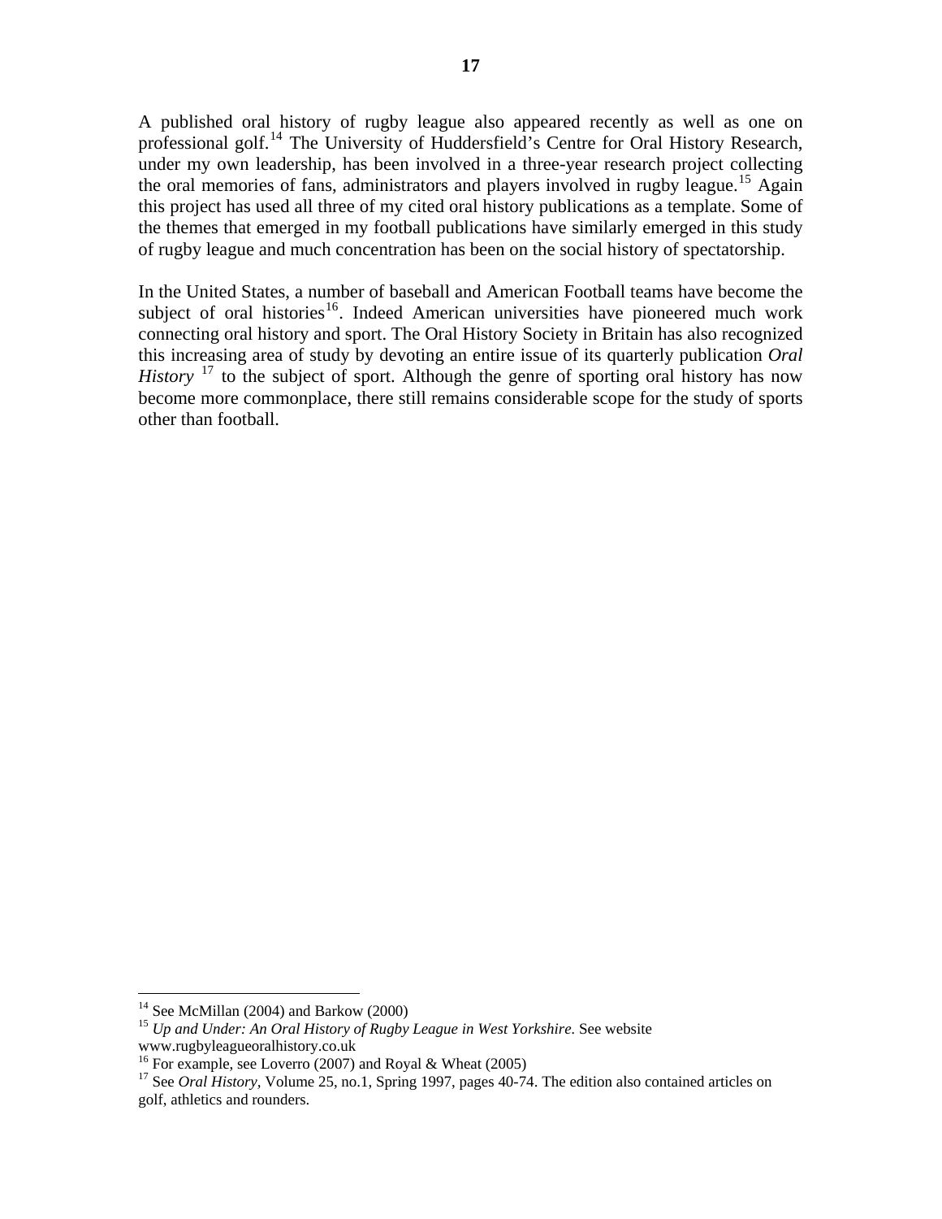A published oral history of rugby league also appeared recently as well as one on professional golf.[14] The University of Huddersfield's Centre for Oral History Research, under my own leadership, has been involved in a three-year research project collecting the oral memories of fans, administrators and players involved in rugby league.[15] Again this project has used all three of my cited oral history publications as a template. Some of the themes that emerged in my football publications have similarly emerged in this study of rugby league and much concentration has been on the social history of spectatorship.

In the United States, a number of baseball and American Football teams have become the subject of oral histories[16]. Indeed American universities have pioneered much work connecting oral history and sport. The Oral History Society in Britain has also recognized this increasing area of study by devoting an entire issue of its quarterly publication *Oral History* [17] to the subject of sport. Although the genre of sporting oral history has now become more commonplace, there still remains considerable scope for the study of sports other than football.

---

[14] See McMillan (2004) and Barkow (2000)

[15] *Up and Under: An Oral History of Rugby League in West Yorkshire.* See website www.rugbyleagueoralhistory.co.uk

[16] For example, see Loverro (2007) and Royal & Wheat (2005)

[17] See *Oral History*, Volume 25, no.1, Spring 1997, pages 40-74. The edition also contained articles on golf, athletics and rounders.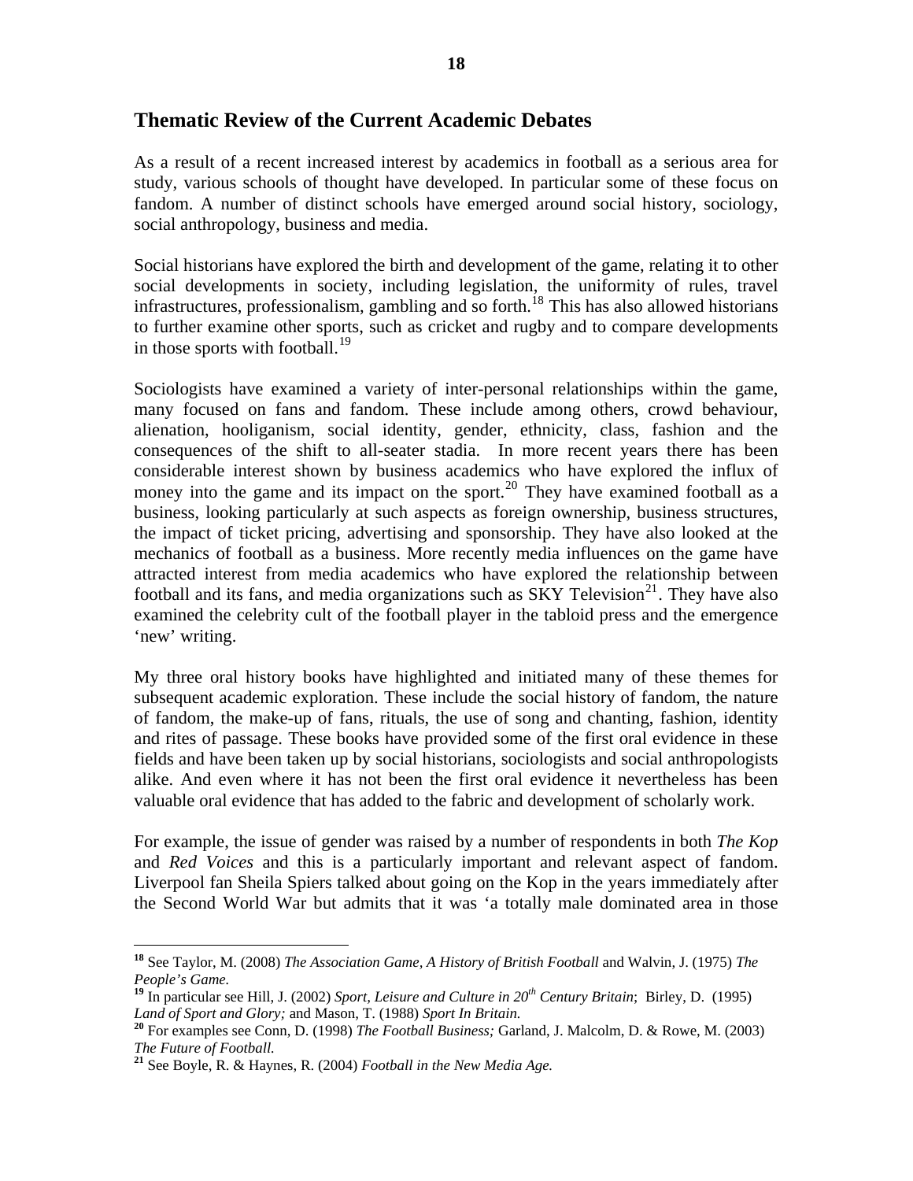## Thematic Review of the Current Academic Debates

As a result of a recent increased interest by academics in football as a serious area for study, various schools of thought have developed. In particular some of these focus on fandom. A number of distinct schools have emerged around social history, sociology, social anthropology, business and media.

Social historians have explored the birth and development of the game, relating it to other social developments in society, including legislation, the uniformity of rules, travel infrastructures, professionalism, gambling and so forth.[18] This has also allowed historians to further examine other sports, such as cricket and rugby and to compare developments in those sports with football.[19]

Sociologists have examined a variety of inter-personal relationships within the game, many focused on fans and fandom. These include among others, crowd behaviour, alienation, hooliganism, social identity, gender, ethnicity, class, fashion and the consequences of the shift to all-seater stadia. In more recent years there has been considerable interest shown by business academics who have explored the influx of money into the game and its impact on the sport.[20] They have examined football as a business, looking particularly at such aspects as foreign ownership, business structures, the impact of ticket pricing, advertising and sponsorship. They have also looked at the mechanics of football as a business. More recently media influences on the game have attracted interest from media academics who have explored the relationship between football and its fans, and media organizations such as SKY Television[21]. They have also examined the celebrity cult of the football player in the tabloid press and the emergence 'new' writing.

My three oral history books have highlighted and initiated many of these themes for subsequent academic exploration. These include the social history of fandom, the nature of fandom, the make-up of fans, rituals, the use of song and chanting, fashion, identity and rites of passage. These books have provided some of the first oral evidence in these fields and have been taken up by social historians, sociologists and social anthropologists alike. And even where it has not been the first oral evidence it nevertheless has been valuable oral evidence that has added to the fabric and development of scholarly work.

For example, the issue of gender was raised by a number of respondents in both *The Kop* and *Red Voices* and this is a particularly important and relevant aspect of fandom. Liverpool fan Sheila Spiers talked about going on the Kop in the years immediately after the Second World War but admits that it was 'a totally male dominated area in those

---

**18** See Taylor, M. (2008) *The Association Game, A History of British Football* and Walvin, J. (1975) *The People's Game.*

**19** In particular see Hill, J. (2002) *Sport, Leisure and Culture in 20th Century Britain*; Birley, D. (1995) *Land of Sport and Glory;* and Mason, T. (1988) *Sport In Britain.*

**20** For examples see Conn, D. (1998) *The Football Business;* Garland, J. Malcolm, D. & Rowe, M. (2003) *The Future of Football.*

**21** See Boyle, R. & Haynes, R. (2004) *Football in the New Media Age.*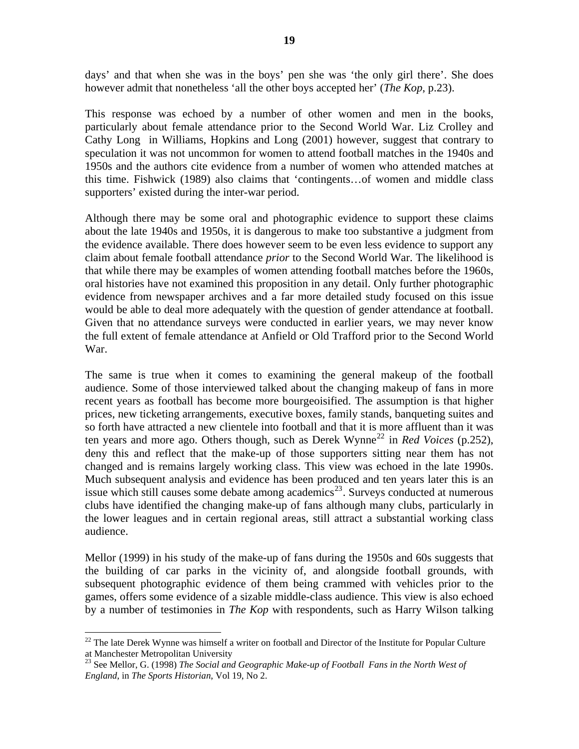days' and that when she was in the boys' pen she was 'the only girl there'. She does however admit that nonetheless 'all the other boys accepted her' (*The Kop*, p.23).

This response was echoed by a number of other women and men in the books, particularly about female attendance prior to the Second World War. Liz Crolley and Cathy Long in Williams, Hopkins and Long (2001) however, suggest that contrary to speculation it was not uncommon for women to attend football matches in the 1940s and 1950s and the authors cite evidence from a number of women who attended matches at this time. Fishwick (1989) also claims that 'contingents…of women and middle class supporters' existed during the inter-war period.

Although there may be some oral and photographic evidence to support these claims about the late 1940s and 1950s, it is dangerous to make too substantive a judgment from the evidence available. There does however seem to be even less evidence to support any claim about female football attendance *prior* to the Second World War. The likelihood is that while there may be examples of women attending football matches before the 1960s, oral histories have not examined this proposition in any detail. Only further photographic evidence from newspaper archives and a far more detailed study focused on this issue would be able to deal more adequately with the question of gender attendance at football. Given that no attendance surveys were conducted in earlier years, we may never know the full extent of female attendance at Anfield or Old Trafford prior to the Second World War.

The same is true when it comes to examining the general makeup of the football audience. Some of those interviewed talked about the changing makeup of fans in more recent years as football has become more bourgeoisified. The assumption is that higher prices, new ticketing arrangements, executive boxes, family stands, banqueting suites and so forth have attracted a new clientele into football and that it is more affluent than it was ten years and more ago. Others though, such as Derek Wynne[22] in *Red Voices* (p.252), deny this and reflect that the make-up of those supporters sitting near them has not changed and is remains largely working class. This view was echoed in the late 1990s. Much subsequent analysis and evidence has been produced and ten years later this is an issue which still causes some debate among academics[23]. Surveys conducted at numerous clubs have identified the changing make-up of fans although many clubs, particularly in the lower leagues and in certain regional areas, still attract a substantial working class audience.

Mellor (1999) in his study of the make-up of fans during the 1950s and 60s suggests that the building of car parks in the vicinity of, and alongside football grounds, with subsequent photographic evidence of them being crammed with vehicles prior to the games, offers some evidence of a sizable middle-class audience. This view is also echoed by a number of testimonies in *The Kop* with respondents, such as Harry Wilson talking

---

[22] The late Derek Wynne was himself a writer on football and Director of the Institute for Popular Culture at Manchester Metropolitan University

[23] See Mellor, G. (1998) *The Social and Geographic Make-up of Football Fans in the North West of England*, in *The Sports Historian*, Vol 19, No 2.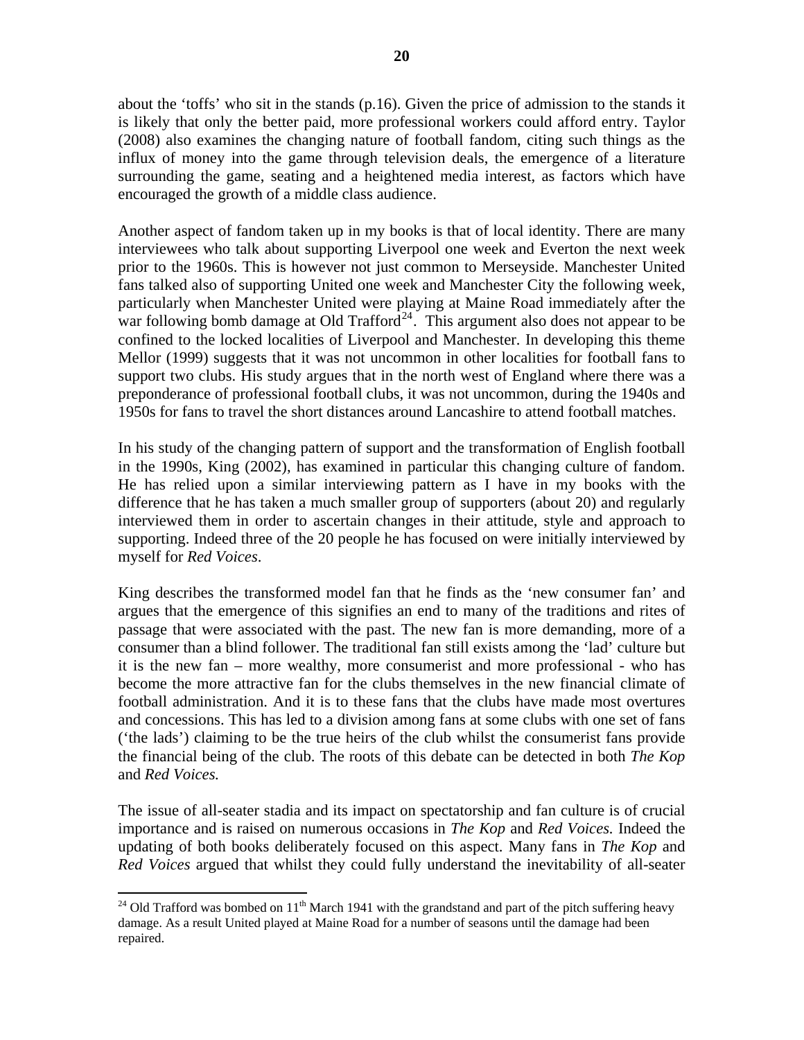about the 'toffs' who sit in the stands (p.16). Given the price of admission to the stands it is likely that only the better paid, more professional workers could afford entry. Taylor (2008) also examines the changing nature of football fandom, citing such things as the influx of money into the game through television deals, the emergence of a literature surrounding the game, seating and a heightened media interest, as factors which have encouraged the growth of a middle class audience.

Another aspect of fandom taken up in my books is that of local identity. There are many interviewees who talk about supporting Liverpool one week and Everton the next week prior to the 1960s. This is however not just common to Merseyside. Manchester United fans talked also of supporting United one week and Manchester City the following week, particularly when Manchester United were playing at Maine Road immediately after the war following bomb damage at Old Trafford[24]. This argument also does not appear to be confined to the locked localities of Liverpool and Manchester. In developing this theme Mellor (1999) suggests that it was not uncommon in other localities for football fans to support two clubs. His study argues that in the north west of England where there was a preponderance of professional football clubs, it was not uncommon, during the 1940s and 1950s for fans to travel the short distances around Lancashire to attend football matches.

In his study of the changing pattern of support and the transformation of English football in the 1990s, King (2002), has examined in particular this changing culture of fandom. He has relied upon a similar interviewing pattern as I have in my books with the difference that he has taken a much smaller group of supporters (about 20) and regularly interviewed them in order to ascertain changes in their attitude, style and approach to supporting. Indeed three of the 20 people he has focused on were initially interviewed by myself for *Red Voices*.

King describes the transformed model fan that he finds as the 'new consumer fan' and argues that the emergence of this signifies an end to many of the traditions and rites of passage that were associated with the past. The new fan is more demanding, more of a consumer than a blind follower. The traditional fan still exists among the 'lad' culture but it is the new fan – more wealthy, more consumerist and more professional - who has become the more attractive fan for the clubs themselves in the new financial climate of football administration. And it is to these fans that the clubs have made most overtures and concessions. This has led to a division among fans at some clubs with one set of fans ('the lads') claiming to be the true heirs of the club whilst the consumerist fans provide the financial being of the club. The roots of this debate can be detected in both *The Kop* and *Red Voices.*

The issue of all-seater stadia and its impact on spectatorship and fan culture is of crucial importance and is raised on numerous occasions in *The Kop* and *Red Voices.* Indeed the updating of both books deliberately focused on this aspect. Many fans in *The Kop* and *Red Voices* argued that whilst they could fully understand the inevitability of all-seater

---

[24] Old Trafford was bombed on 11th March 1941 with the grandstand and part of the pitch suffering heavy damage. As a result United played at Maine Road for a number of seasons until the damage had been repaired.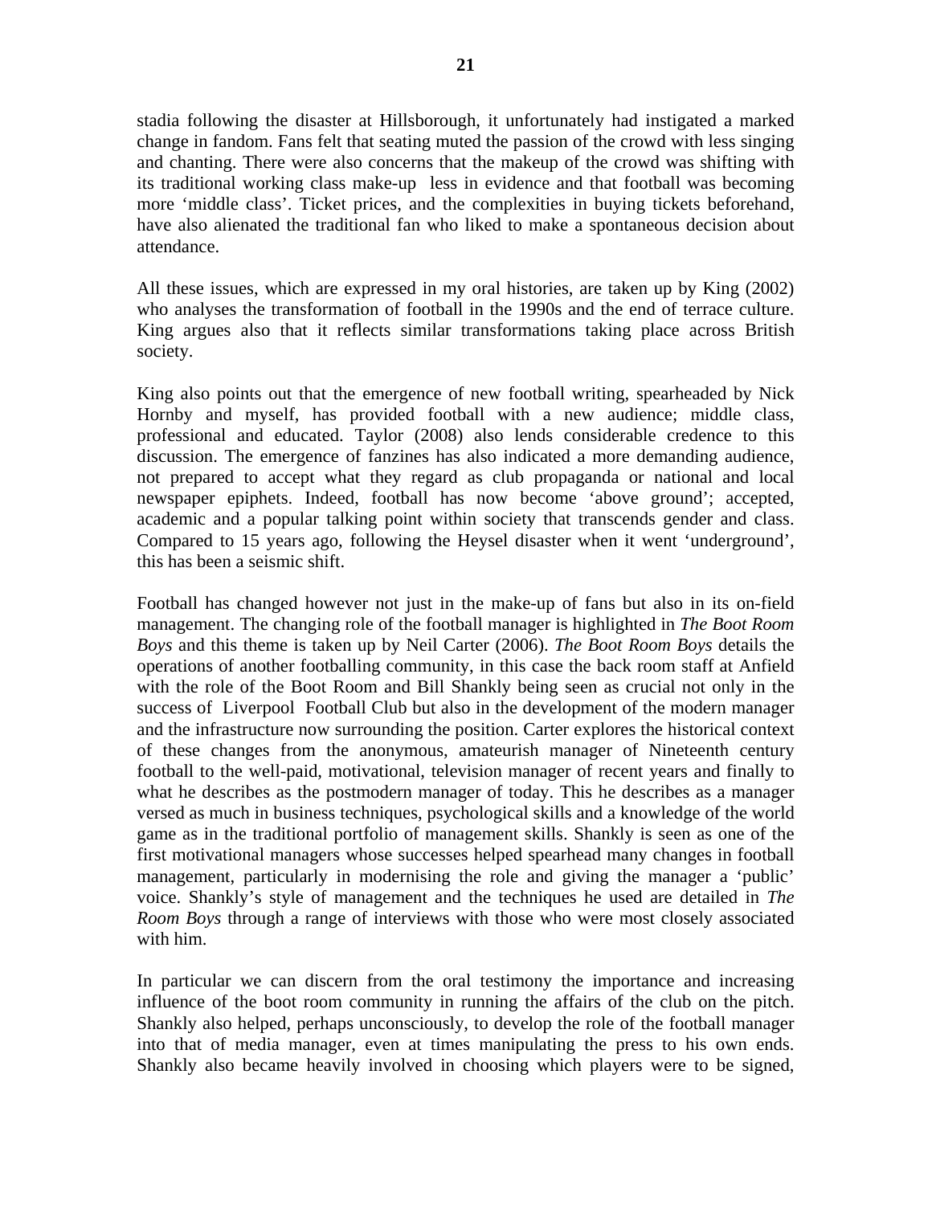stadia following the disaster at Hillsborough, it unfortunately had instigated a marked change in fandom. Fans felt that seating muted the passion of the crowd with less singing and chanting. There were also concerns that the makeup of the crowd was shifting with its traditional working class make-up less in evidence and that football was becoming more 'middle class'. Ticket prices, and the complexities in buying tickets beforehand, have also alienated the traditional fan who liked to make a spontaneous decision about attendance.

All these issues, which are expressed in my oral histories, are taken up by King (2002) who analyses the transformation of football in the 1990s and the end of terrace culture. King argues also that it reflects similar transformations taking place across British society.

King also points out that the emergence of new football writing, spearheaded by Nick Hornby and myself, has provided football with a new audience; middle class, professional and educated. Taylor (2008) also lends considerable credence to this discussion. The emergence of fanzines has also indicated a more demanding audience, not prepared to accept what they regard as club propaganda or national and local newspaper epiphets. Indeed, football has now become 'above ground'; accepted, academic and a popular talking point within society that transcends gender and class. Compared to 15 years ago, following the Heysel disaster when it went 'underground', this has been a seismic shift.

Football has changed however not just in the make-up of fans but also in its on-field management. The changing role of the football manager is highlighted in *The Boot Room Boys* and this theme is taken up by Neil Carter (2006). *The Boot Room Boys* details the operations of another footballing community, in this case the back room staff at Anfield with the role of the Boot Room and Bill Shankly being seen as crucial not only in the success of Liverpool Football Club but also in the development of the modern manager and the infrastructure now surrounding the position. Carter explores the historical context of these changes from the anonymous, amateurish manager of Nineteenth century football to the well-paid, motivational, television manager of recent years and finally to what he describes as the postmodern manager of today. This he describes as a manager versed as much in business techniques, psychological skills and a knowledge of the world game as in the traditional portfolio of management skills. Shankly is seen as one of the first motivational managers whose successes helped spearhead many changes in football management, particularly in modernising the role and giving the manager a 'public' voice. Shankly's style of management and the techniques he used are detailed in *The Room Boys* through a range of interviews with those who were most closely associated with him.

In particular we can discern from the oral testimony the importance and increasing influence of the boot room community in running the affairs of the club on the pitch. Shankly also helped, perhaps unconsciously, to develop the role of the football manager into that of media manager, even at times manipulating the press to his own ends. Shankly also became heavily involved in choosing which players were to be signed,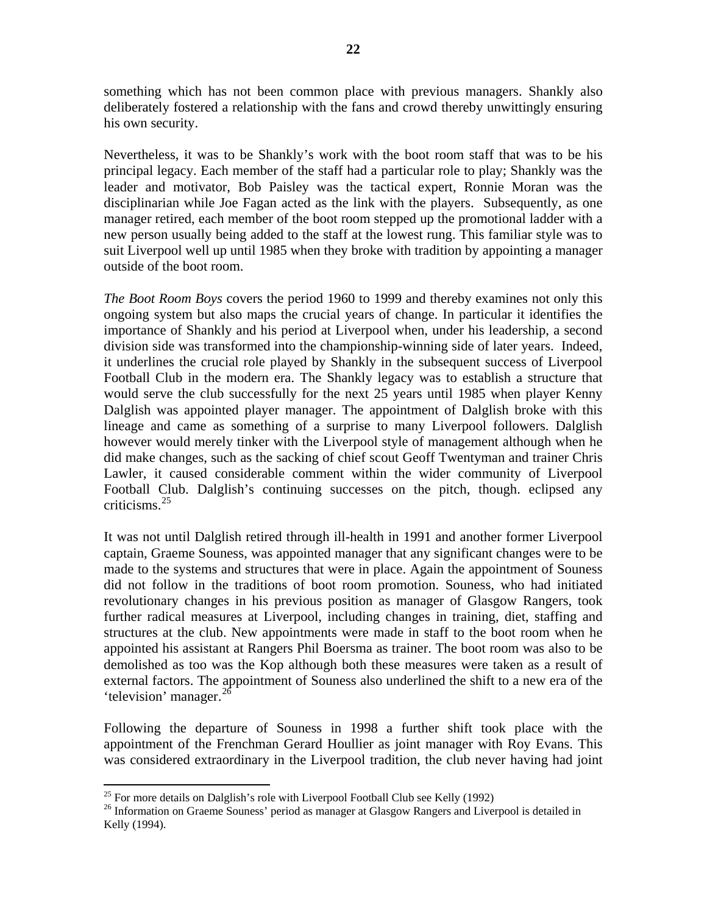something which has not been common place with previous managers. Shankly also deliberately fostered a relationship with the fans and crowd thereby unwittingly ensuring his own security.

Nevertheless, it was to be Shankly's work with the boot room staff that was to be his principal legacy. Each member of the staff had a particular role to play; Shankly was the leader and motivator, Bob Paisley was the tactical expert, Ronnie Moran was the disciplinarian while Joe Fagan acted as the link with the players. Subsequently, as one manager retired, each member of the boot room stepped up the promotional ladder with a new person usually being added to the staff at the lowest rung. This familiar style was to suit Liverpool well up until 1985 when they broke with tradition by appointing a manager outside of the boot room.

*The Boot Room Boys* covers the period 1960 to 1999 and thereby examines not only this ongoing system but also maps the crucial years of change. In particular it identifies the importance of Shankly and his period at Liverpool when, under his leadership, a second division side was transformed into the championship-winning side of later years. Indeed, it underlines the crucial role played by Shankly in the subsequent success of Liverpool Football Club in the modern era. The Shankly legacy was to establish a structure that would serve the club successfully for the next 25 years until 1985 when player Kenny Dalglish was appointed player manager. The appointment of Dalglish broke with this lineage and came as something of a surprise to many Liverpool followers. Dalglish however would merely tinker with the Liverpool style of management although when he did make changes, such as the sacking of chief scout Geoff Twentyman and trainer Chris Lawler, it caused considerable comment within the wider community of Liverpool Football Club. Dalglish's continuing successes on the pitch, though. eclipsed any criticisms.[25]

It was not until Dalglish retired through ill-health in 1991 and another former Liverpool captain, Graeme Souness, was appointed manager that any significant changes were to be made to the systems and structures that were in place. Again the appointment of Souness did not follow in the traditions of boot room promotion. Souness, who had initiated revolutionary changes in his previous position as manager of Glasgow Rangers, took further radical measures at Liverpool, including changes in training, diet, staffing and structures at the club. New appointments were made in staff to the boot room when he appointed his assistant at Rangers Phil Boersma as trainer. The boot room was also to be demolished as too was the Kop although both these measures were taken as a result of external factors. The appointment of Souness also underlined the shift to a new era of the 'television' manager.[26]

Following the departure of Souness in 1998 a further shift took place with the appointment of the Frenchman Gerard Houllier as joint manager with Roy Evans. This was considered extraordinary in the Liverpool tradition, the club never having had joint

[25] For more details on Dalglish's role with Liverpool Football Club see Kelly (1992)

[26] Information on Graeme Souness' period as manager at Glasgow Rangers and Liverpool is detailed in Kelly (1994).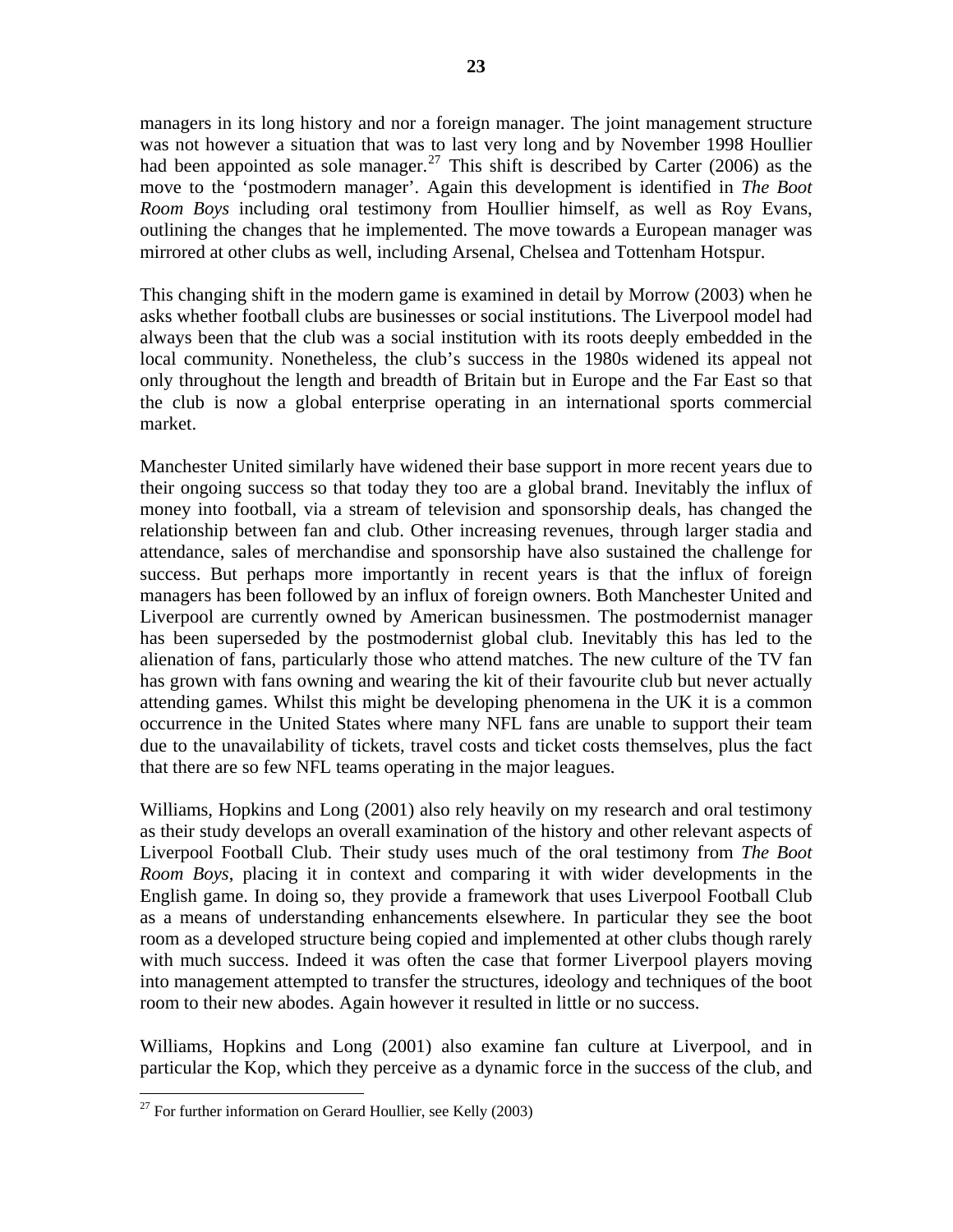managers in its long history and nor a foreign manager. The joint management structure was not however a situation that was to last very long and by November 1998 Houllier had been appointed as sole manager.[27] This shift is described by Carter (2006) as the move to the 'postmodern manager'. Again this development is identified in *The Boot Room Boys* including oral testimony from Houllier himself, as well as Roy Evans, outlining the changes that he implemented. The move towards a European manager was mirrored at other clubs as well, including Arsenal, Chelsea and Tottenham Hotspur.

This changing shift in the modern game is examined in detail by Morrow (2003) when he asks whether football clubs are businesses or social institutions. The Liverpool model had always been that the club was a social institution with its roots deeply embedded in the local community. Nonetheless, the club's success in the 1980s widened its appeal not only throughout the length and breadth of Britain but in Europe and the Far East so that the club is now a global enterprise operating in an international sports commercial market.

Manchester United similarly have widened their base support in more recent years due to their ongoing success so that today they too are a global brand. Inevitably the influx of money into football, via a stream of television and sponsorship deals, has changed the relationship between fan and club. Other increasing revenues, through larger stadia and attendance, sales of merchandise and sponsorship have also sustained the challenge for success. But perhaps more importantly in recent years is that the influx of foreign managers has been followed by an influx of foreign owners. Both Manchester United and Liverpool are currently owned by American businessmen. The postmodernist manager has been superseded by the postmodernist global club. Inevitably this has led to the alienation of fans, particularly those who attend matches. The new culture of the TV fan has grown with fans owning and wearing the kit of their favourite club but never actually attending games. Whilst this might be developing phenomena in the UK it is a common occurrence in the United States where many NFL fans are unable to support their team due to the unavailability of tickets, travel costs and ticket costs themselves, plus the fact that there are so few NFL teams operating in the major leagues.

Williams, Hopkins and Long (2001) also rely heavily on my research and oral testimony as their study develops an overall examination of the history and other relevant aspects of Liverpool Football Club. Their study uses much of the oral testimony from *The Boot Room Boys*, placing it in context and comparing it with wider developments in the English game. In doing so, they provide a framework that uses Liverpool Football Club as a means of understanding enhancements elsewhere. In particular they see the boot room as a developed structure being copied and implemented at other clubs though rarely with much success. Indeed it was often the case that former Liverpool players moving into management attempted to transfer the structures, ideology and techniques of the boot room to their new abodes. Again however it resulted in little or no success.

Williams, Hopkins and Long (2001) also examine fan culture at Liverpool, and in particular the Kop, which they perceive as a dynamic force in the success of the club, and

[27] For further information on Gerard Houllier, see Kelly (2003)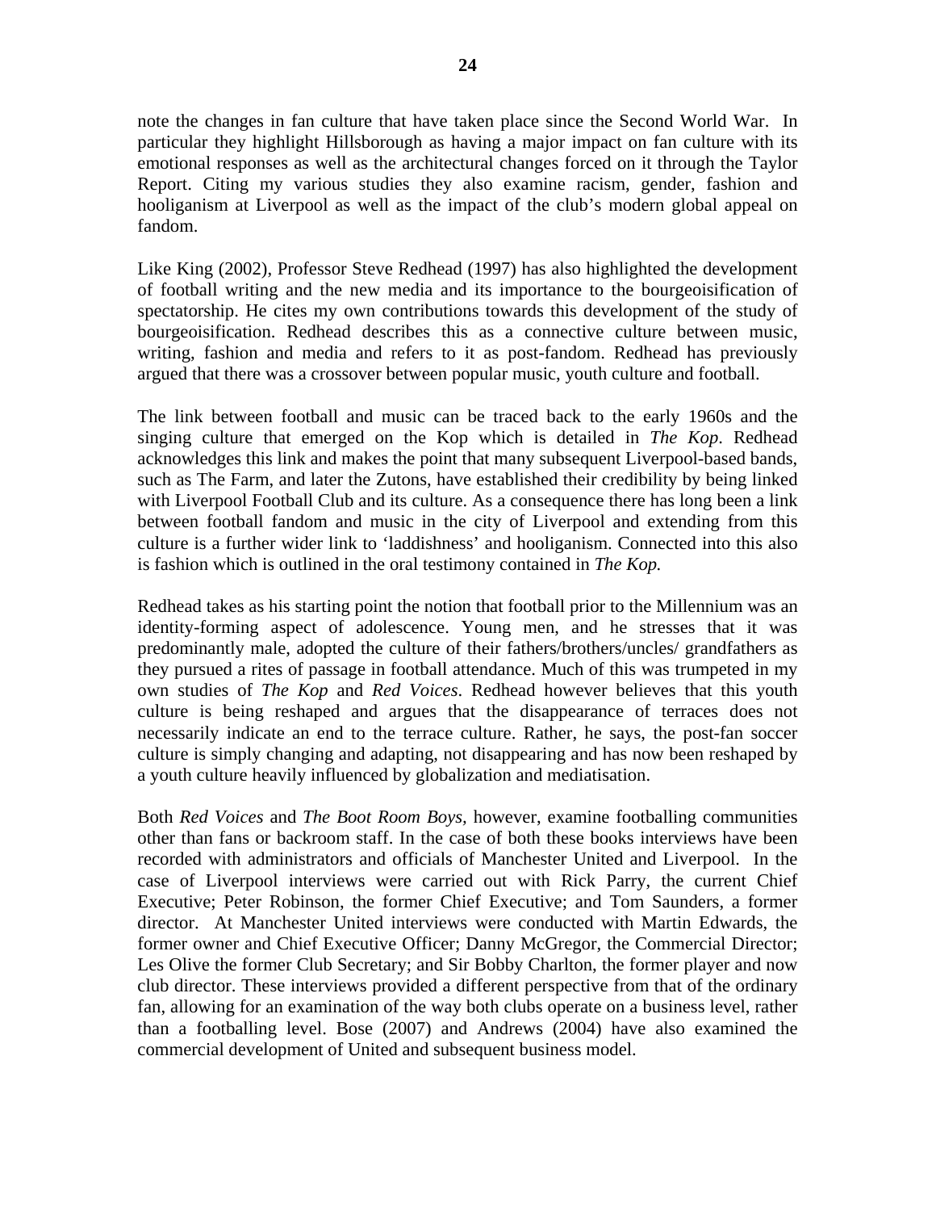note the changes in fan culture that have taken place since the Second World War. In particular they highlight Hillsborough as having a major impact on fan culture with its emotional responses as well as the architectural changes forced on it through the Taylor Report. Citing my various studies they also examine racism, gender, fashion and hooliganism at Liverpool as well as the impact of the club's modern global appeal on fandom.

Like King (2002), Professor Steve Redhead (1997) has also highlighted the development of football writing and the new media and its importance to the bourgeoisification of spectatorship. He cites my own contributions towards this development of the study of bourgeoisification. Redhead describes this as a connective culture between music, writing, fashion and media and refers to it as post-fandom. Redhead has previously argued that there was a crossover between popular music, youth culture and football.

The link between football and music can be traced back to the early 1960s and the singing culture that emerged on the Kop which is detailed in *The Kop*. Redhead acknowledges this link and makes the point that many subsequent Liverpool-based bands, such as The Farm, and later the Zutons, have established their credibility by being linked with Liverpool Football Club and its culture. As a consequence there has long been a link between football fandom and music in the city of Liverpool and extending from this culture is a further wider link to 'laddishness' and hooliganism. Connected into this also is fashion which is outlined in the oral testimony contained in *The Kop.*

Redhead takes as his starting point the notion that football prior to the Millennium was an identity-forming aspect of adolescence. Young men, and he stresses that it was predominantly male, adopted the culture of their fathers/brothers/uncles/ grandfathers as they pursued a rites of passage in football attendance. Much of this was trumpeted in my own studies of *The Kop* and *Red Voices*. Redhead however believes that this youth culture is being reshaped and argues that the disappearance of terraces does not necessarily indicate an end to the terrace culture. Rather, he says, the post-fan soccer culture is simply changing and adapting, not disappearing and has now been reshaped by a youth culture heavily influenced by globalization and mediatisation.

Both *Red Voices* and *The Boot Room Boys*, however, examine footballing communities other than fans or backroom staff. In the case of both these books interviews have been recorded with administrators and officials of Manchester United and Liverpool. In the case of Liverpool interviews were carried out with Rick Parry, the current Chief Executive; Peter Robinson, the former Chief Executive; and Tom Saunders, a former director. At Manchester United interviews were conducted with Martin Edwards, the former owner and Chief Executive Officer; Danny McGregor, the Commercial Director; Les Olive the former Club Secretary; and Sir Bobby Charlton, the former player and now club director. These interviews provided a different perspective from that of the ordinary fan, allowing for an examination of the way both clubs operate on a business level, rather than a footballing level. Bose (2007) and Andrews (2004) have also examined the commercial development of United and subsequent business model.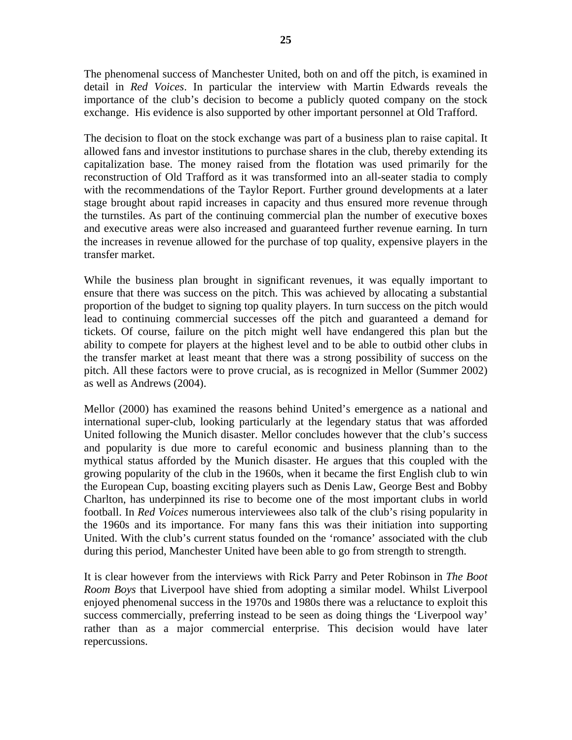The phenomenal success of Manchester United, both on and off the pitch, is examined in detail in *Red Voices*. In particular the interview with Martin Edwards reveals the importance of the club's decision to become a publicly quoted company on the stock exchange. His evidence is also supported by other important personnel at Old Trafford.

The decision to float on the stock exchange was part of a business plan to raise capital. It allowed fans and investor institutions to purchase shares in the club, thereby extending its capitalization base. The money raised from the flotation was used primarily for the reconstruction of Old Trafford as it was transformed into an all-seater stadia to comply with the recommendations of the Taylor Report. Further ground developments at a later stage brought about rapid increases in capacity and thus ensured more revenue through the turnstiles. As part of the continuing commercial plan the number of executive boxes and executive areas were also increased and guaranteed further revenue earning. In turn the increases in revenue allowed for the purchase of top quality, expensive players in the transfer market.

While the business plan brought in significant revenues, it was equally important to ensure that there was success on the pitch. This was achieved by allocating a substantial proportion of the budget to signing top quality players. In turn success on the pitch would lead to continuing commercial successes off the pitch and guaranteed a demand for tickets. Of course, failure on the pitch might well have endangered this plan but the ability to compete for players at the highest level and to be able to outbid other clubs in the transfer market at least meant that there was a strong possibility of success on the pitch. All these factors were to prove crucial, as is recognized in Mellor (Summer 2002) as well as Andrews (2004).

Mellor (2000) has examined the reasons behind United's emergence as a national and international super-club, looking particularly at the legendary status that was afforded United following the Munich disaster. Mellor concludes however that the club's success and popularity is due more to careful economic and business planning than to the mythical status afforded by the Munich disaster. He argues that this coupled with the growing popularity of the club in the 1960s, when it became the first English club to win the European Cup, boasting exciting players such as Denis Law, George Best and Bobby Charlton, has underpinned its rise to become one of the most important clubs in world football. In *Red Voices* numerous interviewees also talk of the club's rising popularity in the 1960s and its importance. For many fans this was their initiation into supporting United. With the club's current status founded on the 'romance' associated with the club during this period, Manchester United have been able to go from strength to strength.

It is clear however from the interviews with Rick Parry and Peter Robinson in *The Boot Room Boys* that Liverpool have shied from adopting a similar model. Whilst Liverpool enjoyed phenomenal success in the 1970s and 1980s there was a reluctance to exploit this success commercially, preferring instead to be seen as doing things the 'Liverpool way' rather than as a major commercial enterprise. This decision would have later repercussions.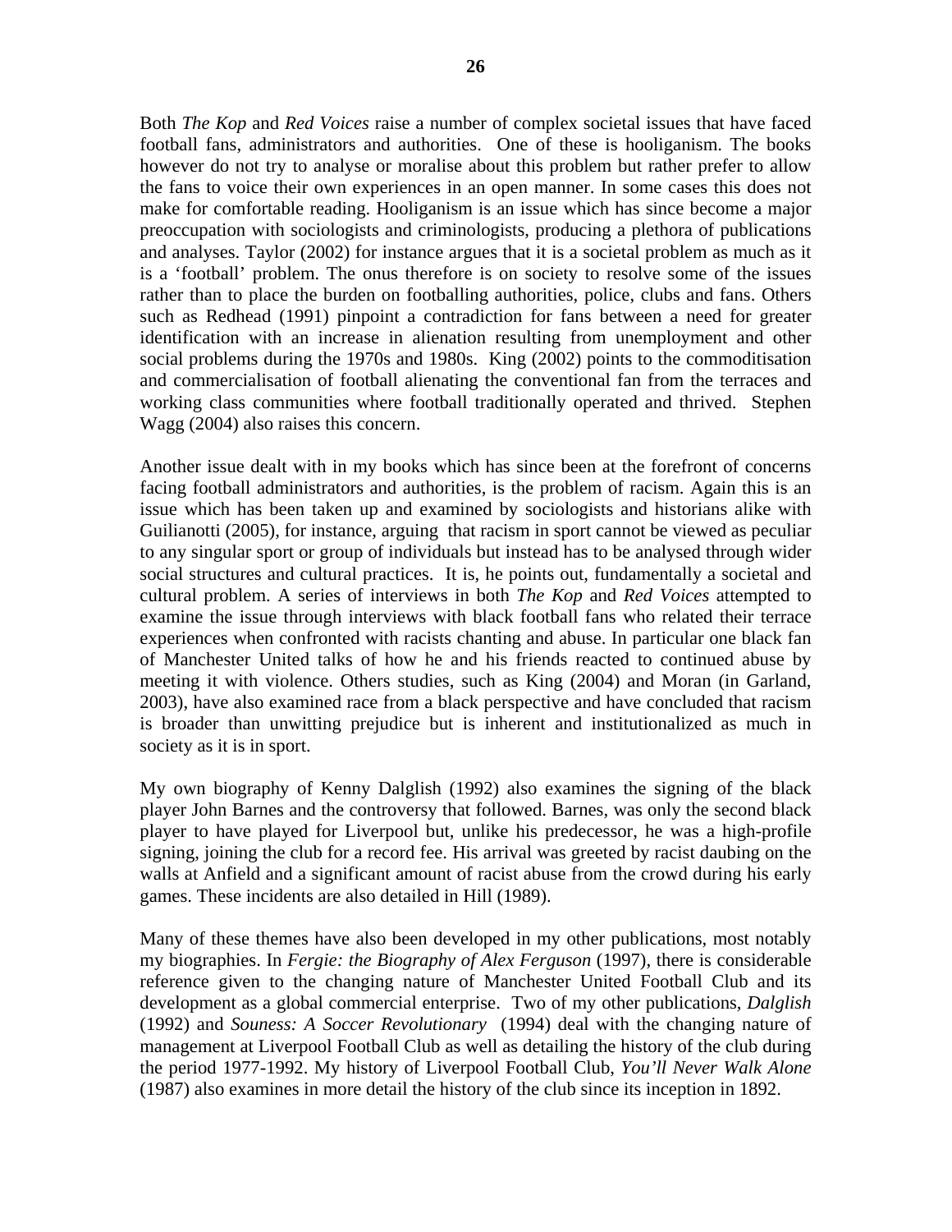Both *The Kop* and *Red Voices* raise a number of complex societal issues that have faced football fans, administrators and authorities. One of these is hooliganism. The books however do not try to analyse or moralise about this problem but rather prefer to allow the fans to voice their own experiences in an open manner. In some cases this does not make for comfortable reading. Hooliganism is an issue which has since become a major preoccupation with sociologists and criminologists, producing a plethora of publications and analyses. Taylor (2002) for instance argues that it is a societal problem as much as it is a 'football' problem. The onus therefore is on society to resolve some of the issues rather than to place the burden on footballing authorities, police, clubs and fans. Others such as Redhead (1991) pinpoint a contradiction for fans between a need for greater identification with an increase in alienation resulting from unemployment and other social problems during the 1970s and 1980s. King (2002) points to the commoditisation and commercialisation of football alienating the conventional fan from the terraces and working class communities where football traditionally operated and thrived. Stephen Wagg (2004) also raises this concern.

Another issue dealt with in my books which has since been at the forefront of concerns facing football administrators and authorities, is the problem of racism. Again this is an issue which has been taken up and examined by sociologists and historians alike with Guilianotti (2005), for instance, arguing that racism in sport cannot be viewed as peculiar to any singular sport or group of individuals but instead has to be analysed through wider social structures and cultural practices. It is, he points out, fundamentally a societal and cultural problem. A series of interviews in both *The Kop* and *Red Voices* attempted to examine the issue through interviews with black football fans who related their terrace experiences when confronted with racists chanting and abuse. In particular one black fan of Manchester United talks of how he and his friends reacted to continued abuse by meeting it with violence. Others studies, such as King (2004) and Moran (in Garland, 2003), have also examined race from a black perspective and have concluded that racism is broader than unwitting prejudice but is inherent and institutionalized as much in society as it is in sport.

My own biography of Kenny Dalglish (1992) also examines the signing of the black player John Barnes and the controversy that followed. Barnes, was only the second black player to have played for Liverpool but, unlike his predecessor, he was a high-profile signing, joining the club for a record fee. His arrival was greeted by racist daubing on the walls at Anfield and a significant amount of racist abuse from the crowd during his early games. These incidents are also detailed in Hill (1989).

Many of these themes have also been developed in my other publications, most notably my biographies. In *Fergie: the Biography of Alex Ferguson* (1997), there is considerable reference given to the changing nature of Manchester United Football Club and its development as a global commercial enterprise. Two of my other publications, *Dalglish* (1992) and *Souness: A Soccer Revolutionary* (1994) deal with the changing nature of management at Liverpool Football Club as well as detailing the history of the club during the period 1977-1992. My history of Liverpool Football Club, *You'll Never Walk Alone* (1987) also examines in more detail the history of the club since its inception in 1892.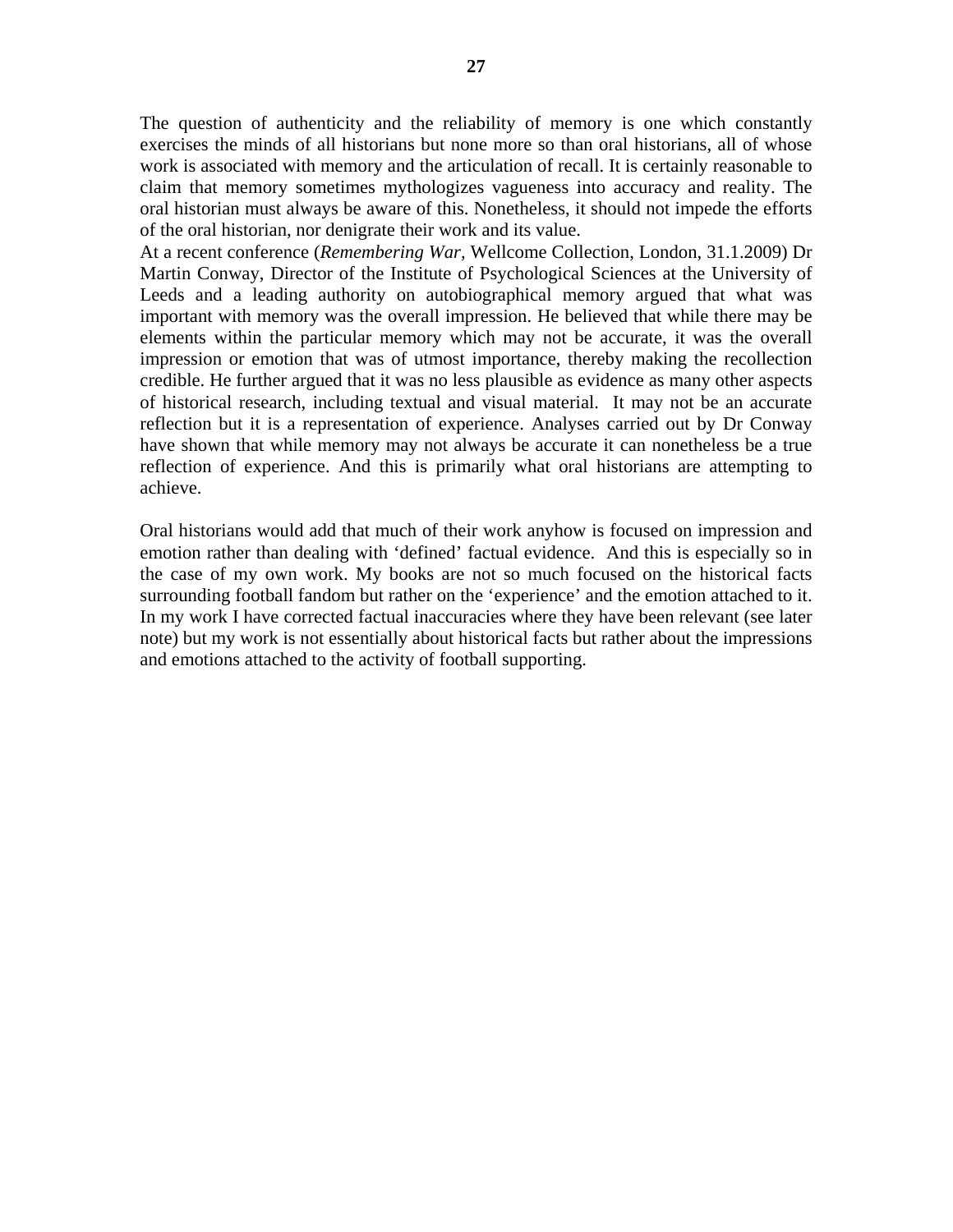The question of authenticity and the reliability of memory is one which constantly exercises the minds of all historians but none more so than oral historians, all of whose work is associated with memory and the articulation of recall. It is certainly reasonable to claim that memory sometimes mythologizes vagueness into accuracy and reality. The oral historian must always be aware of this. Nonetheless, it should not impede the efforts of the oral historian, nor denigrate their work and its value.

At a recent conference (*Remembering War*, Wellcome Collection, London, 31.1.2009) Dr Martin Conway, Director of the Institute of Psychological Sciences at the University of Leeds and a leading authority on autobiographical memory argued that what was important with memory was the overall impression. He believed that while there may be elements within the particular memory which may not be accurate, it was the overall impression or emotion that was of utmost importance, thereby making the recollection credible. He further argued that it was no less plausible as evidence as many other aspects of historical research, including textual and visual material. It may not be an accurate reflection but it is a representation of experience. Analyses carried out by Dr Conway have shown that while memory may not always be accurate it can nonetheless be a true reflection of experience. And this is primarily what oral historians are attempting to achieve.

Oral historians would add that much of their work anyhow is focused on impression and emotion rather than dealing with 'defined' factual evidence. And this is especially so in the case of my own work. My books are not so much focused on the historical facts surrounding football fandom but rather on the 'experience' and the emotion attached to it. In my work I have corrected factual inaccuracies where they have been relevant (see later note) but my work is not essentially about historical facts but rather about the impressions and emotions attached to the activity of football supporting.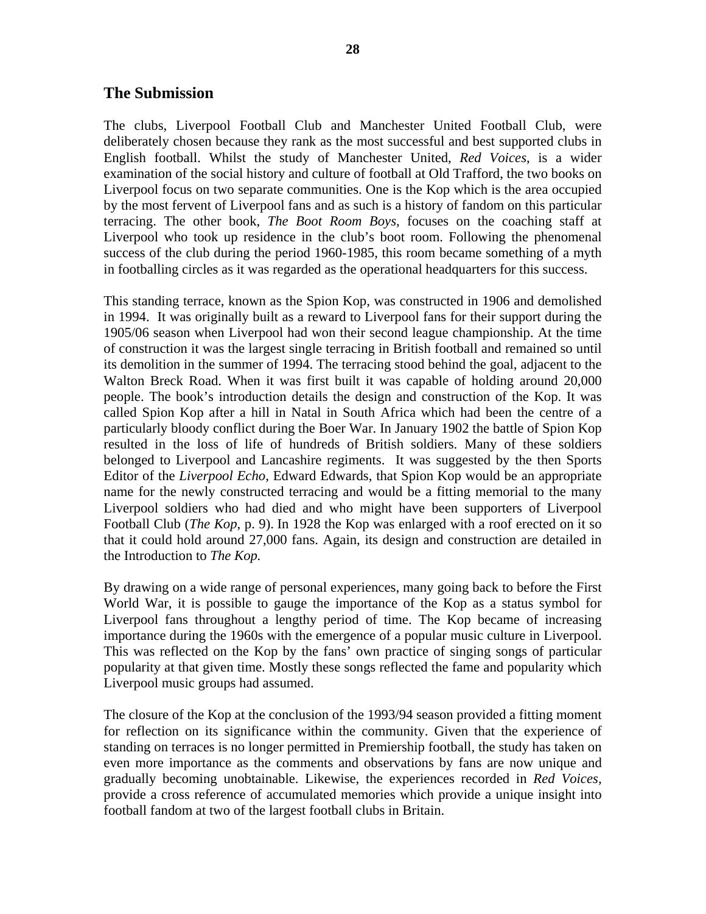## The Submission

The clubs, Liverpool Football Club and Manchester United Football Club, were deliberately chosen because they rank as the most successful and best supported clubs in English football. Whilst the study of Manchester United, *Red Voices*, is a wider examination of the social history and culture of football at Old Trafford, the two books on Liverpool focus on two separate communities. One is the Kop which is the area occupied by the most fervent of Liverpool fans and as such is a history of fandom on this particular terracing. The other book, *The Boot Room Boys*, focuses on the coaching staff at Liverpool who took up residence in the club's boot room. Following the phenomenal success of the club during the period 1960-1985, this room became something of a myth in footballing circles as it was regarded as the operational headquarters for this success.

This standing terrace, known as the Spion Kop, was constructed in 1906 and demolished in 1994. It was originally built as a reward to Liverpool fans for their support during the 1905/06 season when Liverpool had won their second league championship. At the time of construction it was the largest single terracing in British football and remained so until its demolition in the summer of 1994. The terracing stood behind the goal, adjacent to the Walton Breck Road. When it was first built it was capable of holding around 20,000 people. The book's introduction details the design and construction of the Kop. It was called Spion Kop after a hill in Natal in South Africa which had been the centre of a particularly bloody conflict during the Boer War. In January 1902 the battle of Spion Kop resulted in the loss of life of hundreds of British soldiers. Many of these soldiers belonged to Liverpool and Lancashire regiments. It was suggested by the then Sports Editor of the *Liverpool Echo*, Edward Edwards, that Spion Kop would be an appropriate name for the newly constructed terracing and would be a fitting memorial to the many Liverpool soldiers who had died and who might have been supporters of Liverpool Football Club (*The Kop*, p. 9). In 1928 the Kop was enlarged with a roof erected on it so that it could hold around 27,000 fans. Again, its design and construction are detailed in the Introduction to *The Kop.*

By drawing on a wide range of personal experiences, many going back to before the First World War, it is possible to gauge the importance of the Kop as a status symbol for Liverpool fans throughout a lengthy period of time. The Kop became of increasing importance during the 1960s with the emergence of a popular music culture in Liverpool. This was reflected on the Kop by the fans' own practice of singing songs of particular popularity at that given time. Mostly these songs reflected the fame and popularity which Liverpool music groups had assumed.

The closure of the Kop at the conclusion of the 1993/94 season provided a fitting moment for reflection on its significance within the community. Given that the experience of standing on terraces is no longer permitted in Premiership football, the study has taken on even more importance as the comments and observations by fans are now unique and gradually becoming unobtainable. Likewise, the experiences recorded in *Red Voices*, provide a cross reference of accumulated memories which provide a unique insight into football fandom at two of the largest football clubs in Britain.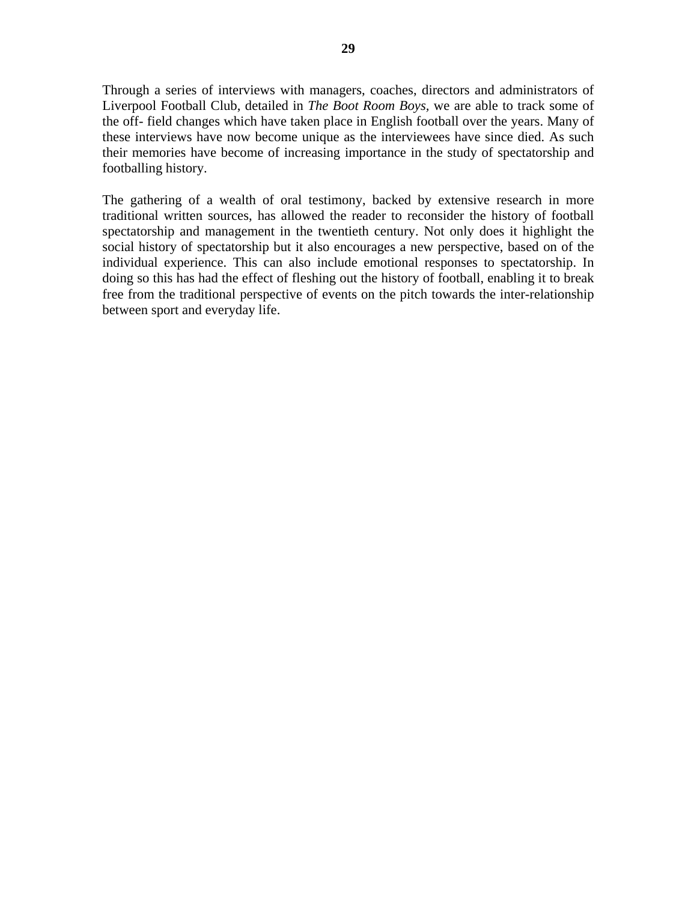Through a series of interviews with managers, coaches, directors and administrators of Liverpool Football Club, detailed in *The Boot Room Boys*, we are able to track some of the off- field changes which have taken place in English football over the years. Many of these interviews have now become unique as the interviewees have since died. As such their memories have become of increasing importance in the study of spectatorship and footballing history.

The gathering of a wealth of oral testimony, backed by extensive research in more traditional written sources, has allowed the reader to reconsider the history of football spectatorship and management in the twentieth century. Not only does it highlight the social history of spectatorship but it also encourages a new perspective, based on of the individual experience. This can also include emotional responses to spectatorship. In doing so this has had the effect of fleshing out the history of football, enabling it to break free from the traditional perspective of events on the pitch towards the inter-relationship between sport and everyday life.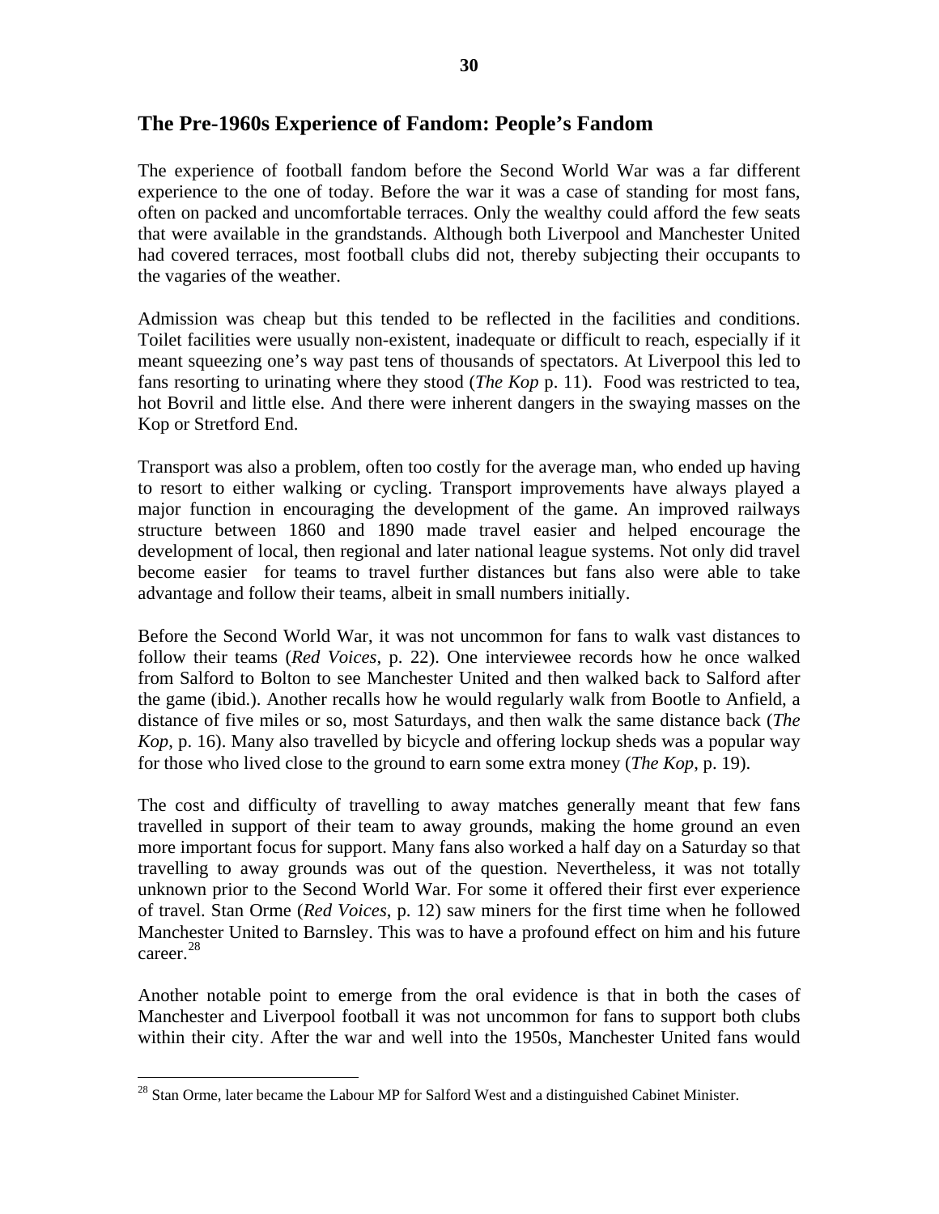## The Pre-1960s Experience of Fandom: People's Fandom

The experience of football fandom before the Second World War was a far different experience to the one of today. Before the war it was a case of standing for most fans, often on packed and uncomfortable terraces. Only the wealthy could afford the few seats that were available in the grandstands. Although both Liverpool and Manchester United had covered terraces, most football clubs did not, thereby subjecting their occupants to the vagaries of the weather.

Admission was cheap but this tended to be reflected in the facilities and conditions. Toilet facilities were usually non-existent, inadequate or difficult to reach, especially if it meant squeezing one's way past tens of thousands of spectators. At Liverpool this led to fans resorting to urinating where they stood (*The Kop* p. 11). Food was restricted to tea, hot Bovril and little else. And there were inherent dangers in the swaying masses on the Kop or Stretford End.

Transport was also a problem, often too costly for the average man, who ended up having to resort to either walking or cycling. Transport improvements have always played a major function in encouraging the development of the game. An improved railways structure between 1860 and 1890 made travel easier and helped encourage the development of local, then regional and later national league systems. Not only did travel become easier for teams to travel further distances but fans also were able to take advantage and follow their teams, albeit in small numbers initially.

Before the Second World War, it was not uncommon for fans to walk vast distances to follow their teams (*Red Voices*, p. 22). One interviewee records how he once walked from Salford to Bolton to see Manchester United and then walked back to Salford after the game (ibid.). Another recalls how he would regularly walk from Bootle to Anfield, a distance of five miles or so, most Saturdays, and then walk the same distance back (*The Kop*, p. 16). Many also travelled by bicycle and offering lockup sheds was a popular way for those who lived close to the ground to earn some extra money (*The Kop*, p. 19).

The cost and difficulty of travelling to away matches generally meant that few fans travelled in support of their team to away grounds, making the home ground an even more important focus for support. Many fans also worked a half day on a Saturday so that travelling to away grounds was out of the question. Nevertheless, it was not totally unknown prior to the Second World War. For some it offered their first ever experience of travel. Stan Orme (*Red Voices*, p. 12) saw miners for the first time when he followed Manchester United to Barnsley. This was to have a profound effect on him and his future career.[28]

Another notable point to emerge from the oral evidence is that in both the cases of Manchester and Liverpool football it was not uncommon for fans to support both clubs within their city. After the war and well into the 1950s, Manchester United fans would

[28] Stan Orme, later became the Labour MP for Salford West and a distinguished Cabinet Minister.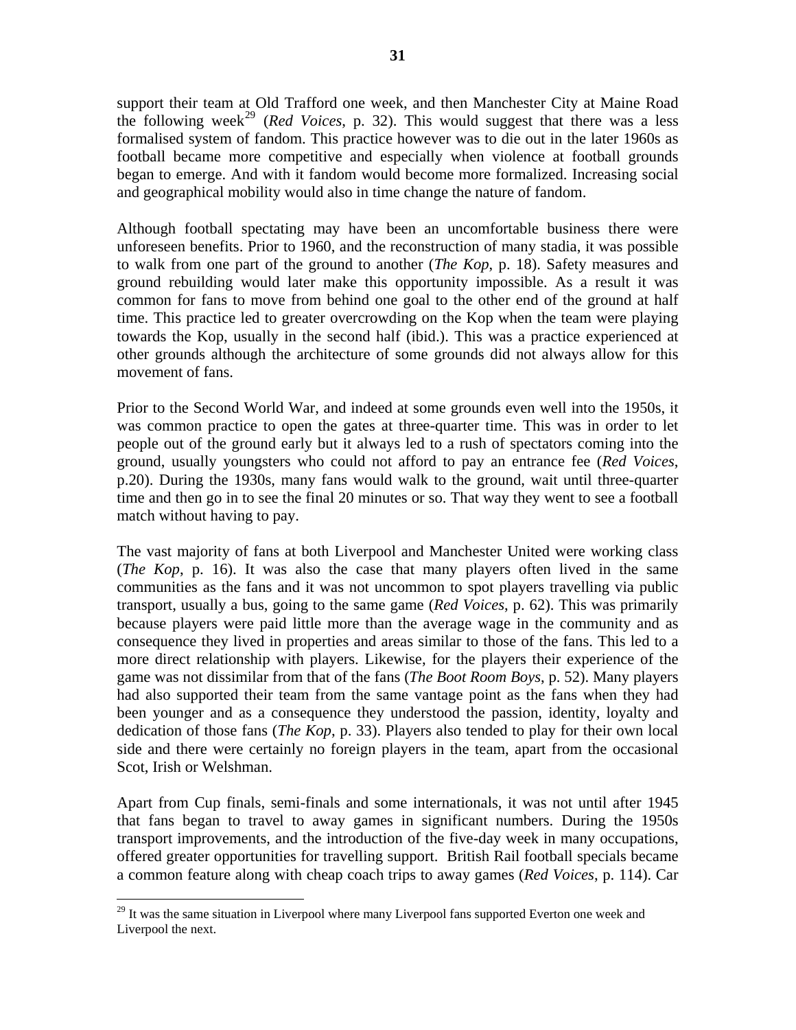support their team at Old Trafford one week, and then Manchester City at Maine Road the following week[29] (*Red Voices*, p. 32). This would suggest that there was a less formalised system of fandom. This practice however was to die out in the later 1960s as football became more competitive and especially when violence at football grounds began to emerge. And with it fandom would become more formalized. Increasing social and geographical mobility would also in time change the nature of fandom.

Although football spectating may have been an uncomfortable business there were unforeseen benefits. Prior to 1960, and the reconstruction of many stadia, it was possible to walk from one part of the ground to another (*The Kop*, p. 18). Safety measures and ground rebuilding would later make this opportunity impossible. As a result it was common for fans to move from behind one goal to the other end of the ground at half time. This practice led to greater overcrowding on the Kop when the team were playing towards the Kop, usually in the second half (ibid.). This was a practice experienced at other grounds although the architecture of some grounds did not always allow for this movement of fans.

Prior to the Second World War, and indeed at some grounds even well into the 1950s, it was common practice to open the gates at three-quarter time. This was in order to let people out of the ground early but it always led to a rush of spectators coming into the ground, usually youngsters who could not afford to pay an entrance fee (*Red Voices*, p.20). During the 1930s, many fans would walk to the ground, wait until three-quarter time and then go in to see the final 20 minutes or so. That way they went to see a football match without having to pay.

The vast majority of fans at both Liverpool and Manchester United were working class (*The Kop*, p. 16). It was also the case that many players often lived in the same communities as the fans and it was not uncommon to spot players travelling via public transport, usually a bus, going to the same game (*Red Voices*, p. 62). This was primarily because players were paid little more than the average wage in the community and as consequence they lived in properties and areas similar to those of the fans. This led to a more direct relationship with players. Likewise, for the players their experience of the game was not dissimilar from that of the fans (*The Boot Room Boys*, p. 52). Many players had also supported their team from the same vantage point as the fans when they had been younger and as a consequence they understood the passion, identity, loyalty and dedication of those fans (*The Kop*, p. 33). Players also tended to play for their own local side and there were certainly no foreign players in the team, apart from the occasional Scot, Irish or Welshman.

Apart from Cup finals, semi-finals and some internationals, it was not until after 1945 that fans began to travel to away games in significant numbers. During the 1950s transport improvements, and the introduction of the five-day week in many occupations, offered greater opportunities for travelling support. British Rail football specials became a common feature along with cheap coach trips to away games (*Red Voices*, p. 114). Car

[29] It was the same situation in Liverpool where many Liverpool fans supported Everton one week and Liverpool the next.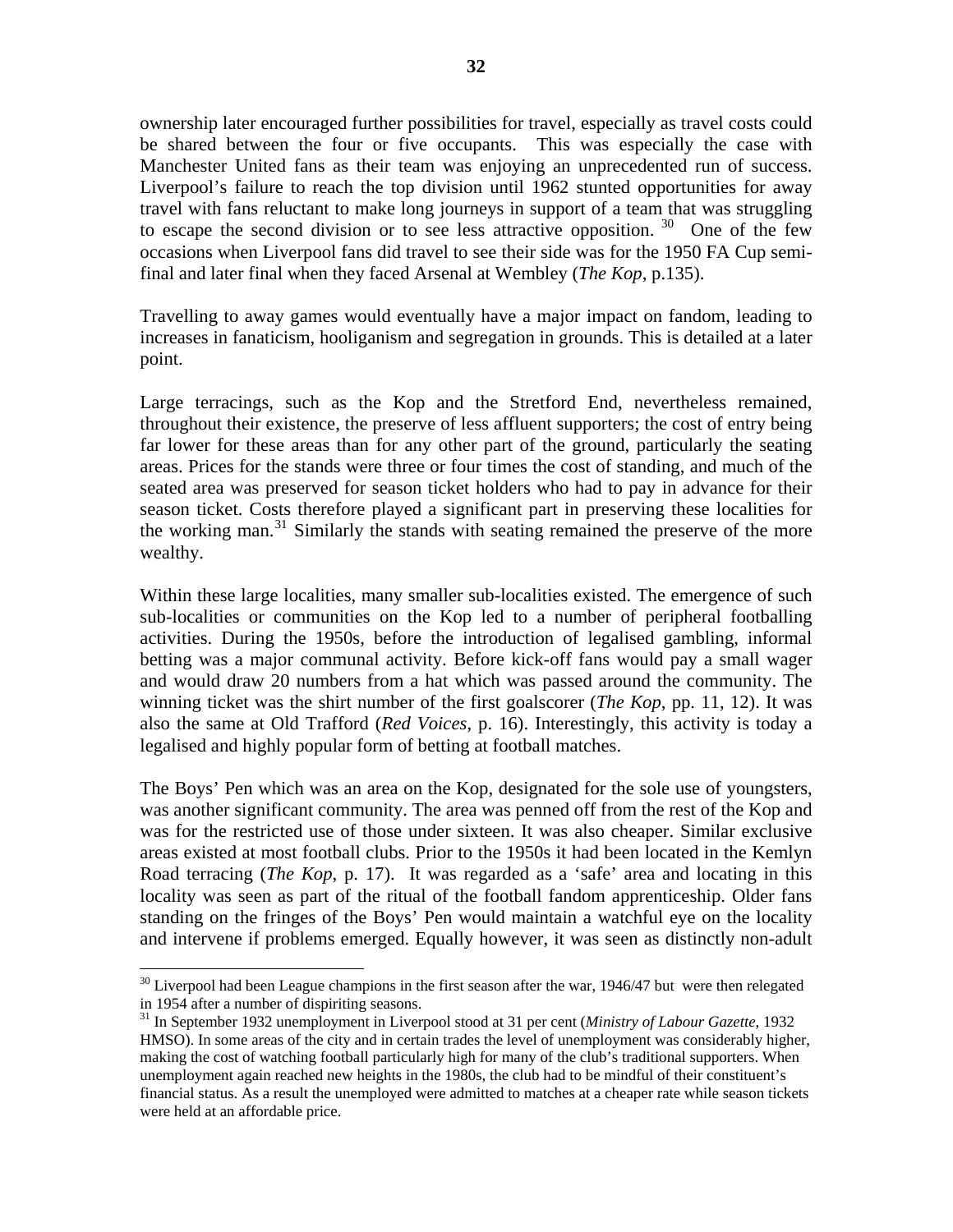ownership later encouraged further possibilities for travel, especially as travel costs could be shared between the four or five occupants. This was especially the case with Manchester United fans as their team was enjoying an unprecedented run of success. Liverpool's failure to reach the top division until 1962 stunted opportunities for away travel with fans reluctant to make long journeys in support of a team that was struggling to escape the second division or to see less attractive opposition. [30] One of the few occasions when Liverpool fans did travel to see their side was for the 1950 FA Cup semi-final and later final when they faced Arsenal at Wembley (*The Kop*, p.135).

Travelling to away games would eventually have a major impact on fandom, leading to increases in fanaticism, hooliganism and segregation in grounds. This is detailed at a later point.

Large terracings, such as the Kop and the Stretford End, nevertheless remained, throughout their existence, the preserve of less affluent supporters; the cost of entry being far lower for these areas than for any other part of the ground, particularly the seating areas. Prices for the stands were three or four times the cost of standing, and much of the seated area was preserved for season ticket holders who had to pay in advance for their season ticket. Costs therefore played a significant part in preserving these localities for the working man.[31] Similarly the stands with seating remained the preserve of the more wealthy.

Within these large localities, many smaller sub-localities existed. The emergence of such sub-localities or communities on the Kop led to a number of peripheral footballing activities. During the 1950s, before the introduction of legalised gambling, informal betting was a major communal activity. Before kick-off fans would pay a small wager and would draw 20 numbers from a hat which was passed around the community. The winning ticket was the shirt number of the first goalscorer (*The Kop*, pp. 11, 12). It was also the same at Old Trafford (*Red Voices*, p. 16). Interestingly, this activity is today a legalised and highly popular form of betting at football matches.

The Boys' Pen which was an area on the Kop, designated for the sole use of youngsters, was another significant community. The area was penned off from the rest of the Kop and was for the restricted use of those under sixteen. It was also cheaper. Similar exclusive areas existed at most football clubs. Prior to the 1950s it had been located in the Kemlyn Road terracing (*The Kop*, p. 17). It was regarded as a 'safe' area and locating in this locality was seen as part of the ritual of the football fandom apprenticeship. Older fans standing on the fringes of the Boys' Pen would maintain a watchful eye on the locality and intervene if problems emerged. Equally however, it was seen as distinctly non-adult

[30] Liverpool had been League champions in the first season after the war, 1946/47 but were then relegated in 1954 after a number of dispiriting seasons.

[31] In September 1932 unemployment in Liverpool stood at 31 per cent (*Ministry of Labour Gazette*, 1932 HMSO). In some areas of the city and in certain trades the level of unemployment was considerably higher, making the cost of watching football particularly high for many of the club's traditional supporters. When unemployment again reached new heights in the 1980s, the club had to be mindful of their constituent's financial status. As a result the unemployed were admitted to matches at a cheaper rate while season tickets were held at an affordable price.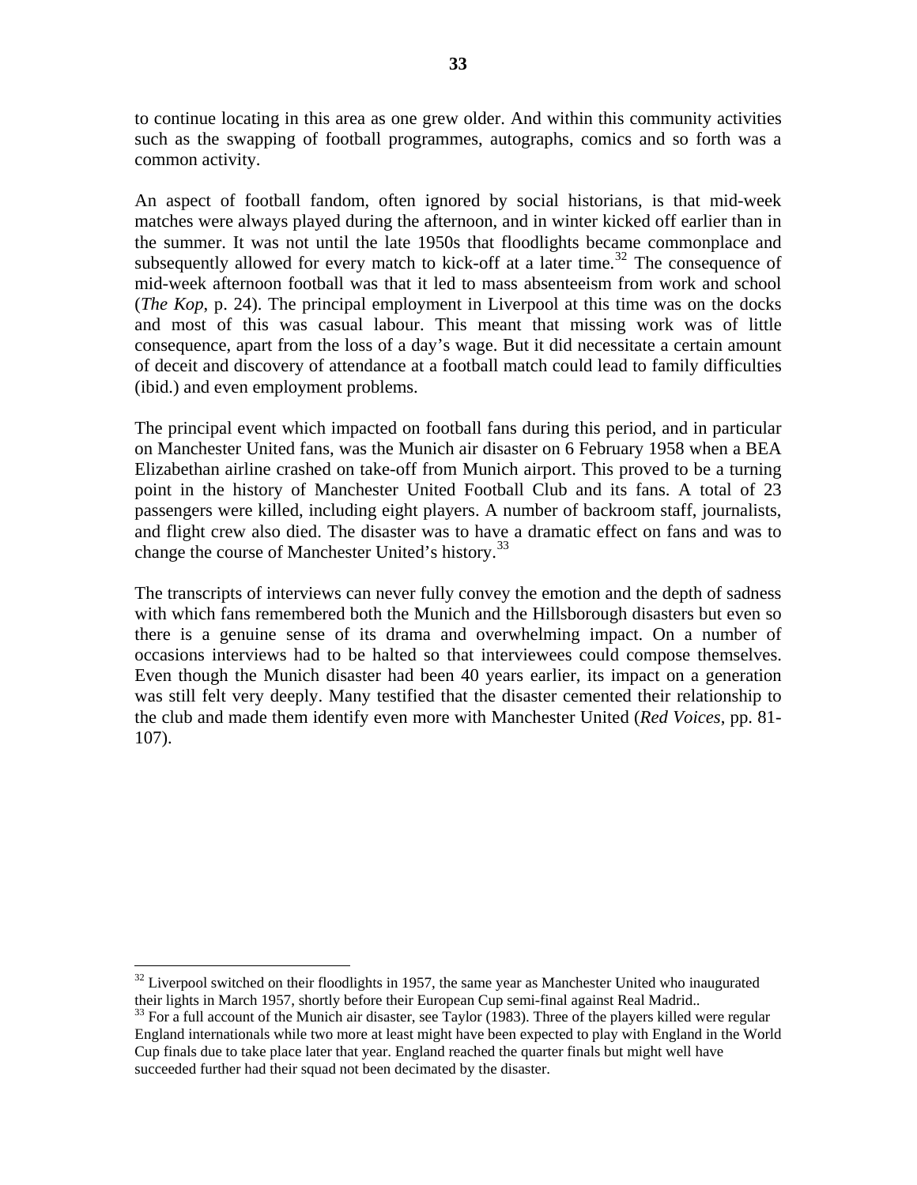to continue locating in this area as one grew older. And within this community activities such as the swapping of football programmes, autographs, comics and so forth was a common activity.

An aspect of football fandom, often ignored by social historians, is that mid-week matches were always played during the afternoon, and in winter kicked off earlier than in the summer. It was not until the late 1950s that floodlights became commonplace and subsequently allowed for every match to kick-off at a later time.[32] The consequence of mid-week afternoon football was that it led to mass absenteeism from work and school (*The Kop*, p. 24). The principal employment in Liverpool at this time was on the docks and most of this was casual labour. This meant that missing work was of little consequence, apart from the loss of a day's wage. But it did necessitate a certain amount of deceit and discovery of attendance at a football match could lead to family difficulties (ibid.) and even employment problems.

The principal event which impacted on football fans during this period, and in particular on Manchester United fans, was the Munich air disaster on 6 February 1958 when a BEA Elizabethan airline crashed on take-off from Munich airport. This proved to be a turning point in the history of Manchester United Football Club and its fans. A total of 23 passengers were killed, including eight players. A number of backroom staff, journalists, and flight crew also died. The disaster was to have a dramatic effect on fans and was to change the course of Manchester United's history.[33]

The transcripts of interviews can never fully convey the emotion and the depth of sadness with which fans remembered both the Munich and the Hillsborough disasters but even so there is a genuine sense of its drama and overwhelming impact. On a number of occasions interviews had to be halted so that interviewees could compose themselves. Even though the Munich disaster had been 40 years earlier, its impact on a generation was still felt very deeply. Many testified that the disaster cemented their relationship to the club and made them identify even more with Manchester United (*Red Voices*, pp. 81-107).

---

[32] Liverpool switched on their floodlights in 1957, the same year as Manchester United who inaugurated their lights in March 1957, shortly before their European Cup semi-final against Real Madrid..

[33] For a full account of the Munich air disaster, see Taylor (1983). Three of the players killed were regular England internationals while two more at least might have been expected to play with England in the World Cup finals due to take place later that year. England reached the quarter finals but might well have succeeded further had their squad not been decimated by the disaster.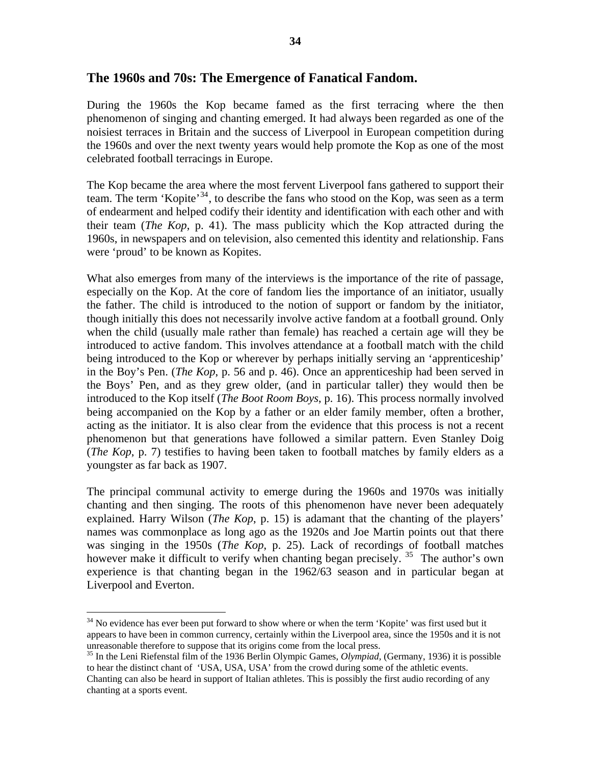## The 1960s and 70s: The Emergence of Fanatical Fandom.

During the 1960s the Kop became famed as the first terracing where the then phenomenon of singing and chanting emerged. It had always been regarded as one of the noisiest terraces in Britain and the success of Liverpool in European competition during the 1960s and over the next twenty years would help promote the Kop as one of the most celebrated football terracings in Europe.

The Kop became the area where the most fervent Liverpool fans gathered to support their team. The term 'Kopite'[34], to describe the fans who stood on the Kop, was seen as a term of endearment and helped codify their identity and identification with each other and with their team (*The Kop*, p. 41). The mass publicity which the Kop attracted during the 1960s, in newspapers and on television, also cemented this identity and relationship. Fans were 'proud' to be known as Kopites.

What also emerges from many of the interviews is the importance of the rite of passage, especially on the Kop. At the core of fandom lies the importance of an initiator, usually the father. The child is introduced to the notion of support or fandom by the initiator, though initially this does not necessarily involve active fandom at a football ground. Only when the child (usually male rather than female) has reached a certain age will they be introduced to active fandom. This involves attendance at a football match with the child being introduced to the Kop or wherever by perhaps initially serving an 'apprenticeship' in the Boy's Pen. (*The Kop*, p. 56 and p. 46). Once an apprenticeship had been served in the Boys' Pen, and as they grew older, (and in particular taller) they would then be introduced to the Kop itself (*The Boot Room Boys*, p. 16). This process normally involved being accompanied on the Kop by a father or an elder family member, often a brother, acting as the initiator. It is also clear from the evidence that this process is not a recent phenomenon but that generations have followed a similar pattern. Even Stanley Doig (*The Kop*, p. 7) testifies to having been taken to football matches by family elders as a youngster as far back as 1907.

The principal communal activity to emerge during the 1960s and 1970s was initially chanting and then singing. The roots of this phenomenon have never been adequately explained. Harry Wilson (*The Kop*, p. 15) is adamant that the chanting of the players' names was commonplace as long ago as the 1920s and Joe Martin points out that there was singing in the 1950s (*The Kop*, p. 25). Lack of recordings of football matches however make it difficult to verify when chanting began precisely. [35] The author's own experience is that chanting began in the 1962/63 season and in particular began at Liverpool and Everton.

---

[34] No evidence has ever been put forward to show where or when the term 'Kopite' was first used but it appears to have been in common currency, certainly within the Liverpool area, since the 1950s and it is not unreasonable therefore to suppose that its origins come from the local press.

[35] In the Leni Riefenstal film of the 1936 Berlin Olympic Games, *Olympiad*, (Germany, 1936) it is possible to hear the distinct chant of 'USA, USA, USA' from the crowd during some of the athletic events. Chanting can also be heard in support of Italian athletes. This is possibly the first audio recording of any chanting at a sports event.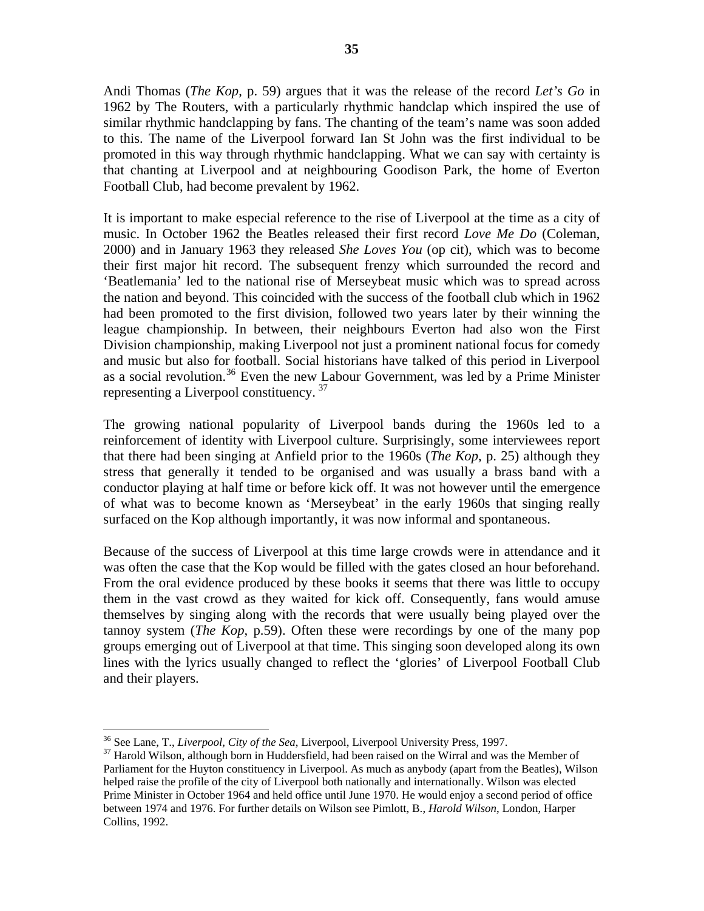Andi Thomas (*The Kop*, p. 59) argues that it was the release of the record *Let's Go* in 1962 by The Routers, with a particularly rhythmic handclap which inspired the use of similar rhythmic handclapping by fans. The chanting of the team's name was soon added to this. The name of the Liverpool forward Ian St John was the first individual to be promoted in this way through rhythmic handclapping. What we can say with certainty is that chanting at Liverpool and at neighbouring Goodison Park, the home of Everton Football Club, had become prevalent by 1962.

It is important to make especial reference to the rise of Liverpool at the time as a city of music. In October 1962 the Beatles released their first record *Love Me Do* (Coleman, 2000) and in January 1963 they released *She Loves You* (op cit), which was to become their first major hit record. The subsequent frenzy which surrounded the record and 'Beatlemania' led to the national rise of Merseybeat music which was to spread across the nation and beyond. This coincided with the success of the football club which in 1962 had been promoted to the first division, followed two years later by their winning the league championship. In between, their neighbours Everton had also won the First Division championship, making Liverpool not just a prominent national focus for comedy and music but also for football. Social historians have talked of this period in Liverpool as a social revolution.[36] Even the new Labour Government, was led by a Prime Minister representing a Liverpool constituency. [37]

The growing national popularity of Liverpool bands during the 1960s led to a reinforcement of identity with Liverpool culture. Surprisingly, some interviewees report that there had been singing at Anfield prior to the 1960s (*The Kop*, p. 25) although they stress that generally it tended to be organised and was usually a brass band with a conductor playing at half time or before kick off. It was not however until the emergence of what was to become known as 'Merseybeat' in the early 1960s that singing really surfaced on the Kop although importantly, it was now informal and spontaneous.

Because of the success of Liverpool at this time large crowds were in attendance and it was often the case that the Kop would be filled with the gates closed an hour beforehand. From the oral evidence produced by these books it seems that there was little to occupy them in the vast crowd as they waited for kick off. Consequently, fans would amuse themselves by singing along with the records that were usually being played over the tannoy system (*The Kop*, p.59). Often these were recordings by one of the many pop groups emerging out of Liverpool at that time. This singing soon developed along its own lines with the lyrics usually changed to reflect the 'glories' of Liverpool Football Club and their players.

---

[36] See Lane, T., *Liverpool, City of the Sea*, Liverpool, Liverpool University Press, 1997.

[37] Harold Wilson, although born in Huddersfield, had been raised on the Wirral and was the Member of Parliament for the Huyton constituency in Liverpool. As much as anybody (apart from the Beatles), Wilson helped raise the profile of the city of Liverpool both nationally and internationally. Wilson was elected Prime Minister in October 1964 and held office until June 1970. He would enjoy a second period of office between 1974 and 1976. For further details on Wilson see Pimlott, B., *Harold Wilson*, London, Harper Collins, 1992.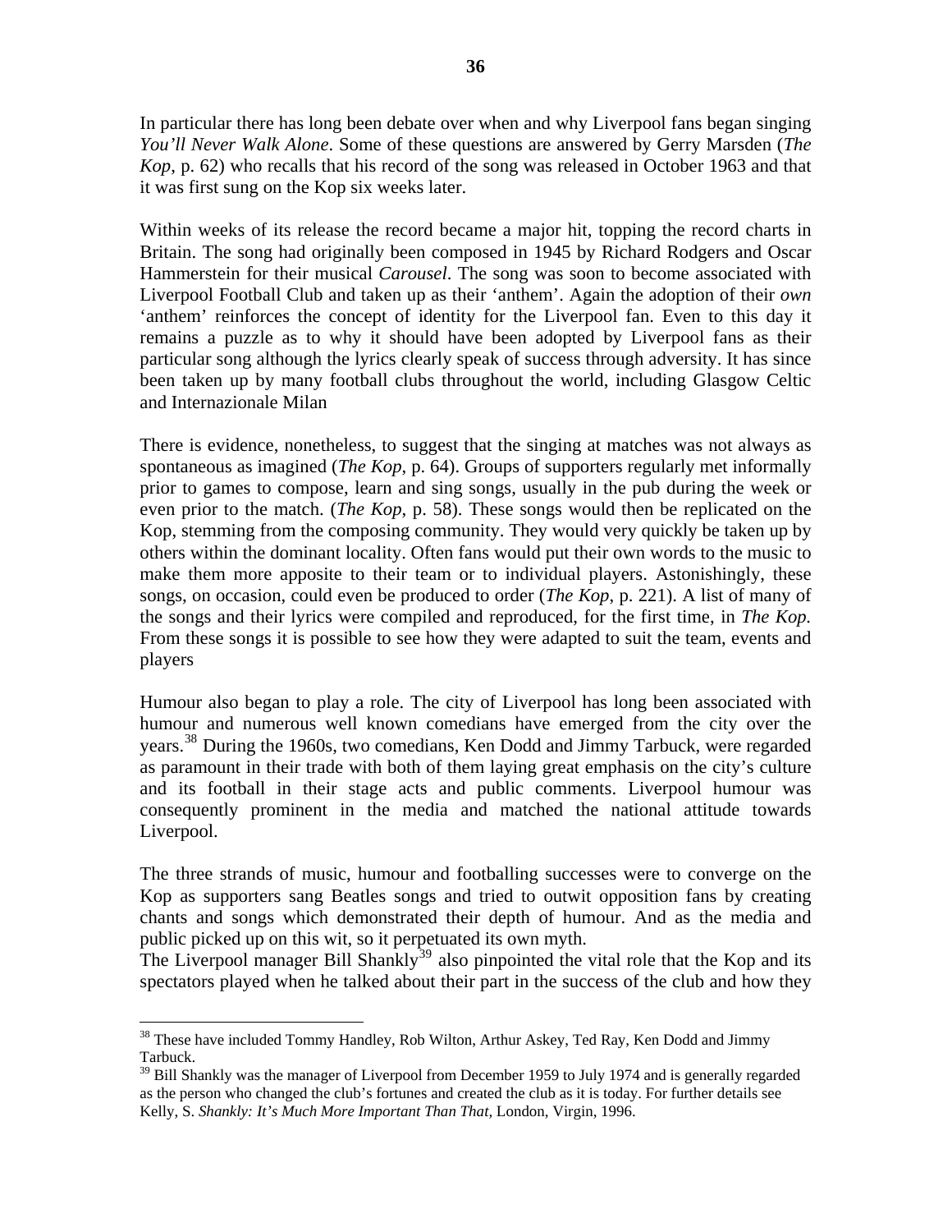In particular there has long been debate over when and why Liverpool fans began singing *You'll Never Walk Alone*. Some of these questions are answered by Gerry Marsden (*The Kop*, p. 62) who recalls that his record of the song was released in October 1963 and that it was first sung on the Kop six weeks later.

Within weeks of its release the record became a major hit, topping the record charts in Britain. The song had originally been composed in 1945 by Richard Rodgers and Oscar Hammerstein for their musical *Carousel*. The song was soon to become associated with Liverpool Football Club and taken up as their 'anthem'. Again the adoption of their *own* 'anthem' reinforces the concept of identity for the Liverpool fan. Even to this day it remains a puzzle as to why it should have been adopted by Liverpool fans as their particular song although the lyrics clearly speak of success through adversity. It has since been taken up by many football clubs throughout the world, including Glasgow Celtic and Internazionale Milan

There is evidence, nonetheless, to suggest that the singing at matches was not always as spontaneous as imagined (*The Kop*, p. 64). Groups of supporters regularly met informally prior to games to compose, learn and sing songs, usually in the pub during the week or even prior to the match. (*The Kop*, p. 58). These songs would then be replicated on the Kop, stemming from the composing community. They would very quickly be taken up by others within the dominant locality. Often fans would put their own words to the music to make them more apposite to their team or to individual players. Astonishingly, these songs, on occasion, could even be produced to order (*The Kop*, p. 221). A list of many of the songs and their lyrics were compiled and reproduced, for the first time, in *The Kop.* From these songs it is possible to see how they were adapted to suit the team, events and players

Humour also began to play a role. The city of Liverpool has long been associated with humour and numerous well known comedians have emerged from the city over the years.[38] During the 1960s, two comedians, Ken Dodd and Jimmy Tarbuck, were regarded as paramount in their trade with both of them laying great emphasis on the city's culture and its football in their stage acts and public comments. Liverpool humour was consequently prominent in the media and matched the national attitude towards Liverpool.

The three strands of music, humour and footballing successes were to converge on the Kop as supporters sang Beatles songs and tried to outwit opposition fans by creating chants and songs which demonstrated their depth of humour. And as the media and public picked up on this wit, so it perpetuated its own myth.
The Liverpool manager Bill Shankly[39] also pinpointed the vital role that the Kop and its spectators played when he talked about their part in the success of the club and how they

---

[38] These have included Tommy Handley, Rob Wilton, Arthur Askey, Ted Ray, Ken Dodd and Jimmy Tarbuck.

[39] Bill Shankly was the manager of Liverpool from December 1959 to July 1974 and is generally regarded as the person who changed the club's fortunes and created the club as it is today. For further details see Kelly, S. *Shankly: It's Much More Important Than That,* London, Virgin, 1996.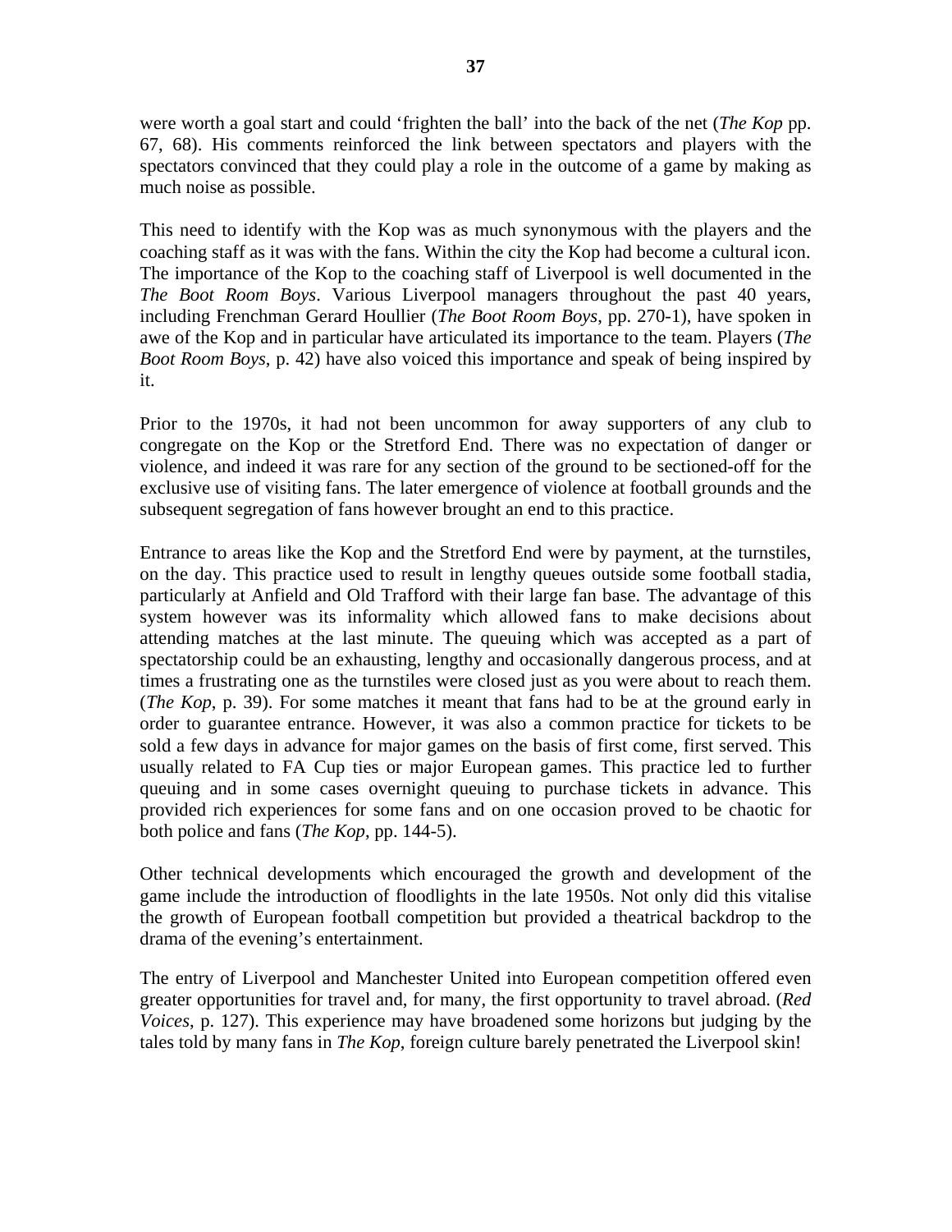were worth a goal start and could 'frighten the ball' into the back of the net (*The Kop* pp. 67, 68). His comments reinforced the link between spectators and players with the spectators convinced that they could play a role in the outcome of a game by making as much noise as possible.

This need to identify with the Kop was as much synonymous with the players and the coaching staff as it was with the fans. Within the city the Kop had become a cultural icon. The importance of the Kop to the coaching staff of Liverpool is well documented in the *The Boot Room Boys*. Various Liverpool managers throughout the past 40 years, including Frenchman Gerard Houllier (*The Boot Room Boys*, pp. 270-1), have spoken in awe of the Kop and in particular have articulated its importance to the team. Players (*The Boot Room Boys*, p. 42) have also voiced this importance and speak of being inspired by it.

Prior to the 1970s, it had not been uncommon for away supporters of any club to congregate on the Kop or the Stretford End. There was no expectation of danger or violence, and indeed it was rare for any section of the ground to be sectioned-off for the exclusive use of visiting fans. The later emergence of violence at football grounds and the subsequent segregation of fans however brought an end to this practice.

Entrance to areas like the Kop and the Stretford End were by payment, at the turnstiles, on the day. This practice used to result in lengthy queues outside some football stadia, particularly at Anfield and Old Trafford with their large fan base. The advantage of this system however was its informality which allowed fans to make decisions about attending matches at the last minute. The queuing which was accepted as a part of spectatorship could be an exhausting, lengthy and occasionally dangerous process, and at times a frustrating one as the turnstiles were closed just as you were about to reach them. (*The Kop*, p. 39). For some matches it meant that fans had to be at the ground early in order to guarantee entrance. However, it was also a common practice for tickets to be sold a few days in advance for major games on the basis of first come, first served. This usually related to FA Cup ties or major European games. This practice led to further queuing and in some cases overnight queuing to purchase tickets in advance. This provided rich experiences for some fans and on one occasion proved to be chaotic for both police and fans (*The Kop*, pp. 144-5).

Other technical developments which encouraged the growth and development of the game include the introduction of floodlights in the late 1950s. Not only did this vitalise the growth of European football competition but provided a theatrical backdrop to the drama of the evening's entertainment.

The entry of Liverpool and Manchester United into European competition offered even greater opportunities for travel and, for many, the first opportunity to travel abroad. (*Red Voices*, p. 127). This experience may have broadened some horizons but judging by the tales told by many fans in *The Kop*, foreign culture barely penetrated the Liverpool skin!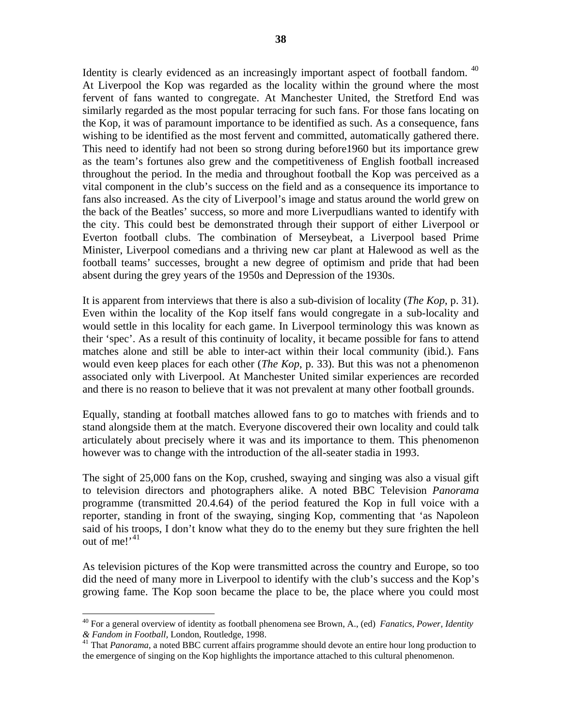Identity is clearly evidenced as an increasingly important aspect of football fandom. [40] At Liverpool the Kop was regarded as the locality within the ground where the most fervent of fans wanted to congregate. At Manchester United, the Stretford End was similarly regarded as the most popular terracing for such fans. For those fans locating on the Kop, it was of paramount importance to be identified as such. As a consequence, fans wishing to be identified as the most fervent and committed, automatically gathered there. This need to identify had not been so strong during before1960 but its importance grew as the team's fortunes also grew and the competitiveness of English football increased throughout the period. In the media and throughout football the Kop was perceived as a vital component in the club's success on the field and as a consequence its importance to fans also increased. As the city of Liverpool's image and status around the world grew on the back of the Beatles' success, so more and more Liverpudlians wanted to identify with the city. This could best be demonstrated through their support of either Liverpool or Everton football clubs. The combination of Merseybeat, a Liverpool based Prime Minister, Liverpool comedians and a thriving new car plant at Halewood as well as the football teams' successes, brought a new degree of optimism and pride that had been absent during the grey years of the 1950s and Depression of the 1930s.

It is apparent from interviews that there is also a sub-division of locality (*The Kop*, p. 31). Even within the locality of the Kop itself fans would congregate in a sub-locality and would settle in this locality for each game. In Liverpool terminology this was known as their 'spec'. As a result of this continuity of locality, it became possible for fans to attend matches alone and still be able to inter-act within their local community (ibid.). Fans would even keep places for each other (*The Kop*, p. 33). But this was not a phenomenon associated only with Liverpool. At Manchester United similar experiences are recorded and there is no reason to believe that it was not prevalent at many other football grounds.

Equally, standing at football matches allowed fans to go to matches with friends and to stand alongside them at the match. Everyone discovered their own locality and could talk articulately about precisely where it was and its importance to them. This phenomenon however was to change with the introduction of the all-seater stadia in 1993.

The sight of 25,000 fans on the Kop, crushed, swaying and singing was also a visual gift to television directors and photographers alike. A noted BBC Television *Panorama* programme (transmitted 20.4.64) of the period featured the Kop in full voice with a reporter, standing in front of the swaying, singing Kop, commenting that 'as Napoleon said of his troops, I don't know what they do to the enemy but they sure frighten the hell out of me!'[41]

As television pictures of the Kop were transmitted across the country and Europe, so too did the need of many more in Liverpool to identify with the club's success and the Kop's growing fame. The Kop soon became the place to be, the place where you could most

---

[40] For a general overview of identity as football phenomena see Brown, A., (ed) *Fanatics, Power, Identity & Fandom in Football,* London, Routledge, 1998.

[41] That *Panorama*, a noted BBC current affairs programme should devote an entire hour long production to the emergence of singing on the Kop highlights the importance attached to this cultural phenomenon.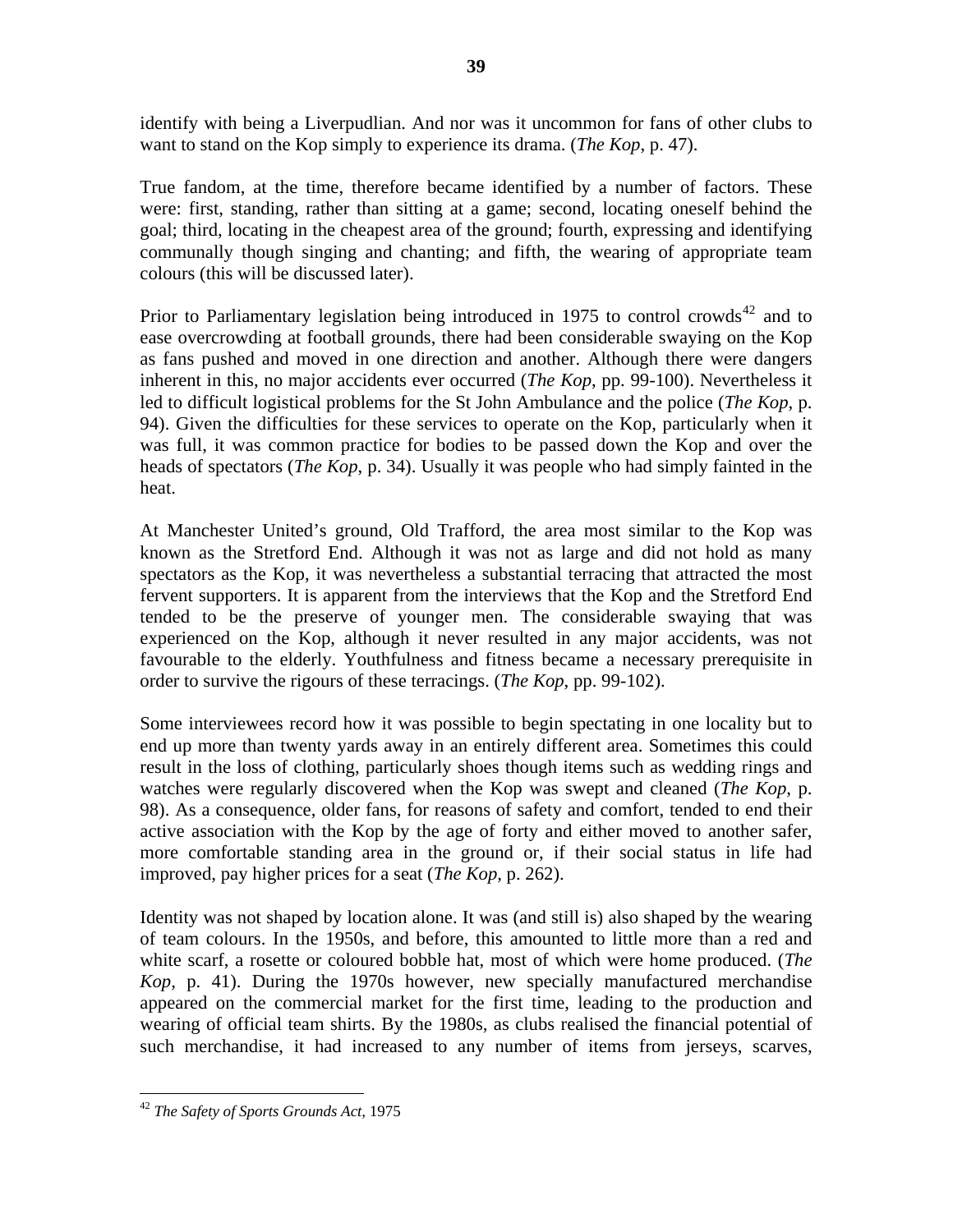identify with being a Liverpudlian. And nor was it uncommon for fans of other clubs to want to stand on the Kop simply to experience its drama. (*The Kop*, p. 47).

True fandom, at the time, therefore became identified by a number of factors. These were: first, standing, rather than sitting at a game; second, locating oneself behind the goal; third, locating in the cheapest area of the ground; fourth, expressing and identifying communally though singing and chanting; and fifth, the wearing of appropriate team colours (this will be discussed later).

Prior to Parliamentary legislation being introduced in 1975 to control crowds[42] and to ease overcrowding at football grounds, there had been considerable swaying on the Kop as fans pushed and moved in one direction and another. Although there were dangers inherent in this, no major accidents ever occurred (*The Kop*, pp. 99-100). Nevertheless it led to difficult logistical problems for the St John Ambulance and the police (*The Kop*, p. 94). Given the difficulties for these services to operate on the Kop, particularly when it was full, it was common practice for bodies to be passed down the Kop and over the heads of spectators (*The Kop*, p. 34). Usually it was people who had simply fainted in the heat.

At Manchester United's ground, Old Trafford, the area most similar to the Kop was known as the Stretford End. Although it was not as large and did not hold as many spectators as the Kop, it was nevertheless a substantial terracing that attracted the most fervent supporters. It is apparent from the interviews that the Kop and the Stretford End tended to be the preserve of younger men. The considerable swaying that was experienced on the Kop, although it never resulted in any major accidents, was not favourable to the elderly. Youthfulness and fitness became a necessary prerequisite in order to survive the rigours of these terracings. (*The Kop*, pp. 99-102).

Some interviewees record how it was possible to begin spectating in one locality but to end up more than twenty yards away in an entirely different area. Sometimes this could result in the loss of clothing, particularly shoes though items such as wedding rings and watches were regularly discovered when the Kop was swept and cleaned (*The Kop*, p. 98). As a consequence, older fans, for reasons of safety and comfort, tended to end their active association with the Kop by the age of forty and either moved to another safer, more comfortable standing area in the ground or, if their social status in life had improved, pay higher prices for a seat (*The Kop,* p. 262).

Identity was not shaped by location alone. It was (and still is) also shaped by the wearing of team colours. In the 1950s, and before, this amounted to little more than a red and white scarf, a rosette or coloured bobble hat, most of which were home produced. (*The Kop,* p. 41). During the 1970s however, new specially manufactured merchandise appeared on the commercial market for the first time, leading to the production and wearing of official team shirts. By the 1980s, as clubs realised the financial potential of such merchandise, it had increased to any number of items from jerseys, scarves,

---

[42] *The Safety of Sports Grounds Act*, 1975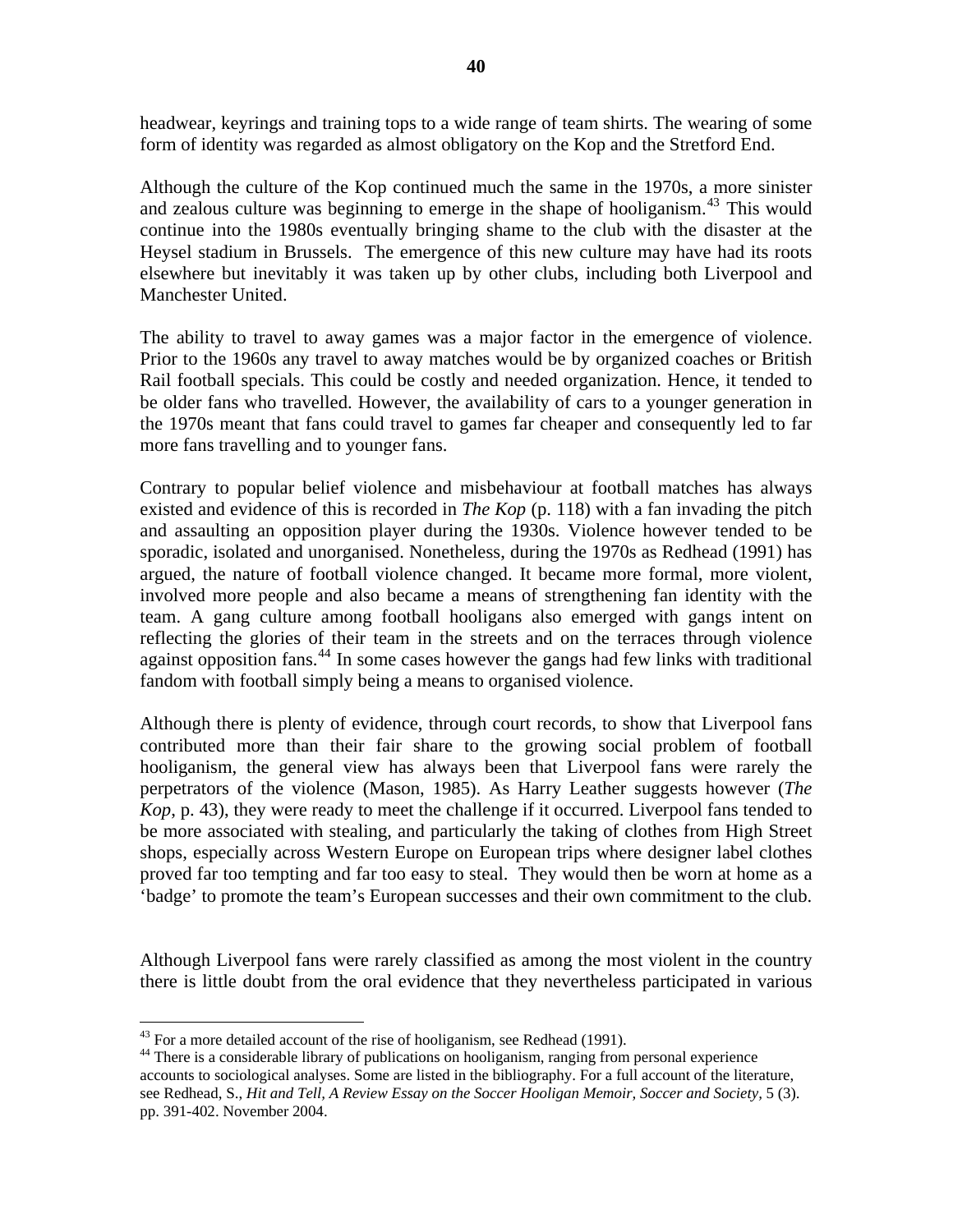headwear, keyrings and training tops to a wide range of team shirts. The wearing of some form of identity was regarded as almost obligatory on the Kop and the Stretford End.

Although the culture of the Kop continued much the same in the 1970s, a more sinister and zealous culture was beginning to emerge in the shape of hooliganism.[43] This would continue into the 1980s eventually bringing shame to the club with the disaster at the Heysel stadium in Brussels. The emergence of this new culture may have had its roots elsewhere but inevitably it was taken up by other clubs, including both Liverpool and Manchester United.

The ability to travel to away games was a major factor in the emergence of violence. Prior to the 1960s any travel to away matches would be by organized coaches or British Rail football specials. This could be costly and needed organization. Hence, it tended to be older fans who travelled. However, the availability of cars to a younger generation in the 1970s meant that fans could travel to games far cheaper and consequently led to far more fans travelling and to younger fans.

Contrary to popular belief violence and misbehaviour at football matches has always existed and evidence of this is recorded in *The Kop* (p. 118) with a fan invading the pitch and assaulting an opposition player during the 1930s. Violence however tended to be sporadic, isolated and unorganised. Nonetheless, during the 1970s as Redhead (1991) has argued, the nature of football violence changed. It became more formal, more violent, involved more people and also became a means of strengthening fan identity with the team. A gang culture among football hooligans also emerged with gangs intent on reflecting the glories of their team in the streets and on the terraces through violence against opposition fans.[44] In some cases however the gangs had few links with traditional fandom with football simply being a means to organised violence.

Although there is plenty of evidence, through court records, to show that Liverpool fans contributed more than their fair share to the growing social problem of football hooliganism, the general view has always been that Liverpool fans were rarely the perpetrators of the violence (Mason, 1985). As Harry Leather suggests however (*The Kop*, p. 43), they were ready to meet the challenge if it occurred. Liverpool fans tended to be more associated with stealing, and particularly the taking of clothes from High Street shops, especially across Western Europe on European trips where designer label clothes proved far too tempting and far too easy to steal. They would then be worn at home as a 'badge' to promote the team's European successes and their own commitment to the club.

Although Liverpool fans were rarely classified as among the most violent in the country there is little doubt from the oral evidence that they nevertheless participated in various

---

[43] For a more detailed account of the rise of hooliganism, see Redhead (1991).

[44] There is a considerable library of publications on hooliganism, ranging from personal experience accounts to sociological analyses. Some are listed in the bibliography. For a full account of the literature, see Redhead, S., *Hit and Tell, A Review Essay on the Soccer Hooligan Memoir, Soccer and Society,* 5 (3). pp. 391-402. November 2004.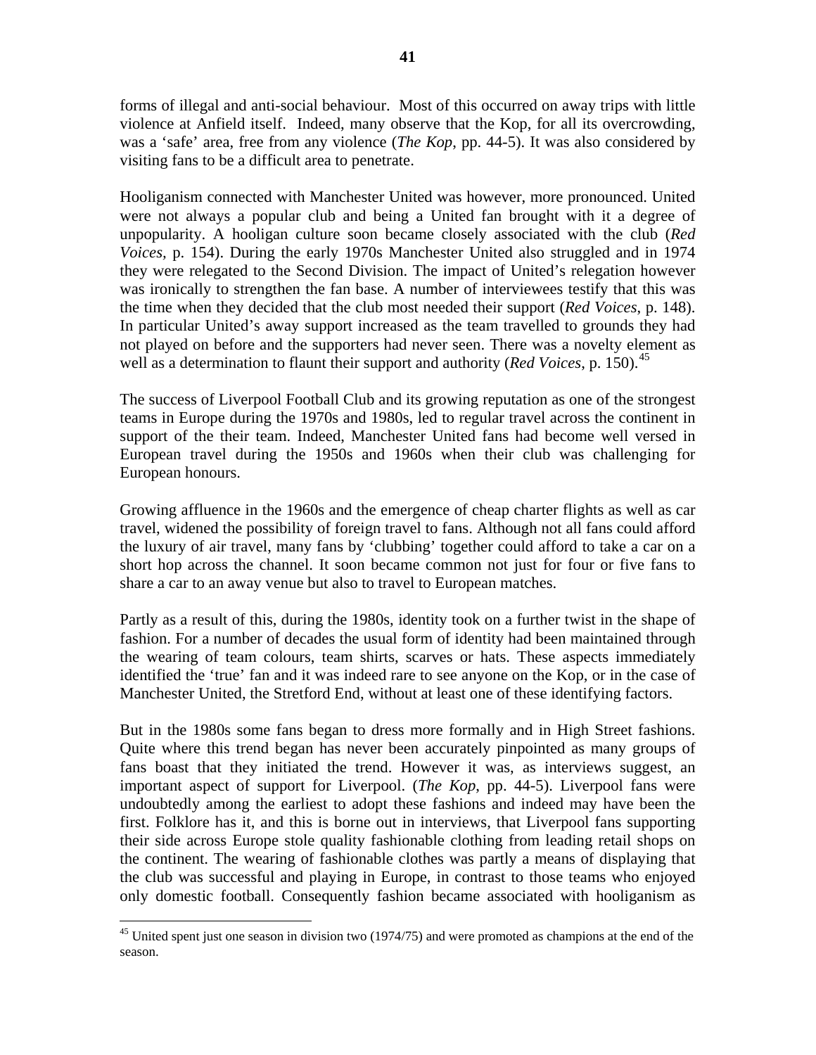forms of illegal and anti-social behaviour. Most of this occurred on away trips with little violence at Anfield itself. Indeed, many observe that the Kop, for all its overcrowding, was a 'safe' area, free from any violence (*The Kop*, pp. 44-5). It was also considered by visiting fans to be a difficult area to penetrate.

Hooliganism connected with Manchester United was however, more pronounced. United were not always a popular club and being a United fan brought with it a degree of unpopularity. A hooligan culture soon became closely associated with the club (*Red Voices*, p. 154). During the early 1970s Manchester United also struggled and in 1974 they were relegated to the Second Division. The impact of United's relegation however was ironically to strengthen the fan base. A number of interviewees testify that this was the time when they decided that the club most needed their support (*Red Voices*, p. 148). In particular United's away support increased as the team travelled to grounds they had not played on before and the supporters had never seen. There was a novelty element as well as a determination to flaunt their support and authority (*Red Voices*, p. 150).[45]

The success of Liverpool Football Club and its growing reputation as one of the strongest teams in Europe during the 1970s and 1980s, led to regular travel across the continent in support of the their team. Indeed, Manchester United fans had become well versed in European travel during the 1950s and 1960s when their club was challenging for European honours.

Growing affluence in the 1960s and the emergence of cheap charter flights as well as car travel, widened the possibility of foreign travel to fans. Although not all fans could afford the luxury of air travel, many fans by 'clubbing' together could afford to take a car on a short hop across the channel. It soon became common not just for four or five fans to share a car to an away venue but also to travel to European matches.

Partly as a result of this, during the 1980s, identity took on a further twist in the shape of fashion. For a number of decades the usual form of identity had been maintained through the wearing of team colours, team shirts, scarves or hats. These aspects immediately identified the 'true' fan and it was indeed rare to see anyone on the Kop, or in the case of Manchester United, the Stretford End, without at least one of these identifying factors.

But in the 1980s some fans began to dress more formally and in High Street fashions. Quite where this trend began has never been accurately pinpointed as many groups of fans boast that they initiated the trend. However it was, as interviews suggest, an important aspect of support for Liverpool. (*The Kop*, pp. 44-5). Liverpool fans were undoubtedly among the earliest to adopt these fashions and indeed may have been the first. Folklore has it, and this is borne out in interviews, that Liverpool fans supporting their side across Europe stole quality fashionable clothing from leading retail shops on the continent. The wearing of fashionable clothes was partly a means of displaying that the club was successful and playing in Europe, in contrast to those teams who enjoyed only domestic football. Consequently fashion became associated with hooliganism as

---

[45] United spent just one season in division two (1974/75) and were promoted as champions at the end of the season.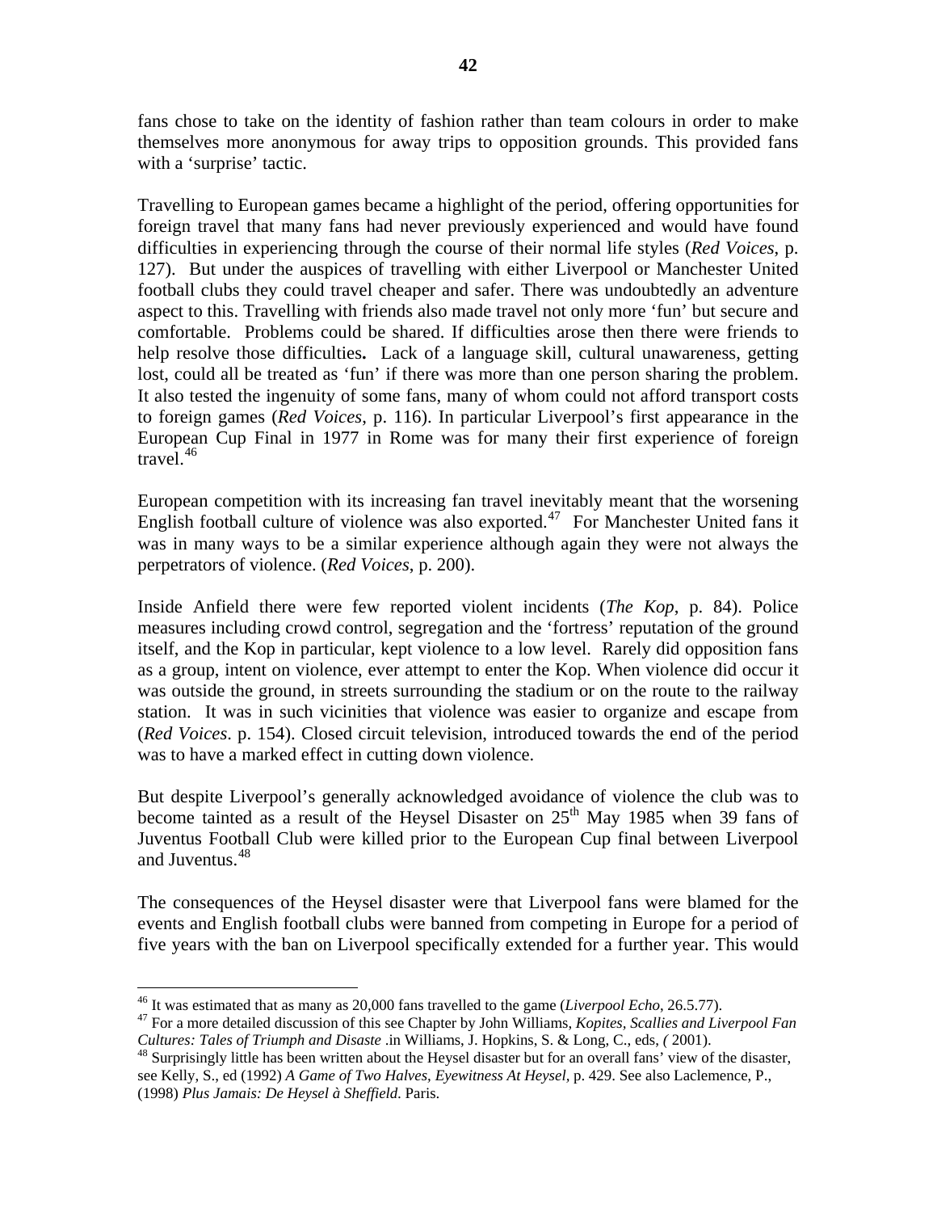fans chose to take on the identity of fashion rather than team colours in order to make themselves more anonymous for away trips to opposition grounds. This provided fans with a 'surprise' tactic.

Travelling to European games became a highlight of the period, offering opportunities for foreign travel that many fans had never previously experienced and would have found difficulties in experiencing through the course of their normal life styles (*Red Voices*, p. 127). But under the auspices of travelling with either Liverpool or Manchester United football clubs they could travel cheaper and safer. There was undoubtedly an adventure aspect to this. Travelling with friends also made travel not only more 'fun' but secure and comfortable. Problems could be shared. If difficulties arose then there were friends to help resolve those difficulties**.** Lack of a language skill, cultural unawareness, getting lost, could all be treated as 'fun' if there was more than one person sharing the problem. It also tested the ingenuity of some fans, many of whom could not afford transport costs to foreign games (*Red Voices*, p. 116). In particular Liverpool's first appearance in the European Cup Final in 1977 in Rome was for many their first experience of foreign travel.[46]

European competition with its increasing fan travel inevitably meant that the worsening English football culture of violence was also exported.[47] For Manchester United fans it was in many ways to be a similar experience although again they were not always the perpetrators of violence. (*Red Voices*, p. 200).

Inside Anfield there were few reported violent incidents (*The Kop*, p. 84). Police measures including crowd control, segregation and the 'fortress' reputation of the ground itself, and the Kop in particular, kept violence to a low level. Rarely did opposition fans as a group, intent on violence, ever attempt to enter the Kop. When violence did occur it was outside the ground, in streets surrounding the stadium or on the route to the railway station. It was in such vicinities that violence was easier to organize and escape from (*Red Voices*. p. 154). Closed circuit television, introduced towards the end of the period was to have a marked effect in cutting down violence.

But despite Liverpool's generally acknowledged avoidance of violence the club was to become tainted as a result of the Heysel Disaster on 25th May 1985 when 39 fans of Juventus Football Club were killed prior to the European Cup final between Liverpool and Juventus.[48]

The consequences of the Heysel disaster were that Liverpool fans were blamed for the events and English football clubs were banned from competing in Europe for a period of five years with the ban on Liverpool specifically extended for a further year. This would

---

[46] It was estimated that as many as 20,000 fans travelled to the game (*Liverpool Echo*, 26.5.77).

[47] For a more detailed discussion of this see Chapter by John Williams, *Kopites, Scallies and Liverpool Fan Cultures: Tales of Triumph and Disaste* .in Williams, J. Hopkins, S. & Long, C., eds, *(* 2001).

[48] Surprisingly little has been written about the Heysel disaster but for an overall fans' view of the disaster, see Kelly, S., ed (1992) *A Game of Two Halves, Eyewitness At Heysel,* p. 429. See also Laclemence, P., (1998) *Plus Jamais: De Heysel à Sheffield.* Paris.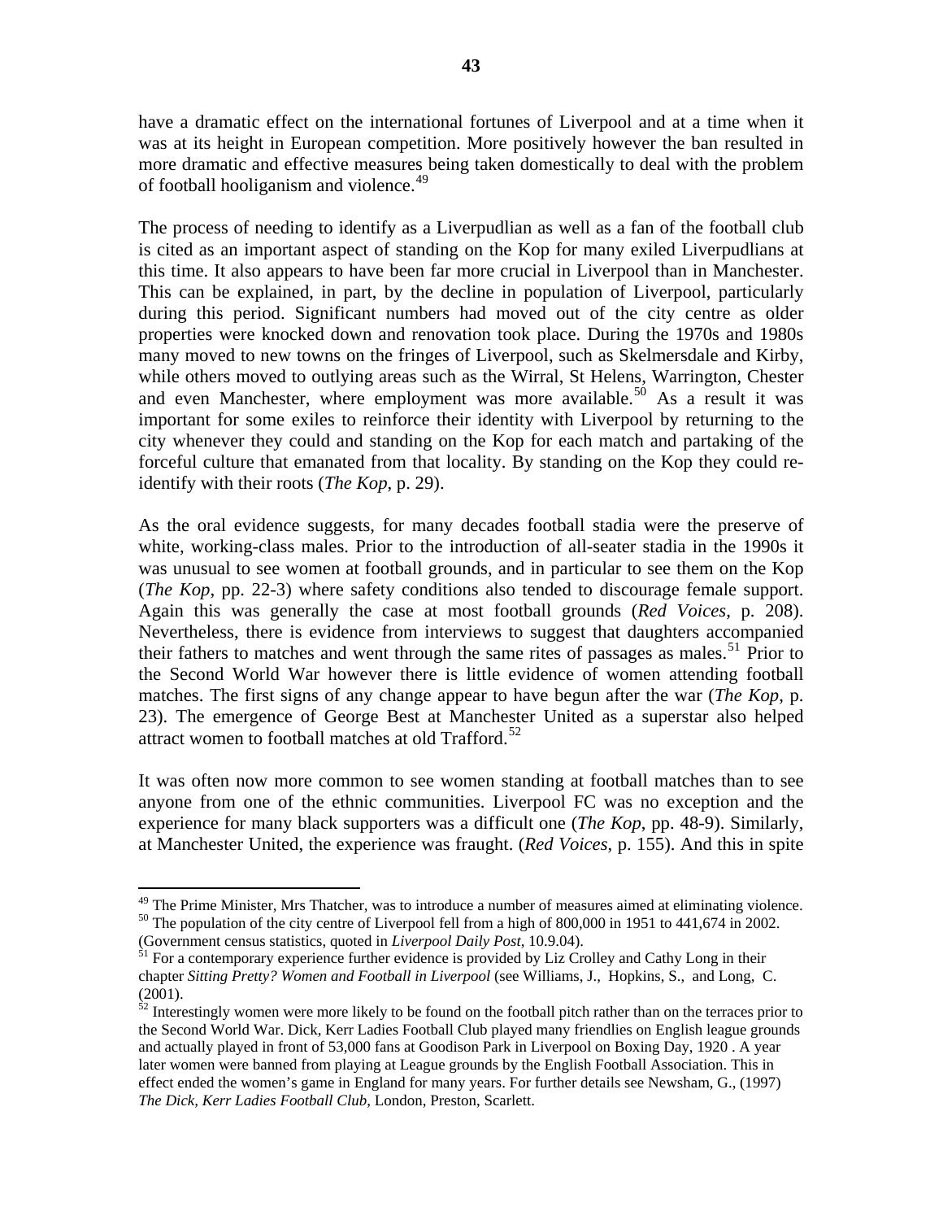have a dramatic effect on the international fortunes of Liverpool and at a time when it was at its height in European competition. More positively however the ban resulted in more dramatic and effective measures being taken domestically to deal with the problem of football hooliganism and violence.[49]

The process of needing to identify as a Liverpudlian as well as a fan of the football club is cited as an important aspect of standing on the Kop for many exiled Liverpudlians at this time. It also appears to have been far more crucial in Liverpool than in Manchester. This can be explained, in part, by the decline in population of Liverpool, particularly during this period. Significant numbers had moved out of the city centre as older properties were knocked down and renovation took place. During the 1970s and 1980s many moved to new towns on the fringes of Liverpool, such as Skelmersdale and Kirby, while others moved to outlying areas such as the Wirral, St Helens, Warrington, Chester and even Manchester, where employment was more available.[50] As a result it was important for some exiles to reinforce their identity with Liverpool by returning to the city whenever they could and standing on the Kop for each match and partaking of the forceful culture that emanated from that locality. By standing on the Kop they could re-identify with their roots (*The Kop*, p. 29).

As the oral evidence suggests, for many decades football stadia were the preserve of white, working-class males. Prior to the introduction of all-seater stadia in the 1990s it was unusual to see women at football grounds, and in particular to see them on the Kop (*The Kop*, pp. 22-3) where safety conditions also tended to discourage female support. Again this was generally the case at most football grounds (*Red Voices*, p. 208). Nevertheless, there is evidence from interviews to suggest that daughters accompanied their fathers to matches and went through the same rites of passages as males.[51] Prior to the Second World War however there is little evidence of women attending football matches. The first signs of any change appear to have begun after the war (*The Kop*, p. 23). The emergence of George Best at Manchester United as a superstar also helped attract women to football matches at old Trafford.[52]

It was often now more common to see women standing at football matches than to see anyone from one of the ethnic communities. Liverpool FC was no exception and the experience for many black supporters was a difficult one (*The Kop*, pp. 48-9). Similarly, at Manchester United, the experience was fraught. (*Red Voices*, p. 155). And this in spite

---

[49] The Prime Minister, Mrs Thatcher, was to introduce a number of measures aimed at eliminating violence.

[50] The population of the city centre of Liverpool fell from a high of 800,000 in 1951 to 441,674 in 2002. (Government census statistics, quoted in *Liverpool Daily Post*, 10.9.04).

[51] For a contemporary experience further evidence is provided by Liz Crolley and Cathy Long in their chapter *Sitting Pretty? Women and Football in Liverpool* (see Williams, J., Hopkins, S., and Long, C. (2001).

[52] Interestingly women were more likely to be found on the football pitch rather than on the terraces prior to the Second World War. Dick, Kerr Ladies Football Club played many friendlies on English league grounds and actually played in front of 53,000 fans at Goodison Park in Liverpool on Boxing Day, 1920 . A year later women were banned from playing at League grounds by the English Football Association. This in effect ended the women's game in England for many years. For further details see Newsham, G., (1997) *The Dick, Kerr Ladies Football Club*, London, Preston, Scarlett.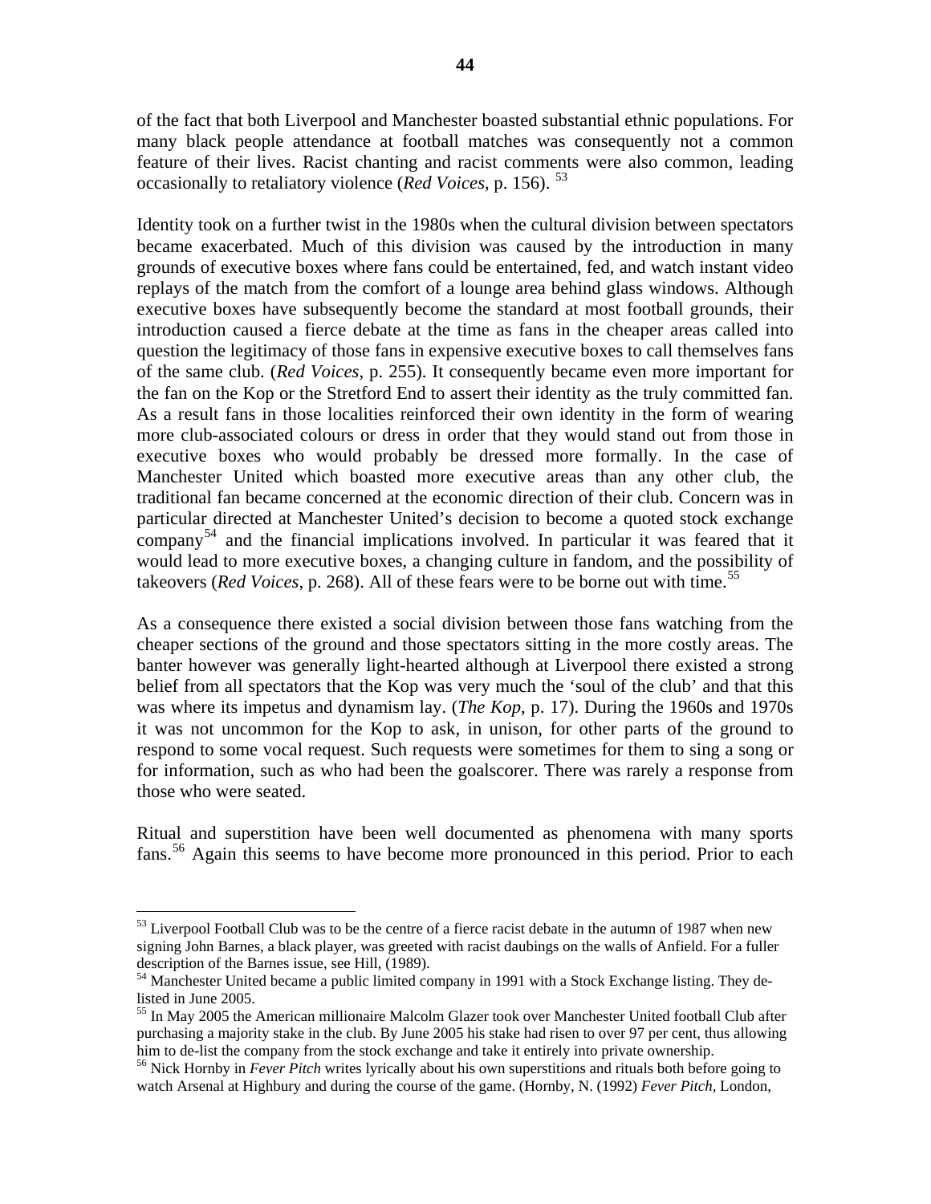of the fact that both Liverpool and Manchester boasted substantial ethnic populations. For many black people attendance at football matches was consequently not a common feature of their lives. Racist chanting and racist comments were also common, leading occasionally to retaliatory violence (*Red Voices*, p. 156). [53]

Identity took on a further twist in the 1980s when the cultural division between spectators became exacerbated. Much of this division was caused by the introduction in many grounds of executive boxes where fans could be entertained, fed, and watch instant video replays of the match from the comfort of a lounge area behind glass windows. Although executive boxes have subsequently become the standard at most football grounds, their introduction caused a fierce debate at the time as fans in the cheaper areas called into question the legitimacy of those fans in expensive executive boxes to call themselves fans of the same club. (*Red Voices*, p. 255). It consequently became even more important for the fan on the Kop or the Stretford End to assert their identity as the truly committed fan. As a result fans in those localities reinforced their own identity in the form of wearing more club-associated colours or dress in order that they would stand out from those in executive boxes who would probably be dressed more formally. In the case of Manchester United which boasted more executive areas than any other club, the traditional fan became concerned at the economic direction of their club. Concern was in particular directed at Manchester United's decision to become a quoted stock exchange company[54] and the financial implications involved. In particular it was feared that it would lead to more executive boxes, a changing culture in fandom, and the possibility of takeovers (*Red Voices*, p. 268). All of these fears were to be borne out with time.[55]

As a consequence there existed a social division between those fans watching from the cheaper sections of the ground and those spectators sitting in the more costly areas. The banter however was generally light-hearted although at Liverpool there existed a strong belief from all spectators that the Kop was very much the 'soul of the club' and that this was where its impetus and dynamism lay. (*The Kop*, p. 17). During the 1960s and 1970s it was not uncommon for the Kop to ask, in unison, for other parts of the ground to respond to some vocal request. Such requests were sometimes for them to sing a song or for information, such as who had been the goalscorer. There was rarely a response from those who were seated.

Ritual and superstition have been well documented as phenomena with many sports fans.[56] Again this seems to have become more pronounced in this period. Prior to each

---

[53] Liverpool Football Club was to be the centre of a fierce racist debate in the autumn of 1987 when new signing John Barnes, a black player, was greeted with racist daubings on the walls of Anfield. For a fuller description of the Barnes issue, see Hill, (1989).

[54] Manchester United became a public limited company in 1991 with a Stock Exchange listing. They de-listed in June 2005.

[55] In May 2005 the American millionaire Malcolm Glazer took over Manchester United football Club after purchasing a majority stake in the club. By June 2005 his stake had risen to over 97 per cent, thus allowing him to de-list the company from the stock exchange and take it entirely into private ownership.

[56] Nick Hornby in *Fever Pitch* writes lyrically about his own superstitions and rituals both before going to watch Arsenal at Highbury and during the course of the game. (Hornby, N. (1992) *Fever Pitch*, London,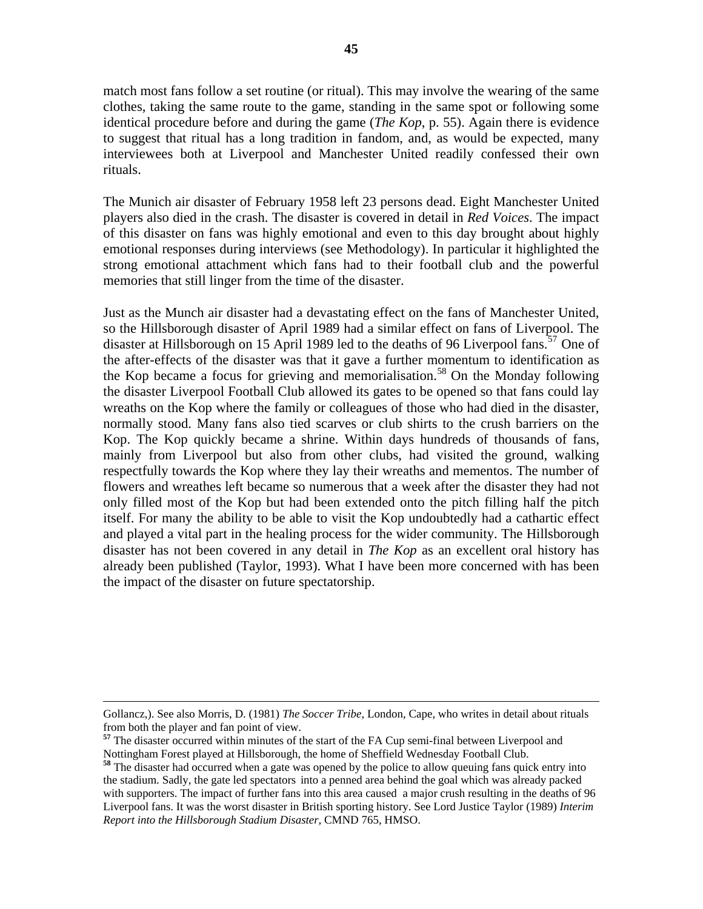match most fans follow a set routine (or ritual). This may involve the wearing of the same clothes, taking the same route to the game, standing in the same spot or following some identical procedure before and during the game (*The Kop*, p. 55). Again there is evidence to suggest that ritual has a long tradition in fandom, and, as would be expected, many interviewees both at Liverpool and Manchester United readily confessed their own rituals.

The Munich air disaster of February 1958 left 23 persons dead. Eight Manchester United players also died in the crash. The disaster is covered in detail in *Red Voices*. The impact of this disaster on fans was highly emotional and even to this day brought about highly emotional responses during interviews (see Methodology). In particular it highlighted the strong emotional attachment which fans had to their football club and the powerful memories that still linger from the time of the disaster.

Just as the Munch air disaster had a devastating effect on the fans of Manchester United, so the Hillsborough disaster of April 1989 had a similar effect on fans of Liverpool. The disaster at Hillsborough on 15 April 1989 led to the deaths of 96 Liverpool fans.[57] One of the after-effects of the disaster was that it gave a further momentum to identification as the Kop became a focus for grieving and memorialisation.[58] On the Monday following the disaster Liverpool Football Club allowed its gates to be opened so that fans could lay wreaths on the Kop where the family or colleagues of those who had died in the disaster, normally stood. Many fans also tied scarves or club shirts to the crush barriers on the Kop. The Kop quickly became a shrine. Within days hundreds of thousands of fans, mainly from Liverpool but also from other clubs, had visited the ground, walking respectfully towards the Kop where they lay their wreaths and mementos. The number of flowers and wreathes left became so numerous that a week after the disaster they had not only filled most of the Kop but had been extended onto the pitch filling half the pitch itself. For many the ability to be able to visit the Kop undoubtedly had a cathartic effect and played a vital part in the healing process for the wider community. The Hillsborough disaster has not been covered in any detail in *The Kop* as an excellent oral history has already been published (Taylor, 1993). What I have been more concerned with has been the impact of the disaster on future spectatorship.

---

Gollancz,). See also Morris, D. (1981) *The Soccer Tribe*, London, Cape, who writes in detail about rituals from both the player and fan point of view.

[57] The disaster occurred within minutes of the start of the FA Cup semi-final between Liverpool and Nottingham Forest played at Hillsborough, the home of Sheffield Wednesday Football Club.

[58] The disaster had occurred when a gate was opened by the police to allow queuing fans quick entry into the stadium. Sadly, the gate led spectators into a penned area behind the goal which was already packed with supporters. The impact of further fans into this area caused a major crush resulting in the deaths of 96 Liverpool fans. It was the worst disaster in British sporting history. See Lord Justice Taylor (1989) *Interim Report into the Hillsborough Stadium Disaster,* CMND 765, HMSO.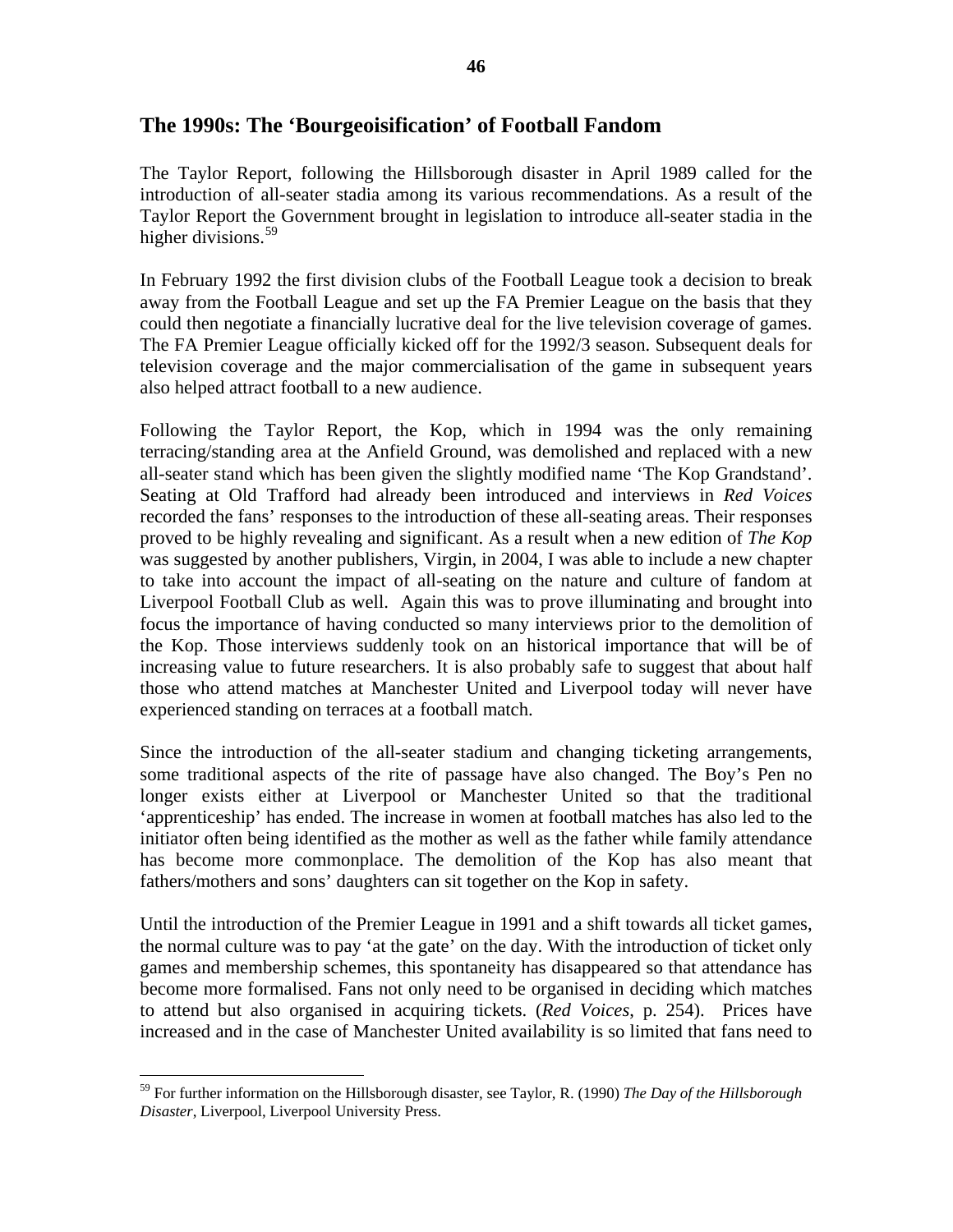## The 1990s: The 'Bourgeoisification' of Football Fandom

The Taylor Report, following the Hillsborough disaster in April 1989 called for the introduction of all-seater stadia among its various recommendations. As a result of the Taylor Report the Government brought in legislation to introduce all-seater stadia in the higher divisions.[59]

In February 1992 the first division clubs of the Football League took a decision to break away from the Football League and set up the FA Premier League on the basis that they could then negotiate a financially lucrative deal for the live television coverage of games. The FA Premier League officially kicked off for the 1992/3 season. Subsequent deals for television coverage and the major commercialisation of the game in subsequent years also helped attract football to a new audience.

Following the Taylor Report, the Kop, which in 1994 was the only remaining terracing/standing area at the Anfield Ground, was demolished and replaced with a new all-seater stand which has been given the slightly modified name 'The Kop Grandstand'. Seating at Old Trafford had already been introduced and interviews in *Red Voices* recorded the fans' responses to the introduction of these all-seating areas. Their responses proved to be highly revealing and significant. As a result when a new edition of *The Kop* was suggested by another publishers, Virgin, in 2004, I was able to include a new chapter to take into account the impact of all-seating on the nature and culture of fandom at Liverpool Football Club as well. Again this was to prove illuminating and brought into focus the importance of having conducted so many interviews prior to the demolition of the Kop. Those interviews suddenly took on an historical importance that will be of increasing value to future researchers. It is also probably safe to suggest that about half those who attend matches at Manchester United and Liverpool today will never have experienced standing on terraces at a football match.

Since the introduction of the all-seater stadium and changing ticketing arrangements, some traditional aspects of the rite of passage have also changed. The Boy's Pen no longer exists either at Liverpool or Manchester United so that the traditional 'apprenticeship' has ended. The increase in women at football matches has also led to the initiator often being identified as the mother as well as the father while family attendance has become more commonplace. The demolition of the Kop has also meant that fathers/mothers and sons' daughters can sit together on the Kop in safety.

Until the introduction of the Premier League in 1991 and a shift towards all ticket games, the normal culture was to pay 'at the gate' on the day. With the introduction of ticket only games and membership schemes, this spontaneity has disappeared so that attendance has become more formalised. Fans not only need to be organised in deciding which matches to attend but also organised in acquiring tickets. (*Red Voices*, p. 254). Prices have increased and in the case of Manchester United availability is so limited that fans need to

[59] For further information on the Hillsborough disaster, see Taylor, R. (1990) *The Day of the Hillsborough Disaster*, Liverpool, Liverpool University Press.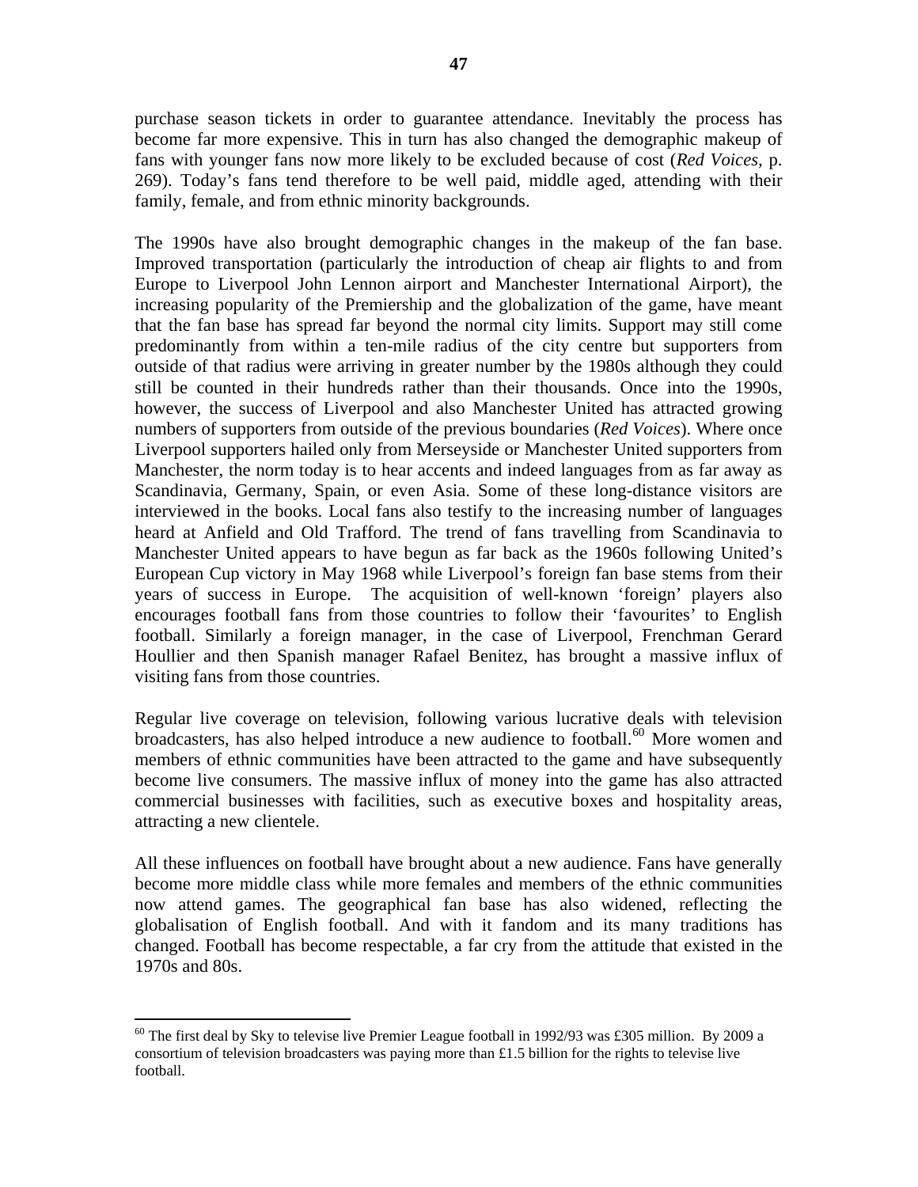purchase season tickets in order to guarantee attendance. Inevitably the process has become far more expensive. This in turn has also changed the demographic makeup of fans with younger fans now more likely to be excluded because of cost (*Red Voices*, p. 269). Today's fans tend therefore to be well paid, middle aged, attending with their family, female, and from ethnic minority backgrounds.

The 1990s have also brought demographic changes in the makeup of the fan base. Improved transportation (particularly the introduction of cheap air flights to and from Europe to Liverpool John Lennon airport and Manchester International Airport), the increasing popularity of the Premiership and the globalization of the game, have meant that the fan base has spread far beyond the normal city limits. Support may still come predominantly from within a ten-mile radius of the city centre but supporters from outside of that radius were arriving in greater number by the 1980s although they could still be counted in their hundreds rather than their thousands. Once into the 1990s, however, the success of Liverpool and also Manchester United has attracted growing numbers of supporters from outside of the previous boundaries (*Red Voices*). Where once Liverpool supporters hailed only from Merseyside or Manchester United supporters from Manchester, the norm today is to hear accents and indeed languages from as far away as Scandinavia, Germany, Spain, or even Asia. Some of these long-distance visitors are interviewed in the books. Local fans also testify to the increasing number of languages heard at Anfield and Old Trafford. The trend of fans travelling from Scandinavia to Manchester United appears to have begun as far back as the 1960s following United's European Cup victory in May 1968 while Liverpool's foreign fan base stems from their years of success in Europe. The acquisition of well-known 'foreign' players also encourages football fans from those countries to follow their 'favourites' to English football. Similarly a foreign manager, in the case of Liverpool, Frenchman Gerard Houllier and then Spanish manager Rafael Benitez, has brought a massive influx of visiting fans from those countries.

Regular live coverage on television, following various lucrative deals with television broadcasters, has also helped introduce a new audience to football.[60] More women and members of ethnic communities have been attracted to the game and have subsequently become live consumers. The massive influx of money into the game has also attracted commercial businesses with facilities, such as executive boxes and hospitality areas, attracting a new clientele.

All these influences on football have brought about a new audience. Fans have generally become more middle class while more females and members of the ethnic communities now attend games. The geographical fan base has also widened, reflecting the globalisation of English football. And with it fandom and its many traditions has changed. Football has become respectable, a far cry from the attitude that existed in the 1970s and 80s.

---

[60] The first deal by Sky to televise live Premier League football in 1992/93 was £305 million. By 2009 a consortium of television broadcasters was paying more than £1.5 billion for the rights to televise live football.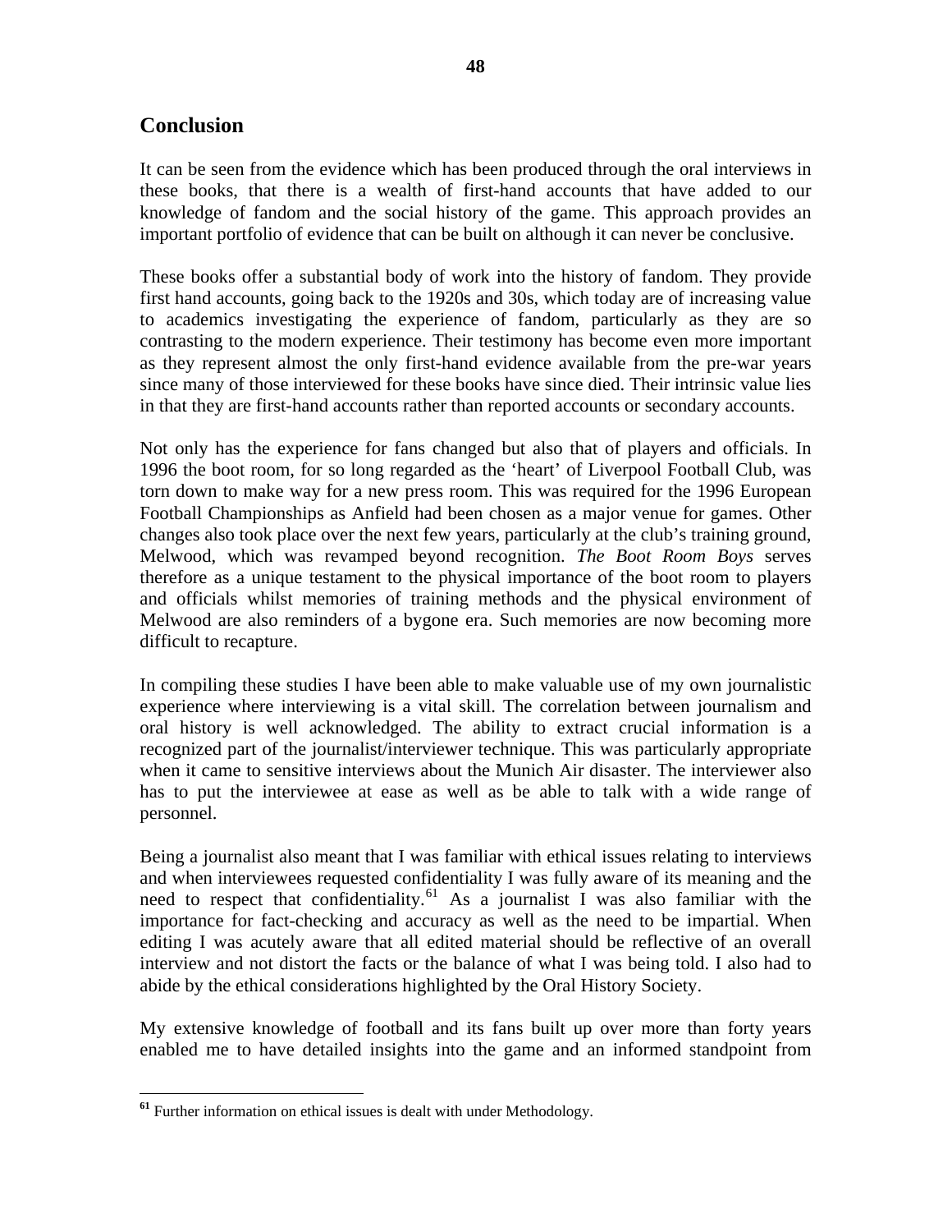## Conclusion

It can be seen from the evidence which has been produced through the oral interviews in these books, that there is a wealth of first-hand accounts that have added to our knowledge of fandom and the social history of the game. This approach provides an important portfolio of evidence that can be built on although it can never be conclusive.

These books offer a substantial body of work into the history of fandom. They provide first hand accounts, going back to the 1920s and 30s, which today are of increasing value to academics investigating the experience of fandom, particularly as they are so contrasting to the modern experience. Their testimony has become even more important as they represent almost the only first-hand evidence available from the pre-war years since many of those interviewed for these books have since died. Their intrinsic value lies in that they are first-hand accounts rather than reported accounts or secondary accounts.

Not only has the experience for fans changed but also that of players and officials. In 1996 the boot room, for so long regarded as the 'heart' of Liverpool Football Club, was torn down to make way for a new press room. This was required for the 1996 European Football Championships as Anfield had been chosen as a major venue for games. Other changes also took place over the next few years, particularly at the club's training ground, Melwood, which was revamped beyond recognition. *The Boot Room Boys* serves therefore as a unique testament to the physical importance of the boot room to players and officials whilst memories of training methods and the physical environment of Melwood are also reminders of a bygone era. Such memories are now becoming more difficult to recapture.

In compiling these studies I have been able to make valuable use of my own journalistic experience where interviewing is a vital skill. The correlation between journalism and oral history is well acknowledged. The ability to extract crucial information is a recognized part of the journalist/interviewer technique. This was particularly appropriate when it came to sensitive interviews about the Munich Air disaster. The interviewer also has to put the interviewee at ease as well as be able to talk with a wide range of personnel.

Being a journalist also meant that I was familiar with ethical issues relating to interviews and when interviewees requested confidentiality I was fully aware of its meaning and the need to respect that confidentiality.[61] As a journalist I was also familiar with the importance for fact-checking and accuracy as well as the need to be impartial. When editing I was acutely aware that all edited material should be reflective of an overall interview and not distort the facts or the balance of what I was being told. I also had to abide by the ethical considerations highlighted by the Oral History Society.

My extensive knowledge of football and its fans built up over more than forty years enabled me to have detailed insights into the game and an informed standpoint from

---

[61] Further information on ethical issues is dealt with under Methodology.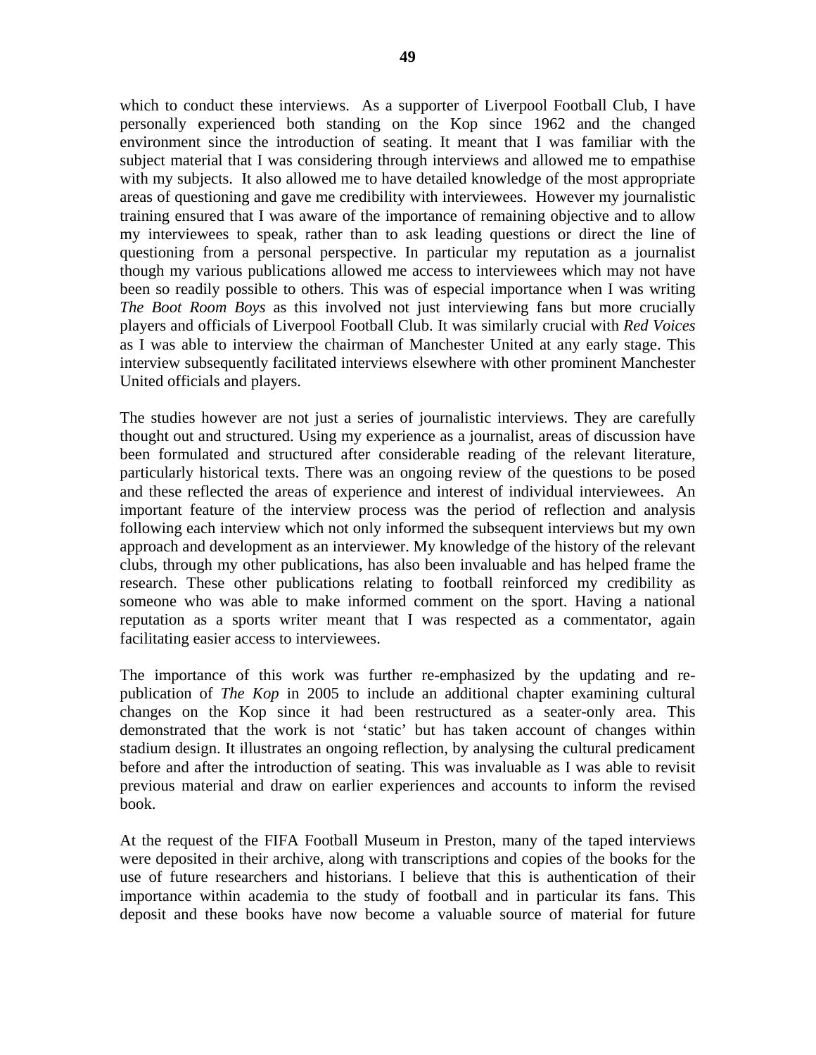which to conduct these interviews. As a supporter of Liverpool Football Club, I have personally experienced both standing on the Kop since 1962 and the changed environment since the introduction of seating. It meant that I was familiar with the subject material that I was considering through interviews and allowed me to empathise with my subjects. It also allowed me to have detailed knowledge of the most appropriate areas of questioning and gave me credibility with interviewees. However my journalistic training ensured that I was aware of the importance of remaining objective and to allow my interviewees to speak, rather than to ask leading questions or direct the line of questioning from a personal perspective. In particular my reputation as a journalist though my various publications allowed me access to interviewees which may not have been so readily possible to others. This was of especial importance when I was writing *The Boot Room Boys* as this involved not just interviewing fans but more crucially players and officials of Liverpool Football Club. It was similarly crucial with *Red Voices* as I was able to interview the chairman of Manchester United at any early stage. This interview subsequently facilitated interviews elsewhere with other prominent Manchester United officials and players.

The studies however are not just a series of journalistic interviews. They are carefully thought out and structured. Using my experience as a journalist, areas of discussion have been formulated and structured after considerable reading of the relevant literature, particularly historical texts. There was an ongoing review of the questions to be posed and these reflected the areas of experience and interest of individual interviewees. An important feature of the interview process was the period of reflection and analysis following each interview which not only informed the subsequent interviews but my own approach and development as an interviewer. My knowledge of the history of the relevant clubs, through my other publications, has also been invaluable and has helped frame the research. These other publications relating to football reinforced my credibility as someone who was able to make informed comment on the sport. Having a national reputation as a sports writer meant that I was respected as a commentator, again facilitating easier access to interviewees.

The importance of this work was further re-emphasized by the updating and re-publication of *The Kop* in 2005 to include an additional chapter examining cultural changes on the Kop since it had been restructured as a seater-only area. This demonstrated that the work is not 'static' but has taken account of changes within stadium design. It illustrates an ongoing reflection, by analysing the cultural predicament before and after the introduction of seating. This was invaluable as I was able to revisit previous material and draw on earlier experiences and accounts to inform the revised book.

At the request of the FIFA Football Museum in Preston, many of the taped interviews were deposited in their archive, along with transcriptions and copies of the books for the use of future researchers and historians. I believe that this is authentication of their importance within academia to the study of football and in particular its fans. This deposit and these books have now become a valuable source of material for future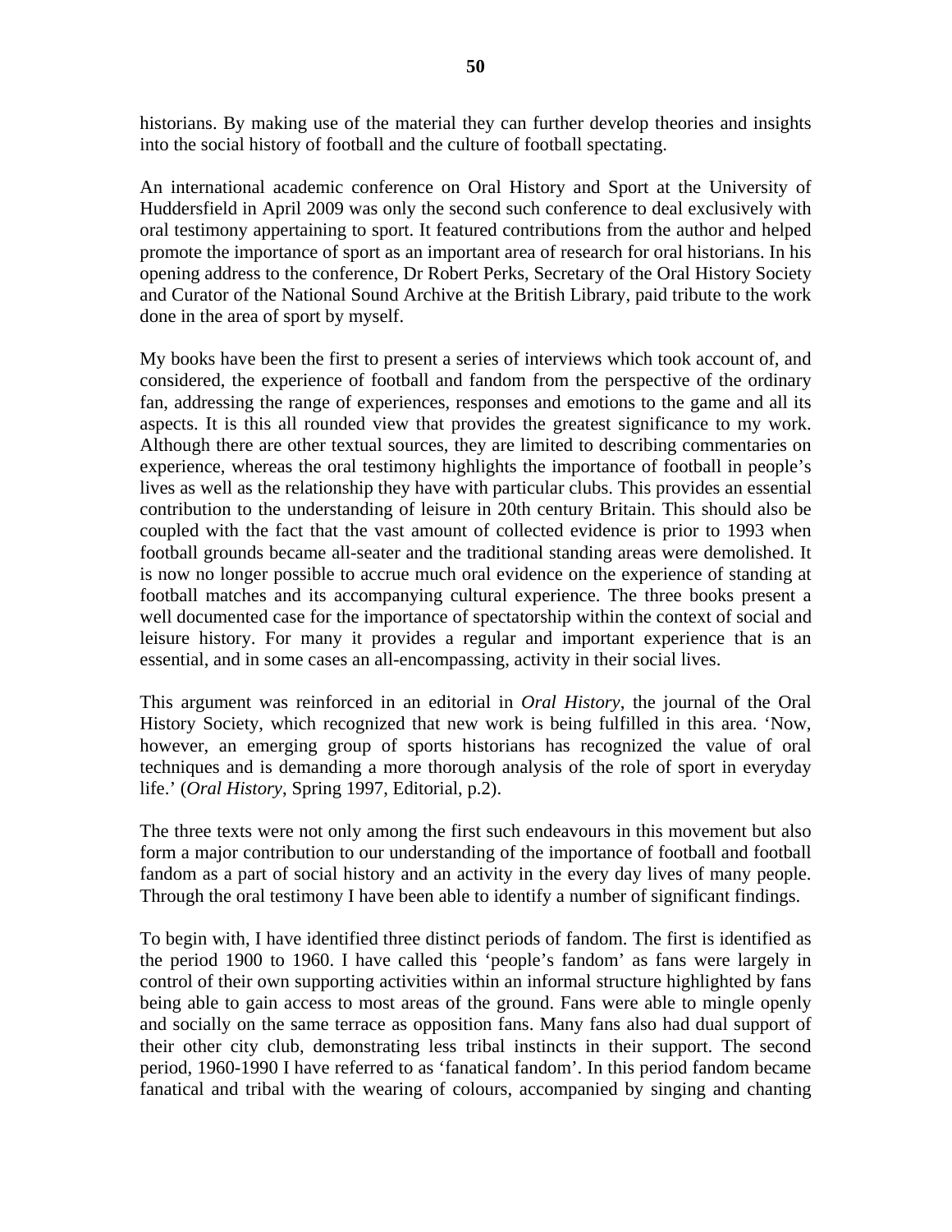historians. By making use of the material they can further develop theories and insights into the social history of football and the culture of football spectating.

An international academic conference on Oral History and Sport at the University of Huddersfield in April 2009 was only the second such conference to deal exclusively with oral testimony appertaining to sport. It featured contributions from the author and helped promote the importance of sport as an important area of research for oral historians. In his opening address to the conference, Dr Robert Perks, Secretary of the Oral History Society and Curator of the National Sound Archive at the British Library, paid tribute to the work done in the area of sport by myself.

My books have been the first to present a series of interviews which took account of, and considered, the experience of football and fandom from the perspective of the ordinary fan, addressing the range of experiences, responses and emotions to the game and all its aspects. It is this all rounded view that provides the greatest significance to my work. Although there are other textual sources, they are limited to describing commentaries on experience, whereas the oral testimony highlights the importance of football in people's lives as well as the relationship they have with particular clubs. This provides an essential contribution to the understanding of leisure in 20th century Britain. This should also be coupled with the fact that the vast amount of collected evidence is prior to 1993 when football grounds became all-seater and the traditional standing areas were demolished. It is now no longer possible to accrue much oral evidence on the experience of standing at football matches and its accompanying cultural experience. The three books present a well documented case for the importance of spectatorship within the context of social and leisure history. For many it provides a regular and important experience that is an essential, and in some cases an all-encompassing, activity in their social lives.

This argument was reinforced in an editorial in *Oral History*, the journal of the Oral History Society, which recognized that new work is being fulfilled in this area. 'Now, however, an emerging group of sports historians has recognized the value of oral techniques and is demanding a more thorough analysis of the role of sport in everyday life.' (*Oral History*, Spring 1997, Editorial, p.2).

The three texts were not only among the first such endeavours in this movement but also form a major contribution to our understanding of the importance of football and football fandom as a part of social history and an activity in the every day lives of many people. Through the oral testimony I have been able to identify a number of significant findings.

To begin with, I have identified three distinct periods of fandom. The first is identified as the period 1900 to 1960. I have called this 'people's fandom' as fans were largely in control of their own supporting activities within an informal structure highlighted by fans being able to gain access to most areas of the ground. Fans were able to mingle openly and socially on the same terrace as opposition fans. Many fans also had dual support of their other city club, demonstrating less tribal instincts in their support. The second period, 1960-1990 I have referred to as 'fanatical fandom'. In this period fandom became fanatical and tribal with the wearing of colours, accompanied by singing and chanting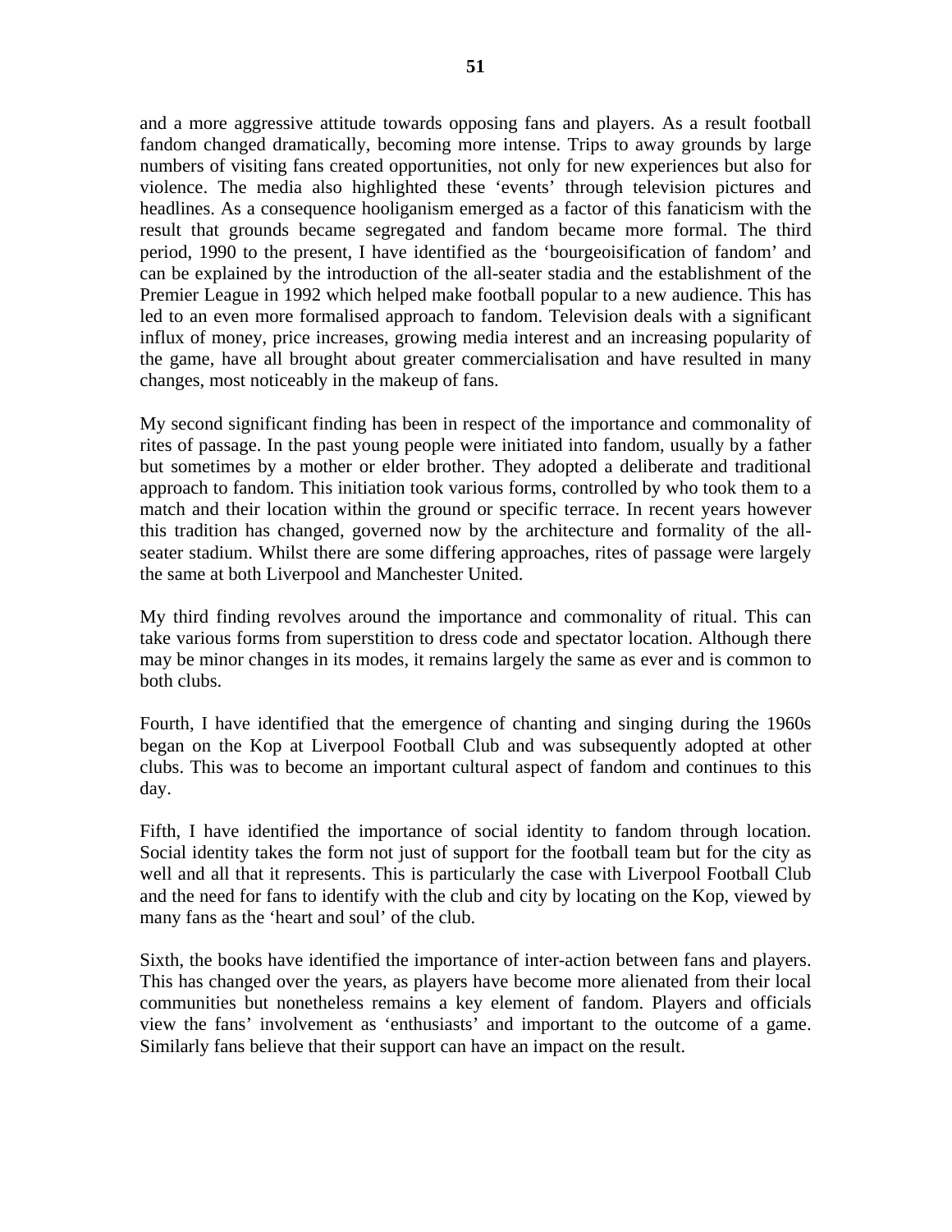and a more aggressive attitude towards opposing fans and players. As a result football fandom changed dramatically, becoming more intense. Trips to away grounds by large numbers of visiting fans created opportunities, not only for new experiences but also for violence. The media also highlighted these 'events' through television pictures and headlines. As a consequence hooliganism emerged as a factor of this fanaticism with the result that grounds became segregated and fandom became more formal. The third period, 1990 to the present, I have identified as the 'bourgeoisification of fandom' and can be explained by the introduction of the all-seater stadia and the establishment of the Premier League in 1992 which helped make football popular to a new audience. This has led to an even more formalised approach to fandom. Television deals with a significant influx of money, price increases, growing media interest and an increasing popularity of the game, have all brought about greater commercialisation and have resulted in many changes, most noticeably in the makeup of fans.

My second significant finding has been in respect of the importance and commonality of rites of passage. In the past young people were initiated into fandom, usually by a father but sometimes by a mother or elder brother. They adopted a deliberate and traditional approach to fandom. This initiation took various forms, controlled by who took them to a match and their location within the ground or specific terrace. In recent years however this tradition has changed, governed now by the architecture and formality of the all-seater stadium. Whilst there are some differing approaches, rites of passage were largely the same at both Liverpool and Manchester United.

My third finding revolves around the importance and commonality of ritual. This can take various forms from superstition to dress code and spectator location. Although there may be minor changes in its modes, it remains largely the same as ever and is common to both clubs.

Fourth, I have identified that the emergence of chanting and singing during the 1960s began on the Kop at Liverpool Football Club and was subsequently adopted at other clubs. This was to become an important cultural aspect of fandom and continues to this day.

Fifth, I have identified the importance of social identity to fandom through location. Social identity takes the form not just of support for the football team but for the city as well and all that it represents. This is particularly the case with Liverpool Football Club and the need for fans to identify with the club and city by locating on the Kop, viewed by many fans as the 'heart and soul' of the club.

Sixth, the books have identified the importance of inter-action between fans and players. This has changed over the years, as players have become more alienated from their local communities but nonetheless remains a key element of fandom. Players and officials view the fans' involvement as 'enthusiasts' and important to the outcome of a game. Similarly fans believe that their support can have an impact on the result.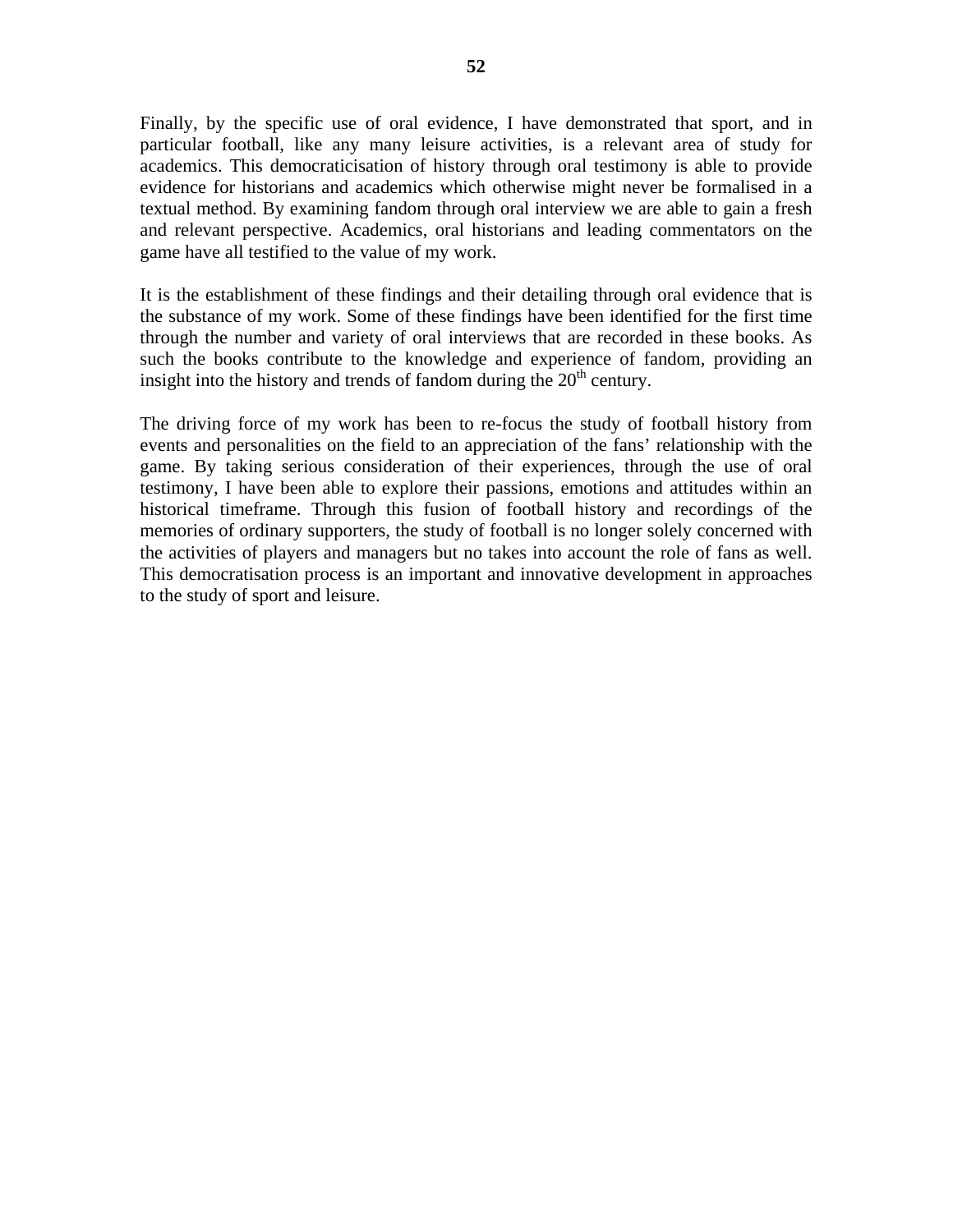Finally, by the specific use of oral evidence, I have demonstrated that sport, and in particular football, like any many leisure activities, is a relevant area of study for academics. This democraticisation of history through oral testimony is able to provide evidence for historians and academics which otherwise might never be formalised in a textual method. By examining fandom through oral interview we are able to gain a fresh and relevant perspective. Academics, oral historians and leading commentators on the game have all testified to the value of my work.

It is the establishment of these findings and their detailing through oral evidence that is the substance of my work. Some of these findings have been identified for the first time through the number and variety of oral interviews that are recorded in these books. As such the books contribute to the knowledge and experience of fandom, providing an insight into the history and trends of fandom during the 20th century.

The driving force of my work has been to re-focus the study of football history from events and personalities on the field to an appreciation of the fans' relationship with the game. By taking serious consideration of their experiences, through the use of oral testimony, I have been able to explore their passions, emotions and attitudes within an historical timeframe. Through this fusion of football history and recordings of the memories of ordinary supporters, the study of football is no longer solely concerned with the activities of players and managers but no takes into account the role of fans as well. This democratisation process is an important and innovative development in approaches to the study of sport and leisure.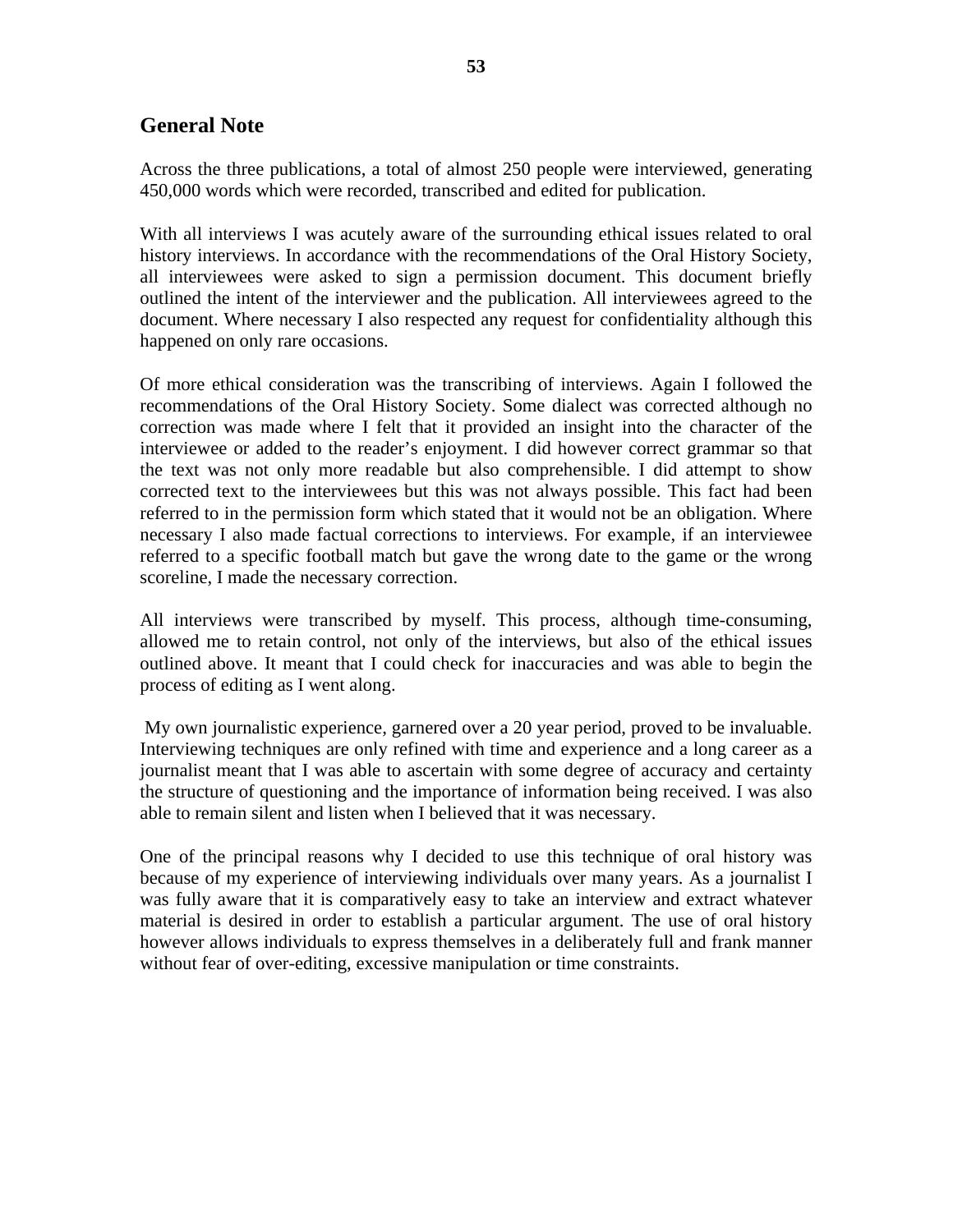## General Note

Across the three publications, a total of almost 250 people were interviewed, generating 450,000 words which were recorded, transcribed and edited for publication.

With all interviews I was acutely aware of the surrounding ethical issues related to oral history interviews. In accordance with the recommendations of the Oral History Society, all interviewees were asked to sign a permission document. This document briefly outlined the intent of the interviewer and the publication. All interviewees agreed to the document. Where necessary I also respected any request for confidentiality although this happened on only rare occasions.

Of more ethical consideration was the transcribing of interviews. Again I followed the recommendations of the Oral History Society. Some dialect was corrected although no correction was made where I felt that it provided an insight into the character of the interviewee or added to the reader's enjoyment. I did however correct grammar so that the text was not only more readable but also comprehensible. I did attempt to show corrected text to the interviewees but this was not always possible. This fact had been referred to in the permission form which stated that it would not be an obligation. Where necessary I also made factual corrections to interviews. For example, if an interviewee referred to a specific football match but gave the wrong date to the game or the wrong scoreline, I made the necessary correction.

All interviews were transcribed by myself. This process, although time-consuming, allowed me to retain control, not only of the interviews, but also of the ethical issues outlined above. It meant that I could check for inaccuracies and was able to begin the process of editing as I went along.

My own journalistic experience, garnered over a 20 year period, proved to be invaluable. Interviewing techniques are only refined with time and experience and a long career as a journalist meant that I was able to ascertain with some degree of accuracy and certainty the structure of questioning and the importance of information being received. I was also able to remain silent and listen when I believed that it was necessary.

One of the principal reasons why I decided to use this technique of oral history was because of my experience of interviewing individuals over many years. As a journalist I was fully aware that it is comparatively easy to take an interview and extract whatever material is desired in order to establish a particular argument. The use of oral history however allows individuals to express themselves in a deliberately full and frank manner without fear of over-editing, excessive manipulation or time constraints.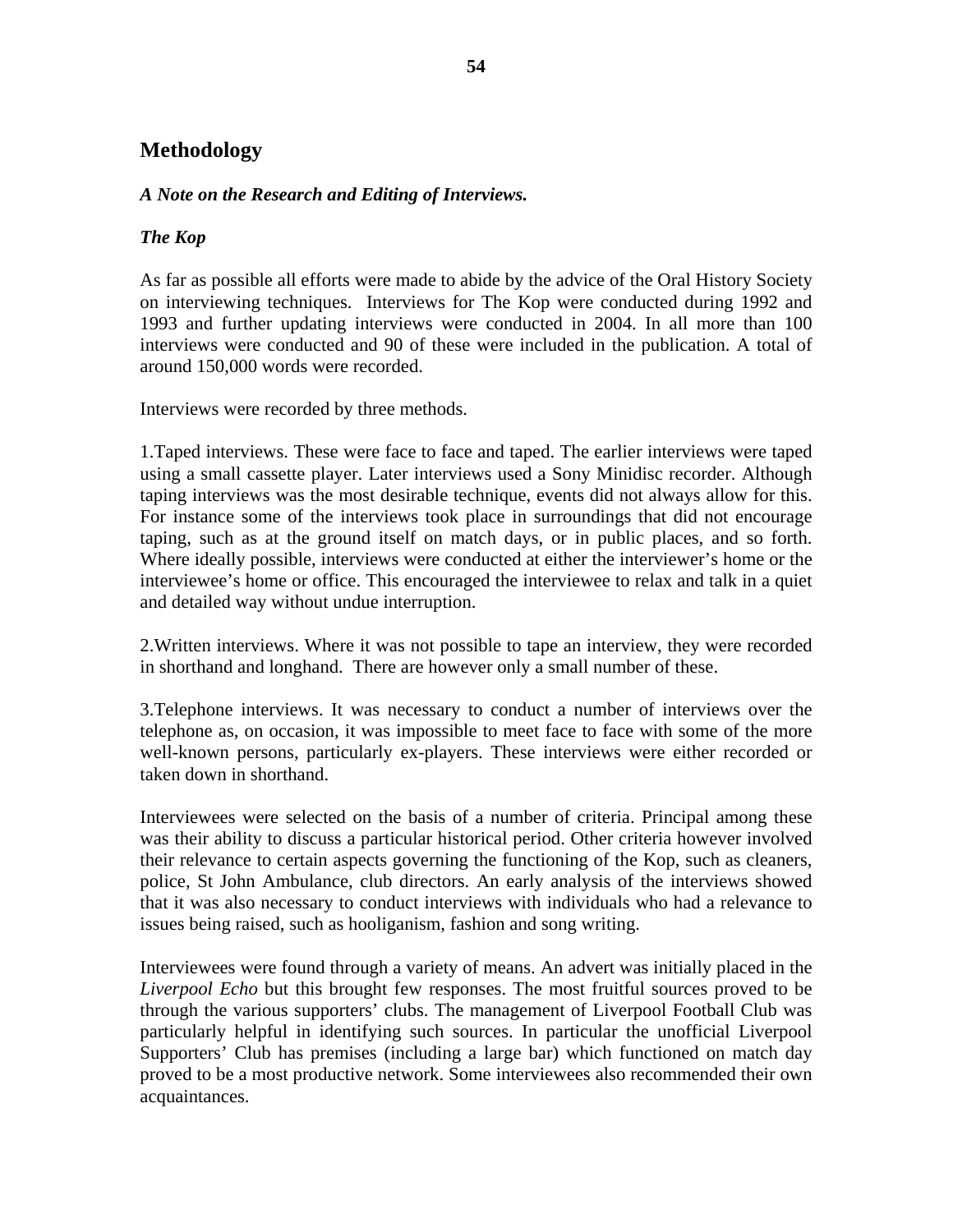## Methodology

### *A Note on the Research and Editing of Interviews.*

### *The Kop*

As far as possible all efforts were made to abide by the advice of the Oral History Society on interviewing techniques. Interviews for The Kop were conducted during 1992 and 1993 and further updating interviews were conducted in 2004. In all more than 100 interviews were conducted and 90 of these were included in the publication. A total of around 150,000 words were recorded.

Interviews were recorded by three methods.

1.Taped interviews. These were face to face and taped. The earlier interviews were taped using a small cassette player. Later interviews used a Sony Minidisc recorder. Although taping interviews was the most desirable technique, events did not always allow for this. For instance some of the interviews took place in surroundings that did not encourage taping, such as at the ground itself on match days, or in public places, and so forth. Where ideally possible, interviews were conducted at either the interviewer's home or the interviewee's home or office. This encouraged the interviewee to relax and talk in a quiet and detailed way without undue interruption.

2.Written interviews. Where it was not possible to tape an interview, they were recorded in shorthand and longhand. There are however only a small number of these.

3.Telephone interviews. It was necessary to conduct a number of interviews over the telephone as, on occasion, it was impossible to meet face to face with some of the more well-known persons, particularly ex-players. These interviews were either recorded or taken down in shorthand.

Interviewees were selected on the basis of a number of criteria. Principal among these was their ability to discuss a particular historical period. Other criteria however involved their relevance to certain aspects governing the functioning of the Kop, such as cleaners, police, St John Ambulance, club directors. An early analysis of the interviews showed that it was also necessary to conduct interviews with individuals who had a relevance to issues being raised, such as hooliganism, fashion and song writing.

Interviewees were found through a variety of means. An advert was initially placed in the *Liverpool Echo* but this brought few responses. The most fruitful sources proved to be through the various supporters' clubs. The management of Liverpool Football Club was particularly helpful in identifying such sources. In particular the unofficial Liverpool Supporters' Club has premises (including a large bar) which functioned on match day proved to be a most productive network. Some interviewees also recommended their own acquaintances.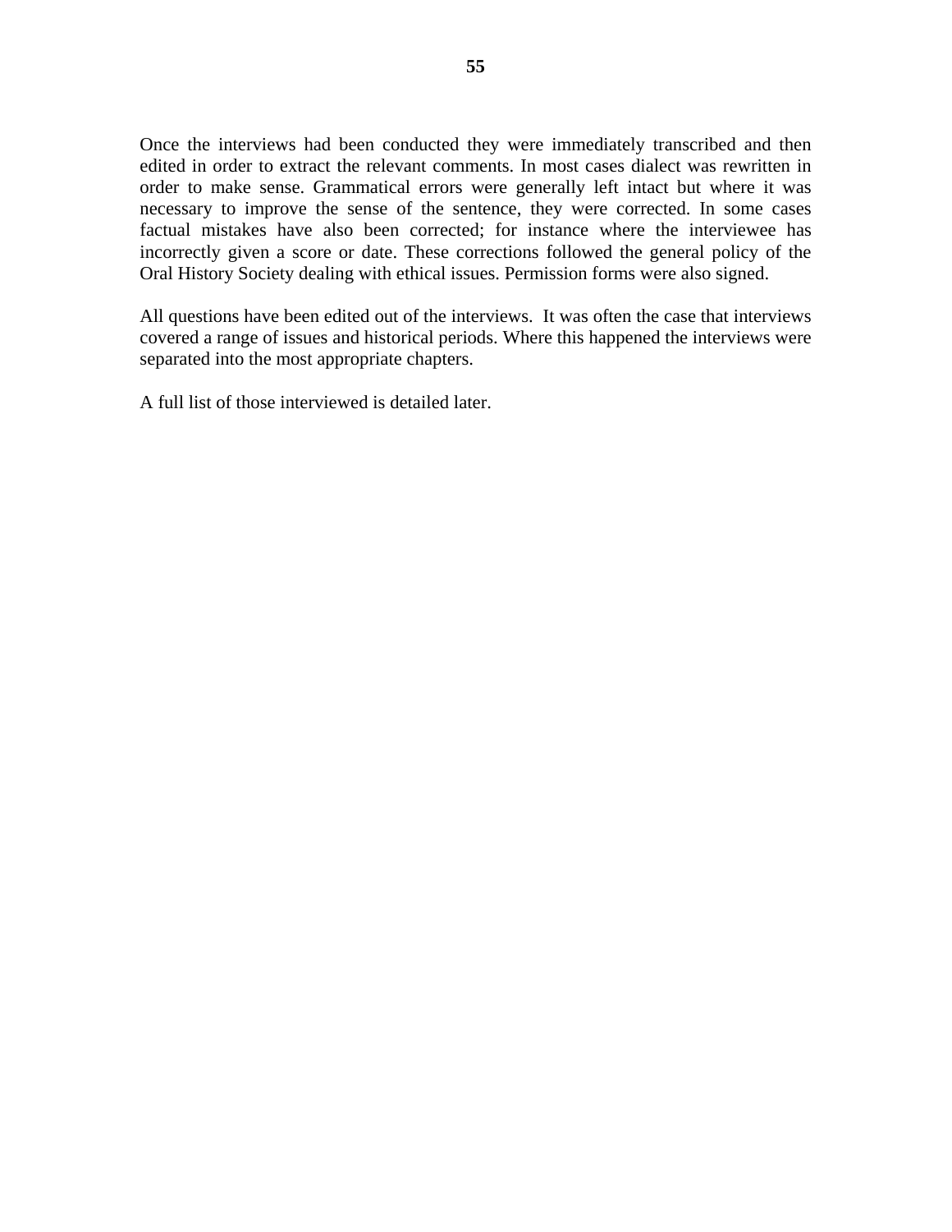Once the interviews had been conducted they were immediately transcribed and then edited in order to extract the relevant comments. In most cases dialect was rewritten in order to make sense. Grammatical errors were generally left intact but where it was necessary to improve the sense of the sentence, they were corrected. In some cases factual mistakes have also been corrected; for instance where the interviewee has incorrectly given a score or date. These corrections followed the general policy of the Oral History Society dealing with ethical issues. Permission forms were also signed.

All questions have been edited out of the interviews. It was often the case that interviews covered a range of issues and historical periods. Where this happened the interviews were separated into the most appropriate chapters.

A full list of those interviewed is detailed later.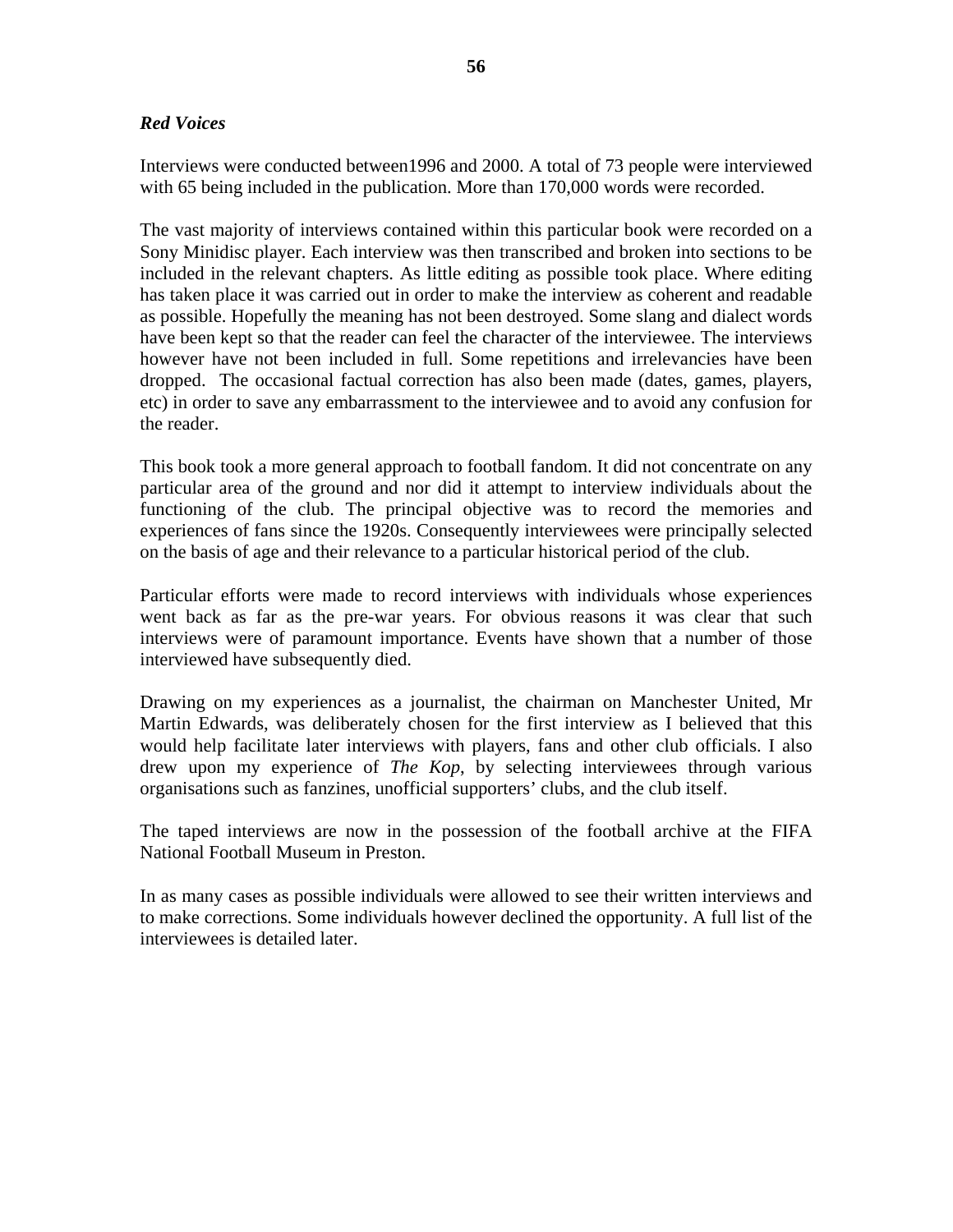***Red Voices***

Interviews were conducted between1996 and 2000. A total of 73 people were interviewed with 65 being included in the publication. More than 170,000 words were recorded.

The vast majority of interviews contained within this particular book were recorded on a Sony Minidisc player. Each interview was then transcribed and broken into sections to be included in the relevant chapters. As little editing as possible took place. Where editing has taken place it was carried out in order to make the interview as coherent and readable as possible. Hopefully the meaning has not been destroyed. Some slang and dialect words have been kept so that the reader can feel the character of the interviewee. The interviews however have not been included in full. Some repetitions and irrelevancies have been dropped. The occasional factual correction has also been made (dates, games, players, etc) in order to save any embarrassment to the interviewee and to avoid any confusion for the reader.

This book took a more general approach to football fandom. It did not concentrate on any particular area of the ground and nor did it attempt to interview individuals about the functioning of the club. The principal objective was to record the memories and experiences of fans since the 1920s. Consequently interviewees were principally selected on the basis of age and their relevance to a particular historical period of the club.

Particular efforts were made to record interviews with individuals whose experiences went back as far as the pre-war years. For obvious reasons it was clear that such interviews were of paramount importance. Events have shown that a number of those interviewed have subsequently died.

Drawing on my experiences as a journalist, the chairman on Manchester United, Mr Martin Edwards, was deliberately chosen for the first interview as I believed that this would help facilitate later interviews with players, fans and other club officials. I also drew upon my experience of *The Kop*, by selecting interviewees through various organisations such as fanzines, unofficial supporters' clubs, and the club itself.

The taped interviews are now in the possession of the football archive at the FIFA National Football Museum in Preston.

In as many cases as possible individuals were allowed to see their written interviews and to make corrections. Some individuals however declined the opportunity. A full list of the interviewees is detailed later.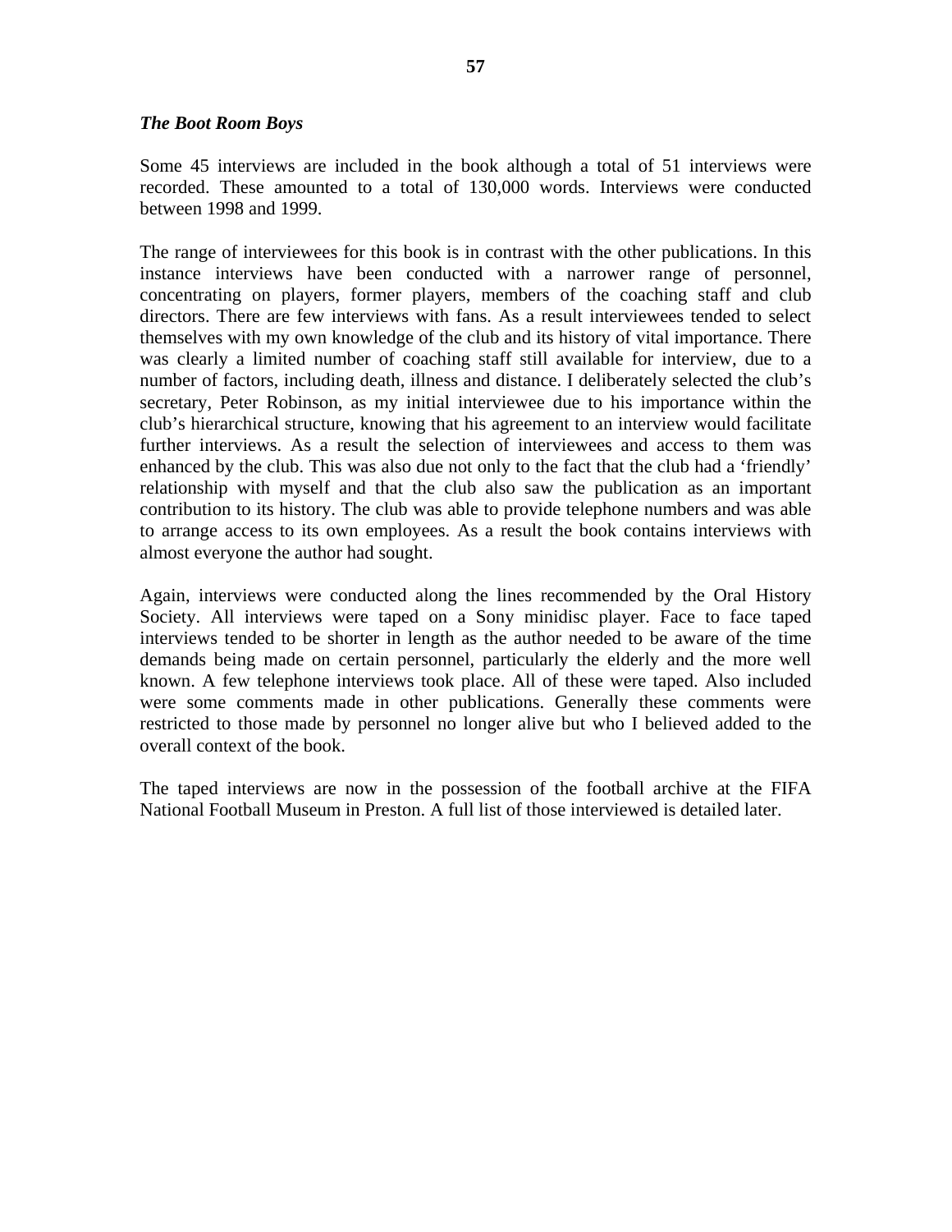***The Boot Room Boys***

Some 45 interviews are included in the book although a total of 51 interviews were recorded. These amounted to a total of 130,000 words. Interviews were conducted between 1998 and 1999.

The range of interviewees for this book is in contrast with the other publications. In this instance interviews have been conducted with a narrower range of personnel, concentrating on players, former players, members of the coaching staff and club directors. There are few interviews with fans. As a result interviewees tended to select themselves with my own knowledge of the club and its history of vital importance. There was clearly a limited number of coaching staff still available for interview, due to a number of factors, including death, illness and distance. I deliberately selected the club's secretary, Peter Robinson, as my initial interviewee due to his importance within the club's hierarchical structure, knowing that his agreement to an interview would facilitate further interviews. As a result the selection of interviewees and access to them was enhanced by the club. This was also due not only to the fact that the club had a 'friendly' relationship with myself and that the club also saw the publication as an important contribution to its history. The club was able to provide telephone numbers and was able to arrange access to its own employees. As a result the book contains interviews with almost everyone the author had sought.

Again, interviews were conducted along the lines recommended by the Oral History Society. All interviews were taped on a Sony minidisc player. Face to face taped interviews tended to be shorter in length as the author needed to be aware of the time demands being made on certain personnel, particularly the elderly and the more well known. A few telephone interviews took place. All of these were taped. Also included were some comments made in other publications. Generally these comments were restricted to those made by personnel no longer alive but who I believed added to the overall context of the book.

The taped interviews are now in the possession of the football archive at the FIFA National Football Museum in Preston. A full list of those interviewed is detailed later.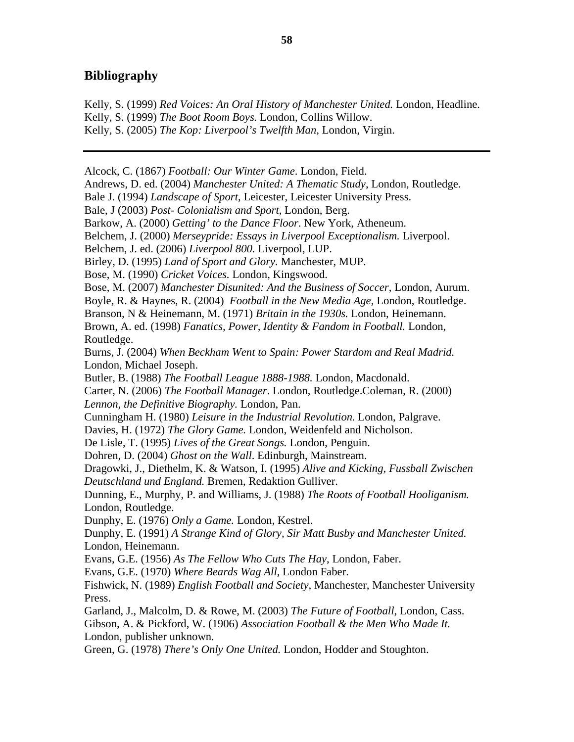## Bibliography

Kelly, S. (1999) *Red Voices: An Oral History of Manchester United.* London, Headline.
Kelly, S. (1999) *The Boot Room Boys.* London, Collins Willow.
Kelly, S. (2005) *The Kop: Liverpool's Twelfth Man*, London, Virgin.

---

Alcock, C. (1867) *Football: Our Winter Game*. London, Field.
Andrews, D. ed. (2004) *Manchester United: A Thematic Study*, London, Routledge.
Bale J. (1994) *Landscape of Sport*, Leicester, Leicester University Press.
Bale, J (2003) *Post- Colonialism and Sport*, London, Berg.
Barkow, A. (2000) *Getting' to the Dance Floor*. New York, Atheneum.
Belchem, J. (2000) *Merseypride: Essays in Liverpool Exceptionalism.* Liverpool.
Belchem, J. ed. (2006) *Liverpool 800*. Liverpool, LUP.
Birley, D. (1995) *Land of Sport and Glory.* Manchester, MUP.
Bose, M. (1990) *Cricket Voices.* London, Kingswood.
Bose, M. (2007) *Manchester Disunited: And the Business of Soccer*, London, Aurum.
Boyle, R. & Haynes, R. (2004) *Football in the New Media Age*, London, Routledge.
Branson, N & Heinemann, M. (1971) *Britain in the 1930s.* London, Heinemann.
Brown, A. ed. (1998) *Fanatics, Power, Identity & Fandom in Football.* London, Routledge.
Burns, J. (2004) *When Beckham Went to Spain: Power Stardom and Real Madrid.* London, Michael Joseph.
Butler, B. (1988) *The Football League 1888-1988.* London, Macdonald.
Carter, N. (2006) *The Football Manager*. London, Routledge.Coleman, R. (2000) *Lennon, the Definitive Biography.* London, Pan.
Cunningham H. (1980) *Leisure in the Industrial Revolution.* London, Palgrave.
Davies, H. (1972) *The Glory Game.* London, Weidenfeld and Nicholson.
De Lisle, T. (1995) *Lives of the Great Songs.* London, Penguin.
Dohren, D. (2004) *Ghost on the Wall*. Edinburgh, Mainstream.
Dragowki, J., Diethelm, K. & Watson, I. (1995) *Alive and Kicking, Fussball Zwischen Deutschland und England.* Bremen, Redaktion Gulliver.
Dunning, E., Murphy, P. and Williams, J. (1988) *The Roots of Football Hooliganism.* London, Routledge.
Dunphy, E. (1976) *Only a Game.* London, Kestrel.
Dunphy, E. (1991) *A Strange Kind of Glory, Sir Matt Busby and Manchester United.* London, Heinemann.
Evans, G.E. (1956) *As The Fellow Who Cuts The Hay*, London, Faber.
Evans, G.E. (1970) *Where Beards Wag All*, London Faber.
Fishwick, N. (1989) *English Football and Society*, Manchester, Manchester University Press.
Garland, J., Malcolm, D. & Rowe, M. (2003) *The Future of Football*, London, Cass.
Gibson, A. & Pickford, W. (1906) *Association Football & the Men Who Made It.* London, publisher unknown.
Green, G. (1978) *There's Only One United.* London, Hodder and Stoughton.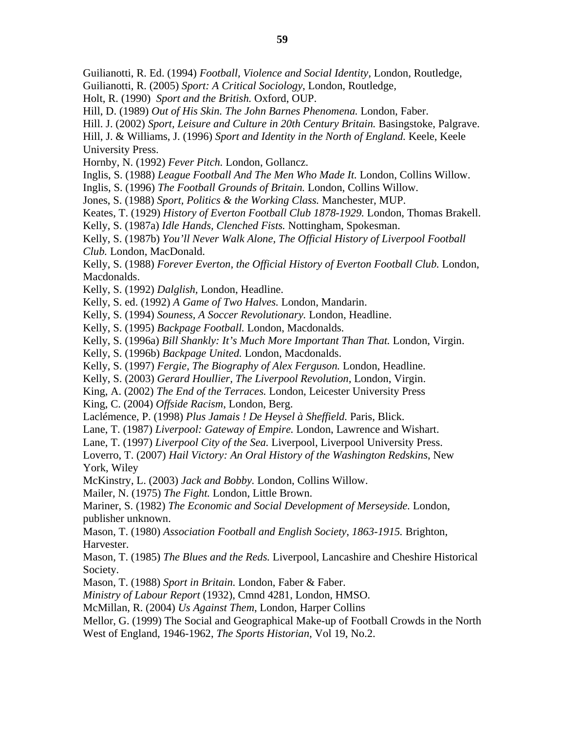Guilianotti, R. Ed. (1994) *Football, Violence and Social Identity*, London, Routledge,

Guilianotti, R. (2005) *Sport: A Critical Sociology*, London, Routledge,

Holt, R. (1990) *Sport and the British.* Oxford, OUP.

Hill, D. (1989) *Out of His Skin. The John Barnes Phenomena.* London, Faber.

Hill. J. (2002) *Sport, Leisure and Culture in 20th Century Britain.* Basingstoke, Palgrave.

Hill, J. & Williams, J. (1996) *Sport and Identity in the North of England.* Keele, Keele University Press.

Hornby, N. (1992) *Fever Pitch.* London, Gollancz.

Inglis, S. (1988) *League Football And The Men Who Made It.* London, Collins Willow.

Inglis, S. (1996) *The Football Grounds of Britain.* London, Collins Willow.

Jones, S. (1988) *Sport, Politics & the Working Class.* Manchester, MUP.

Keates, T. (1929) *History of Everton Football Club 1878-1929.* London, Thomas Brakell.

Kelly, S. (1987a) *Idle Hands, Clenched Fists.* Nottingham, Spokesman.

Kelly, S. (1987b) *You'll Never Walk Alone, The Official History of Liverpool Football Club.* London, MacDonald.

Kelly, S. (1988) *Forever Everton, the Official History of Everton Football Club.* London, Macdonalds.

Kelly, S. (1992) *Dalglish*, London, Headline.

Kelly, S. ed. (1992) *A Game of Two Halves.* London, Mandarin.

Kelly, S. (1994) *Souness, A Soccer Revolutionary.* London, Headline.

Kelly, S. (1995) *Backpage Football.* London, Macdonalds.

Kelly, S. (1996a) *Bill Shankly: It's Much More Important Than That.* London, Virgin.

Kelly, S. (1996b) *Backpage United.* London, Macdonalds.

Kelly, S. (1997) *Fergie, The Biography of Alex Ferguson.* London, Headline.

Kelly, S. (2003) *Gerard Houllier, The Liverpool Revolution*, London, Virgin.

King, A. (2002) *The End of the Terraces.* London, Leicester University Press

King, C. (2004) *Offside Racism*, London, Berg.

Laclémence, P. (1998) *Plus Jamais ! De Heysel à Sheffield.* Paris, Blick.

Lane, T. (1987) *Liverpool: Gateway of Empire.* London, Lawrence and Wishart.

Lane, T. (1997) *Liverpool City of the Sea.* Liverpool, Liverpool University Press.

Loverro, T. (2007) *Hail Victory: An Oral History of the Washington Redskins*, New York, Wiley

McKinstry, L. (2003) *Jack and Bobby.* London, Collins Willow.

Mailer, N. (1975) *The Fight.* London, Little Brown.

Mariner, S. (1982) *The Economic and Social Development of Merseyside.* London, publisher unknown.

Mason, T. (1980) *Association Football and English Society, 1863-1915.* Brighton, Harvester.

Mason, T. (1985) *The Blues and the Reds.* Liverpool, Lancashire and Cheshire Historical Society.

Mason, T. (1988) *Sport in Britain.* London, Faber & Faber.

*Ministry of Labour Report* (1932), Cmnd 4281, London, HMSO.

McMillan, R. (2004) *Us Against Them*, London, Harper Collins

Mellor, G. (1999) The Social and Geographical Make-up of Football Crowds in the North West of England, 1946-1962, *The Sports Historian,* Vol 19, No.2.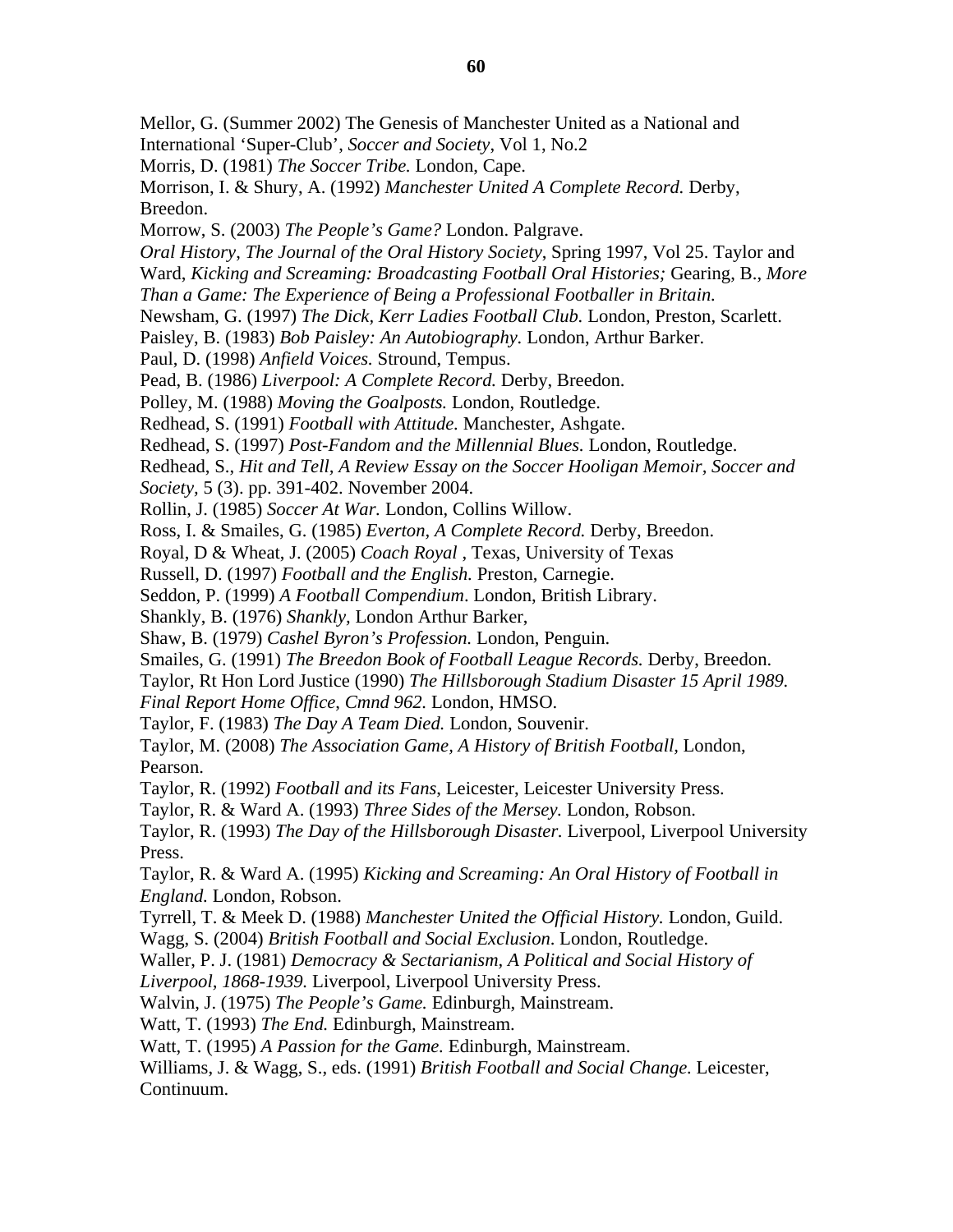Mellor, G. (Summer 2002) The Genesis of Manchester United as a National and International 'Super-Club', *Soccer and Society*, Vol 1, No.2

Morris, D. (1981) *The Soccer Tribe.* London, Cape.

Morrison, I. & Shury, A. (1992) *Manchester United A Complete Record.* Derby, Breedon.

Morrow, S. (2003) *The People's Game?* London. Palgrave.

*Oral History*, *The Journal of the Oral History Society*, Spring 1997, Vol 25. Taylor and Ward, *Kicking and Screaming: Broadcasting Football Oral Histories;* Gearing, B., *More Than a Game: The Experience of Being a Professional Footballer in Britain.*

Newsham, G. (1997) *The Dick, Kerr Ladies Football Club.* London, Preston, Scarlett.

Paisley, B. (1983) *Bob Paisley: An Autobiography.* London, Arthur Barker.

Paul, D. (1998) *Anfield Voices.* Stround, Tempus.

Pead, B. (1986) *Liverpool: A Complete Record.* Derby, Breedon.

Polley, M. (1988) *Moving the Goalposts.* London, Routledge.

Redhead, S. (1991) *Football with Attitude.* Manchester, Ashgate.

Redhead, S. (1997) *Post-Fandom and the Millennial Blues.* London, Routledge.

Redhead, S., *Hit and Tell, A Review Essay on the Soccer Hooligan Memoir, Soccer and Society,* 5 (3). pp. 391-402. November 2004.

Rollin, J. (1985) *Soccer At War.* London, Collins Willow.

Ross, I. & Smailes, G. (1985) *Everton, A Complete Record.* Derby, Breedon.

Royal, D & Wheat, J. (2005) *Coach Royal* , Texas, University of Texas

Russell, D. (1997) *Football and the English.* Preston, Carnegie.

Seddon, P. (1999) *A Football Compendium*. London, British Library.

Shankly, B. (1976) *Shankly,* London Arthur Barker,

Shaw, B. (1979) *Cashel Byron's Profession.* London, Penguin.

Smailes, G. (1991) *The Breedon Book of Football League Records.* Derby, Breedon.

Taylor, Rt Hon Lord Justice (1990) *The Hillsborough Stadium Disaster 15 April 1989. Final Report Home Office, Cmnd 962.* London, HMSO.

Taylor, F. (1983) *The Day A Team Died.* London, Souvenir.

Taylor, M. (2008) *The Association Game, A History of British Football,* London, Pearson.

Taylor, R. (1992) *Football and its Fans,* Leicester, Leicester University Press.

Taylor, R. & Ward A. (1993) *Three Sides of the Mersey.* London, Robson.

Taylor, R. (1993) *The Day of the Hillsborough Disaster.* Liverpool, Liverpool University Press.

Taylor, R. & Ward A. (1995) *Kicking and Screaming: An Oral History of Football in England.* London, Robson.

Tyrrell, T. & Meek D. (1988) *Manchester United the Official History.* London, Guild.

Wagg, S. (2004) *British Football and Social Exclusion.* London, Routledge.

Waller, P. J. (1981) *Democracy & Sectarianism, A Political and Social History of Liverpool, 1868-1939.* Liverpool, Liverpool University Press.

Walvin, J. (1975) *The People's Game.* Edinburgh, Mainstream.

Watt, T. (1993) *The End.* Edinburgh, Mainstream.

Watt, T. (1995) *A Passion for the Game.* Edinburgh, Mainstream.

Williams, J. & Wagg, S., eds. (1991) *British Football and Social Change.* Leicester, Continuum.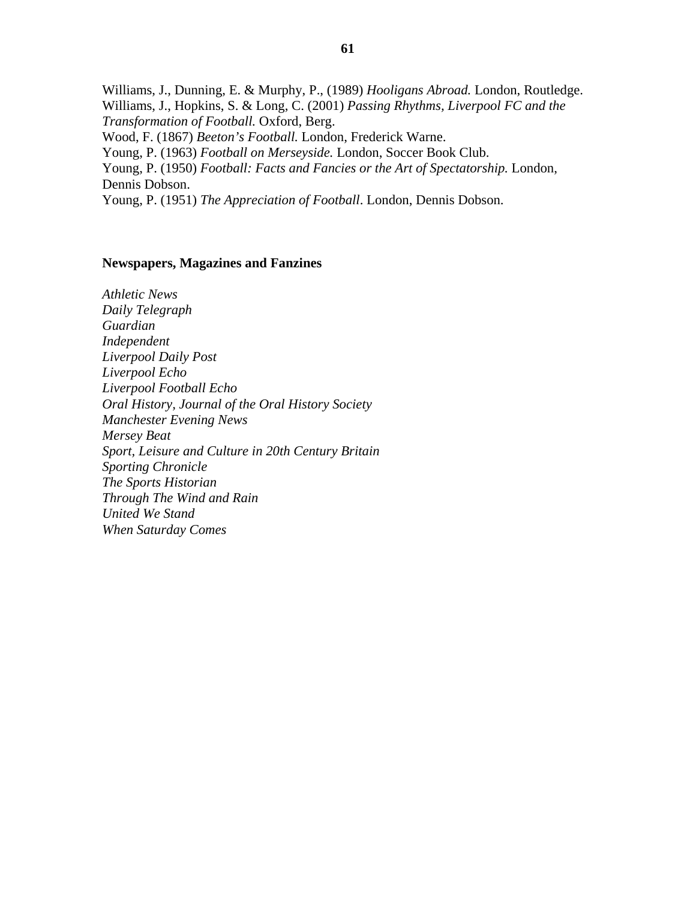Williams, J., Dunning, E. & Murphy, P., (1989) *Hooligans Abroad.* London, Routledge.
Williams, J., Hopkins, S. & Long, C. (2001) *Passing Rhythms, Liverpool FC and the Transformation of Football.* Oxford, Berg.
Wood, F. (1867) *Beeton's Football.* London, Frederick Warne.
Young, P. (1963) *Football on Merseyside.* London, Soccer Book Club.
Young, P. (1950) *Football: Facts and Fancies or the Art of Spectatorship.* London, Dennis Dobson.
Young, P. (1951) *The Appreciation of Football*. London, Dennis Dobson.

**Newspapers, Magazines and Fanzines**

*Athletic News*
*Daily Telegraph*
*Guardian*
*Independent*
*Liverpool Daily Post*
*Liverpool Echo*
*Liverpool Football Echo*
*Oral History, Journal of the Oral History Society*
*Manchester Evening News*
*Mersey Beat*
*Sport, Leisure and Culture in 20th Century Britain*
*Sporting Chronicle*
*The Sports Historian*
*Through The Wind and Rain*
*United We Stand*
*When Saturday Comes*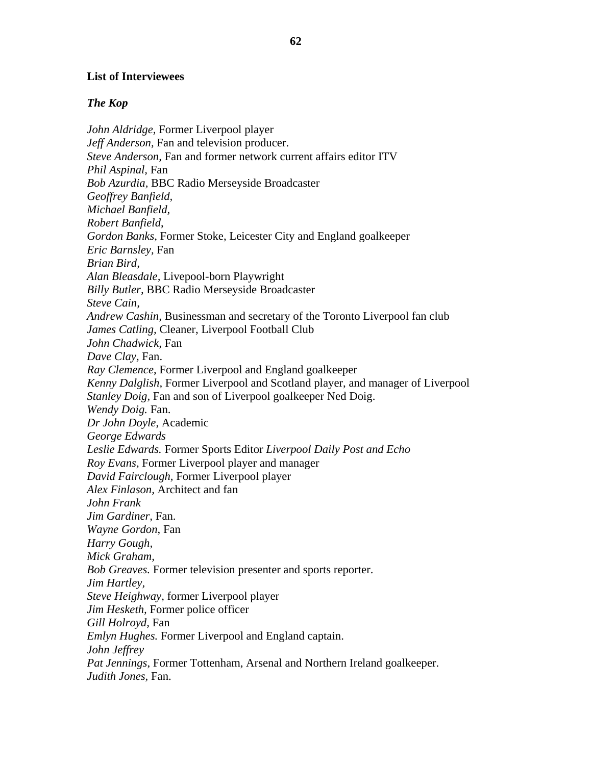**List of Interviewees**

***The Kop***

*John Aldridge*, Former Liverpool player  
*Jeff Anderson,* Fan and television producer.  
*Steve Anderson,* Fan and former network current affairs editor ITV  
*Phil Aspinal,* Fan  
*Bob Azurdia,* BBC Radio Merseyside Broadcaster  
*Geoffrey Banfield,*  
*Michael Banfield,*  
*Robert Banfield,*  
*Gordon Banks*, Former Stoke, Leicester City and England goalkeeper  
*Eric Barnsley*, Fan  
*Brian Bird,*  
*Alan Bleasdale*, Livepool-born Playwright  
*Billy Butler,* BBC Radio Merseyside Broadcaster  
*Steve Cain,*  
*Andrew Cashin*, Businessman and secretary of the Toronto Liverpool fan club  
*James Catling,* Cleaner, Liverpool Football Club  
*John Chadwick,* Fan  
*Dave Clay,* Fan.  
*Ray Clemence*, Former Liverpool and England goalkeeper  
*Kenny Dalglish,* Former Liverpool and Scotland player, and manager of Liverpool  
*Stanley Doig,* Fan and son of Liverpool goalkeeper Ned Doig.  
*Wendy Doig.* Fan.  
*Dr John Doyle*, Academic  
*George Edwards*  
*Leslie Edwards.* Former Sports Editor *Liverpool Daily Post and Echo*  
*Roy Evans,* Former Liverpool player and manager  
*David Fairclough,* Former Liverpool player  
*Alex Finlason,* Architect and fan  
*John Frank*  
*Jim Gardiner,* Fan.  
*Wayne Gordon*, Fan  
*Harry Gough,*  
*Mick Graham,*  
*Bob Greaves.* Former television presenter and sports reporter.  
*Jim Hartley,*  
*Steve Heighway,* former Liverpool player  
*Jim Hesketh*, Former police officer  
*Gill Holroyd,* Fan  
*Emlyn Hughes.* Former Liverpool and England captain.  
*John Jeffrey*  
*Pat Jennings,* Former Tottenham, Arsenal and Northern Ireland goalkeeper.  
*Judith Jones,* Fan.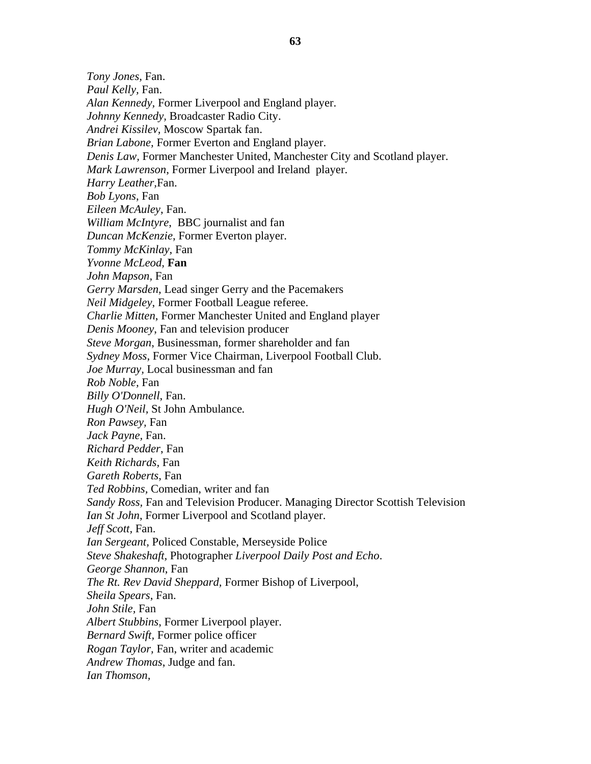*Tony Jones,* Fan.
*Paul Kelly,* Fan.
*Alan Kennedy,* Former Liverpool and England player.
*Johnny Kennedy*, Broadcaster Radio City.
*Andrei Kissilev,* Moscow Spartak fan.
*Brian Labone,* Former Everton and England player.
*Denis Law,* Former Manchester United, Manchester City and Scotland player.
*Mark Lawrenson*, Former Liverpool and Ireland player.
*Harry Leather*,Fan.
*Bob Lyons*, Fan
*Eileen McAuley*, Fan.
*William McIntyre*, BBC journalist and fan
*Duncan McKenzie*, Former Everton player.
*Tommy McKinlay*, Fan
*Yvonne McLeod,* **Fan**
*John Mapson*, Fan
*Gerry Marsden*, Lead singer Gerry and the Pacemakers
*Neil Midgeley*, Former Football League referee.
*Charlie Mitten*, Former Manchester United and England player
*Denis Mooney*, Fan and television producer
*Steve Morgan*, Businessman, former shareholder and fan
*Sydney Moss*, Former Vice Chairman, Liverpool Football Club.
*Joe Murray,* Local businessman and fan
*Rob Noble,* Fan
*Billy O'Donnell,* Fan.
*Hugh O'Neil,* St John Ambulance*.*
*Ron Pawsey,* Fan
*Jack Payne,* Fan.
*Richard Pedder*, Fan
*Keith Richards,* Fan
*Gareth Roberts*, Fan
*Ted Robbins,* Comedian, writer and fan
*Sandy Ross*, Fan and Television Producer. Managing Director Scottish Television
*Ian St John*, Former Liverpool and Scotland player.
*Jeff Scott*, Fan.
*Ian Sergeant*, Policed Constable, Merseyside Police
*Steve Shakeshaft,* Photographer *Liverpool Daily Post and Echo*.
*George Shannon*, Fan
*The Rt. Rev David Sheppard,* Former Bishop of Liverpool,
*Sheila Spears*, Fan.
*John Stile*, Fan
*Albert Stubbins*, Former Liverpool player.
*Bernard Swift,* Former police officer
*Rogan Taylor*, Fan, writer and academic
*Andrew Thomas*, Judge and fan.
*Ian Thomson,*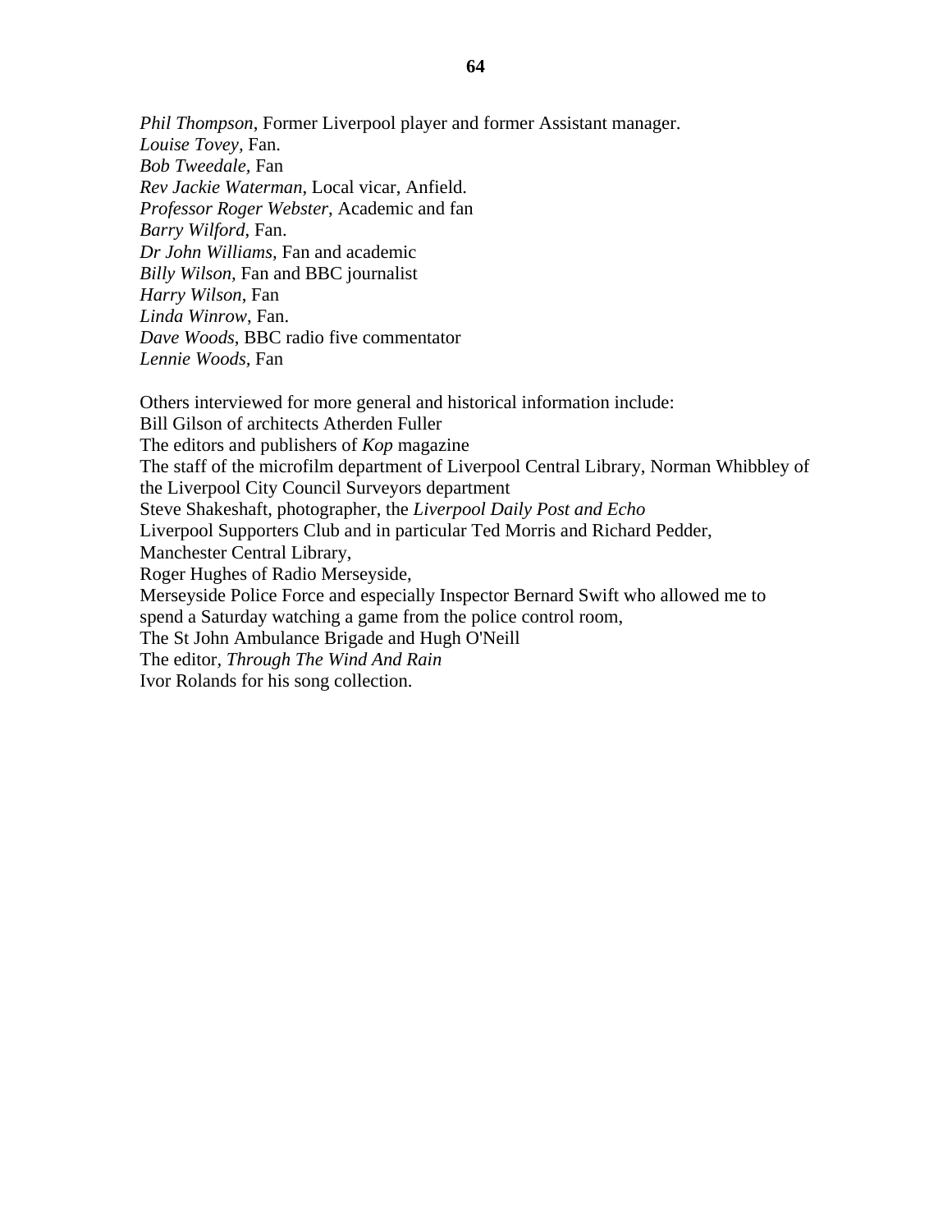*Phil Thompson*, Former Liverpool player and former Assistant manager.
*Louise Tovey*, Fan.
*Bob Tweedale*, Fan
*Rev Jackie Waterman*, Local vicar, Anfield.
*Professor Roger Webster*, Academic and fan
*Barry Wilford*, Fan.
*Dr John Williams,* Fan and academic
*Billy Wilson,* Fan and BBC journalist
*Harry Wilson*, Fan
*Linda Winrow*, Fan.
*Dave Woods*, BBC radio five commentator
*Lennie Woods,* Fan

Others interviewed for more general and historical information include:
Bill Gilson of architects Atherden Fuller
The editors and publishers of *Kop* magazine
The staff of the microfilm department of Liverpool Central Library, Norman Whibbley of the Liverpool City Council Surveyors department
Steve Shakeshaft, photographer, the *Liverpool Daily Post and Echo*
Liverpool Supporters Club and in particular Ted Morris and Richard Pedder,
Manchester Central Library,
Roger Hughes of Radio Merseyside,
Merseyside Police Force and especially Inspector Bernard Swift who allowed me to spend a Saturday watching a game from the police control room,
The St John Ambulance Brigade and Hugh O'Neill
The editor, *Through The Wind And Rain*
Ivor Rolands for his song collection.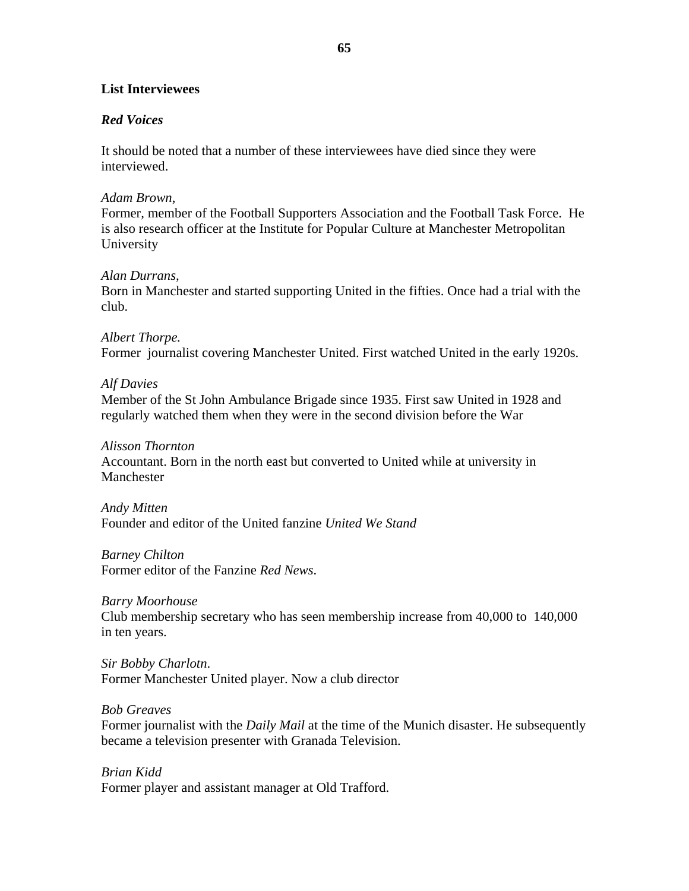## List Interviewees

### *Red Voices*

It should be noted that a number of these interviewees have died since they were interviewed.

*Adam Brown,*
Former, member of the Football Supporters Association and the Football Task Force. He is also research officer at the Institute for Popular Culture at Manchester Metropolitan University

*Alan Durrans,*
Born in Manchester and started supporting United in the fifties. Once had a trial with the club.

*Albert Thorpe.*
Former journalist covering Manchester United. First watched United in the early 1920s.

*Alf Davies*
Member of the St John Ambulance Brigade since 1935. First saw United in 1928 and regularly watched them when they were in the second division before the War

*Alisson Thornton*
Accountant. Born in the north east but converted to United while at university in Manchester

*Andy Mitten*
Founder and editor of the United fanzine *United We Stand*

*Barney Chilton*
Former editor of the Fanzine *Red News*.

*Barry Moorhouse*
Club membership secretary who has seen membership increase from 40,000 to 140,000 in ten years.

*Sir Bobby Charlotn.*
Former Manchester United player. Now a club director

*Bob Greaves*
Former journalist with the *Daily Mail* at the time of the Munich disaster. He subsequently became a television presenter with Granada Television.

*Brian Kidd*
Former player and assistant manager at Old Trafford.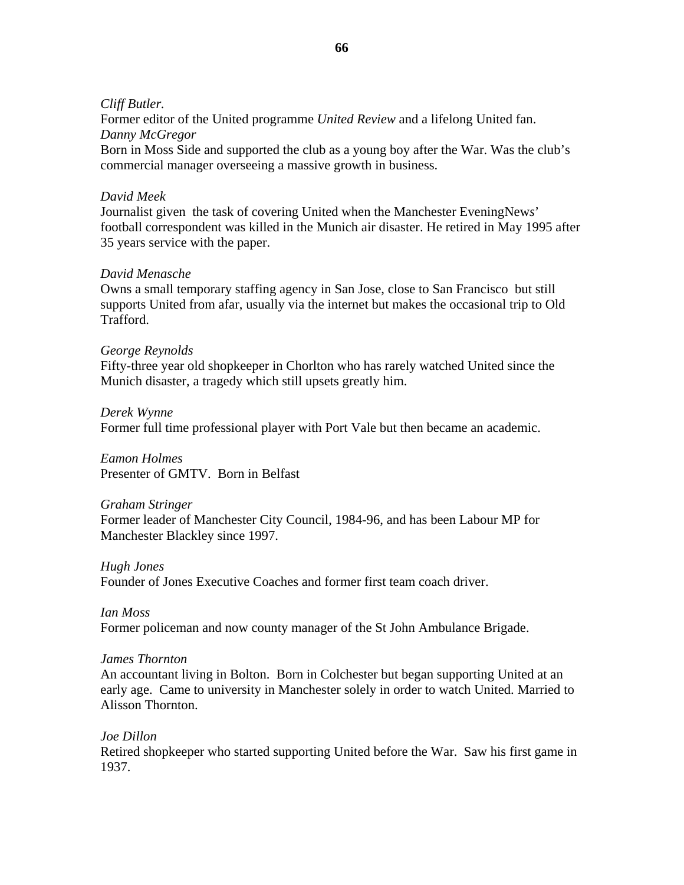*Cliff Butler.*
Former editor of the United programme *United Review* and a lifelong United fan.
*Danny McGregor*
Born in Moss Side and supported the club as a young boy after the War. Was the club's commercial manager overseeing a massive growth in business.

*David Meek*
Journalist given the task of covering United when the Manchester EveningNews' football correspondent was killed in the Munich air disaster. He retired in May 1995 after 35 years service with the paper.

*David Menasche*
Owns a small temporary staffing agency in San Jose, close to San Francisco but still supports United from afar, usually via the internet but makes the occasional trip to Old Trafford.

*George Reynolds*
Fifty-three year old shopkeeper in Chorlton who has rarely watched United since the Munich disaster, a tragedy which still upsets greatly him.

*Derek Wynne*
Former full time professional player with Port Vale but then became an academic.

*Eamon Holmes*
Presenter of GMTV. Born in Belfast

*Graham Stringer*
Former leader of Manchester City Council, 1984-96, and has been Labour MP for Manchester Blackley since 1997.

*Hugh Jones*
Founder of Jones Executive Coaches and former first team coach driver.

*Ian Moss*
Former policeman and now county manager of the St John Ambulance Brigade.

*James Thornton*
An accountant living in Bolton. Born in Colchester but began supporting United at an early age. Came to university in Manchester solely in order to watch United. Married to Alisson Thornton.

*Joe Dillon*
Retired shopkeeper who started supporting United before the War. Saw his first game in 1937.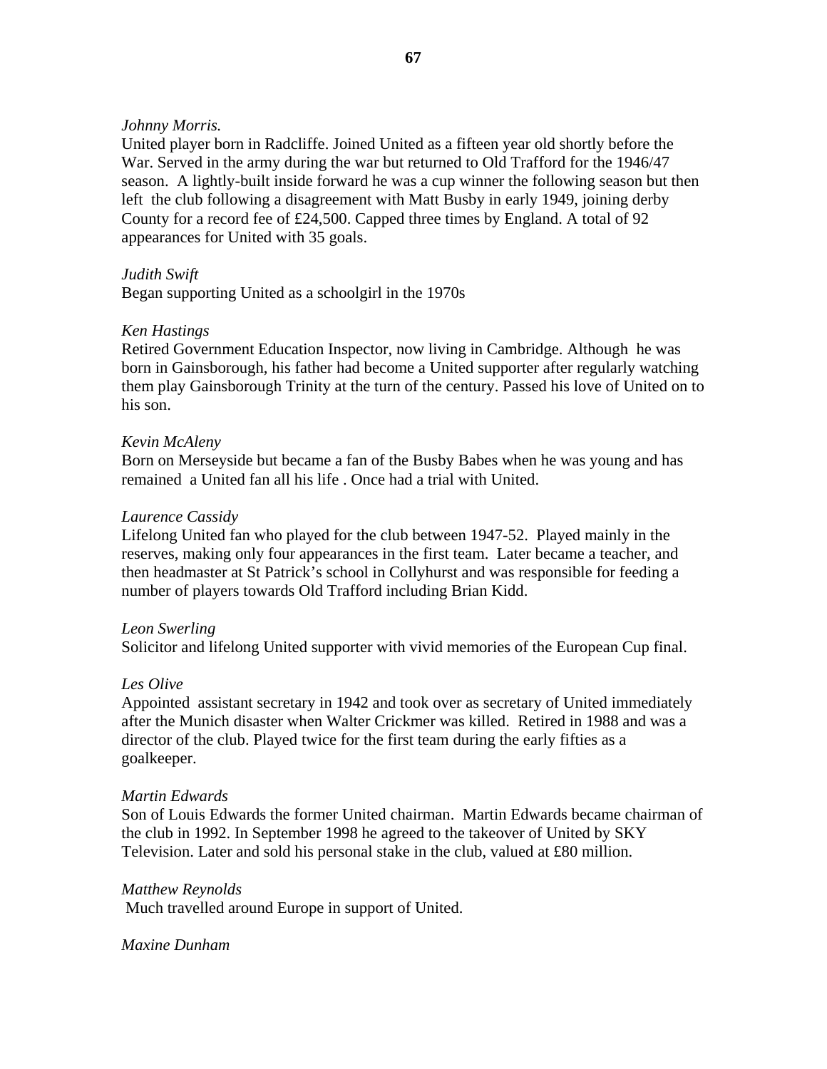*Johnny Morris.*
United player born in Radcliffe. Joined United as a fifteen year old shortly before the War. Served in the army during the war but returned to Old Trafford for the 1946/47 season. A lightly-built inside forward he was a cup winner the following season but then left the club following a disagreement with Matt Busby in early 1949, joining derby County for a record fee of £24,500. Capped three times by England. A total of 92 appearances for United with 35 goals.

*Judith Swift*
Began supporting United as a schoolgirl in the 1970s

*Ken Hastings*
Retired Government Education Inspector, now living in Cambridge. Although he was born in Gainsborough, his father had become a United supporter after regularly watching them play Gainsborough Trinity at the turn of the century. Passed his love of United on to his son.

*Kevin McAleny*
Born on Merseyside but became a fan of the Busby Babes when he was young and has remained a United fan all his life . Once had a trial with United.

*Laurence Cassidy*
Lifelong United fan who played for the club between 1947-52. Played mainly in the reserves, making only four appearances in the first team. Later became a teacher, and then headmaster at St Patrick's school in Collyhurst and was responsible for feeding a number of players towards Old Trafford including Brian Kidd.

*Leon Swerling*
Solicitor and lifelong United supporter with vivid memories of the European Cup final.

*Les Olive*
Appointed assistant secretary in 1942 and took over as secretary of United immediately after the Munich disaster when Walter Crickmer was killed. Retired in 1988 and was a director of the club. Played twice for the first team during the early fifties as a goalkeeper.

*Martin Edwards*
Son of Louis Edwards the former United chairman. Martin Edwards became chairman of the club in 1992. In September 1998 he agreed to the takeover of United by SKY Television. Later and sold his personal stake in the club, valued at £80 million.

*Matthew Reynolds*
Much travelled around Europe in support of United.

*Maxine Dunham*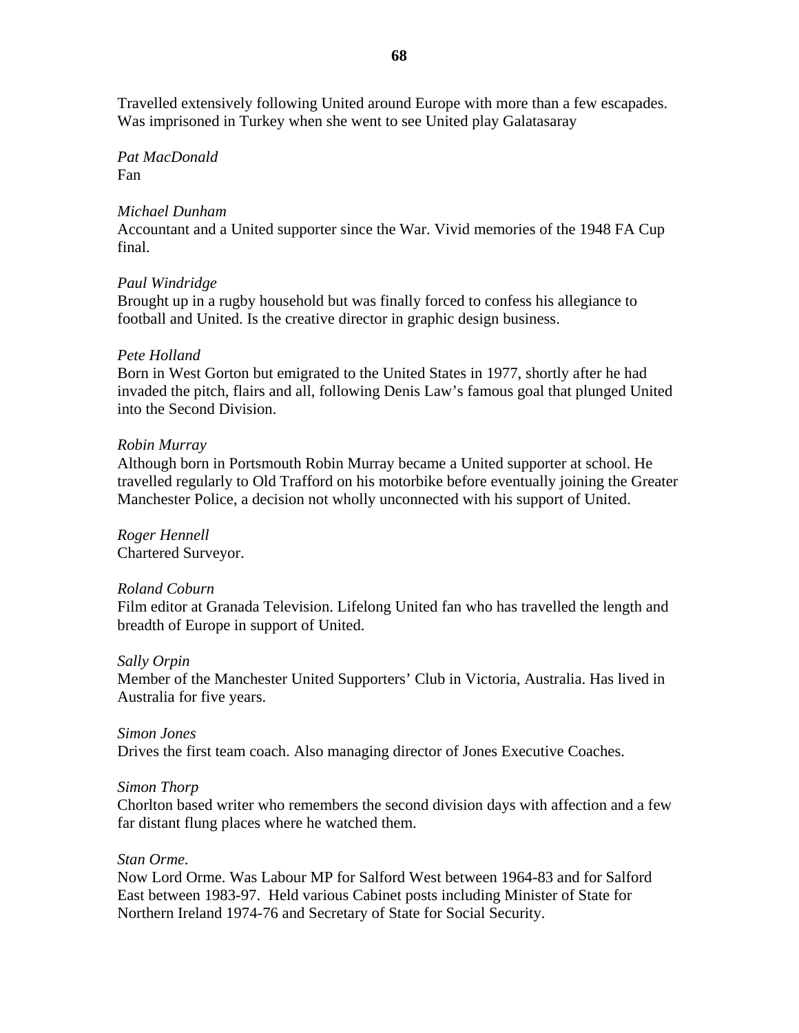Travelled extensively following United around Europe with more than a few escapades. Was imprisoned in Turkey when she went to see United play Galatasaray

*Pat MacDonald*
Fan

*Michael Dunham*
Accountant and a United supporter since the War. Vivid memories of the 1948 FA Cup final.

*Paul Windridge*
Brought up in a rugby household but was finally forced to confess his allegiance to football and United. Is the creative director in graphic design business.

*Pete Holland*
Born in West Gorton but emigrated to the United States in 1977, shortly after he had invaded the pitch, flairs and all, following Denis Law's famous goal that plunged United into the Second Division.

*Robin Murray*
Although born in Portsmouth Robin Murray became a United supporter at school. He travelled regularly to Old Trafford on his motorbike before eventually joining the Greater Manchester Police, a decision not wholly unconnected with his support of United.

*Roger Hennell*
Chartered Surveyor.

*Roland Coburn*
Film editor at Granada Television. Lifelong United fan who has travelled the length and breadth of Europe in support of United.

*Sally Orpin*
Member of the Manchester United Supporters' Club in Victoria, Australia. Has lived in Australia for five years.

*Simon Jones*
Drives the first team coach. Also managing director of Jones Executive Coaches.

*Simon Thorp*
Chorlton based writer who remembers the second division days with affection and a few far distant flung places where he watched them.

*Stan Orme.*
Now Lord Orme. Was Labour MP for Salford West between 1964-83 and for Salford East between 1983-97. Held various Cabinet posts including Minister of State for Northern Ireland 1974-76 and Secretary of State for Social Security.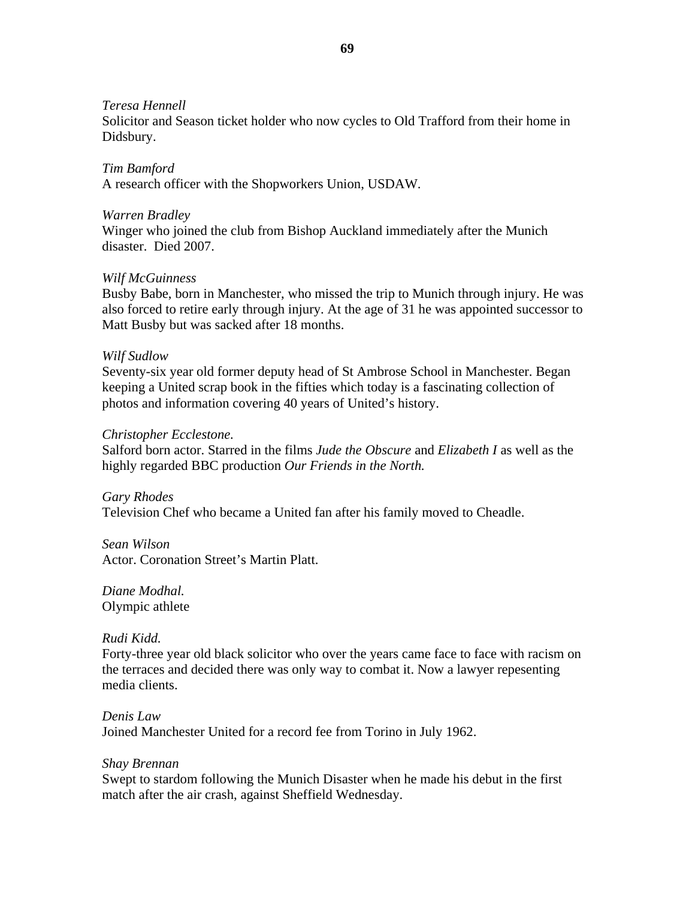*Teresa Hennell*
Solicitor and Season ticket holder who now cycles to Old Trafford from their home in Didsbury.

*Tim Bamford*
A research officer with the Shopworkers Union, USDAW.

*Warren Bradley*
Winger who joined the club from Bishop Auckland immediately after the Munich disaster. Died 2007.

*Wilf McGuinness*
Busby Babe, born in Manchester, who missed the trip to Munich through injury. He was also forced to retire early through injury. At the age of 31 he was appointed successor to Matt Busby but was sacked after 18 months.

*Wilf Sudlow*
Seventy-six year old former deputy head of St Ambrose School in Manchester. Began keeping a United scrap book in the fifties which today is a fascinating collection of photos and information covering 40 years of United's history.

*Christopher Ecclestone.*
Salford born actor. Starred in the films *Jude the Obscure* and *Elizabeth I* as well as the highly regarded BBC production *Our Friends in the North.*

*Gary Rhodes*
Television Chef who became a United fan after his family moved to Cheadle.

*Sean Wilson*
Actor. Coronation Street's Martin Platt.

*Diane Modhal.*
Olympic athlete

*Rudi Kidd.*
Forty-three year old black solicitor who over the years came face to face with racism on the terraces and decided there was only way to combat it. Now a lawyer repesenting media clients.

*Denis Law*
Joined Manchester United for a record fee from Torino in July 1962.

*Shay Brennan*
Swept to stardom following the Munich Disaster when he made his debut in the first match after the air crash, against Sheffield Wednesday.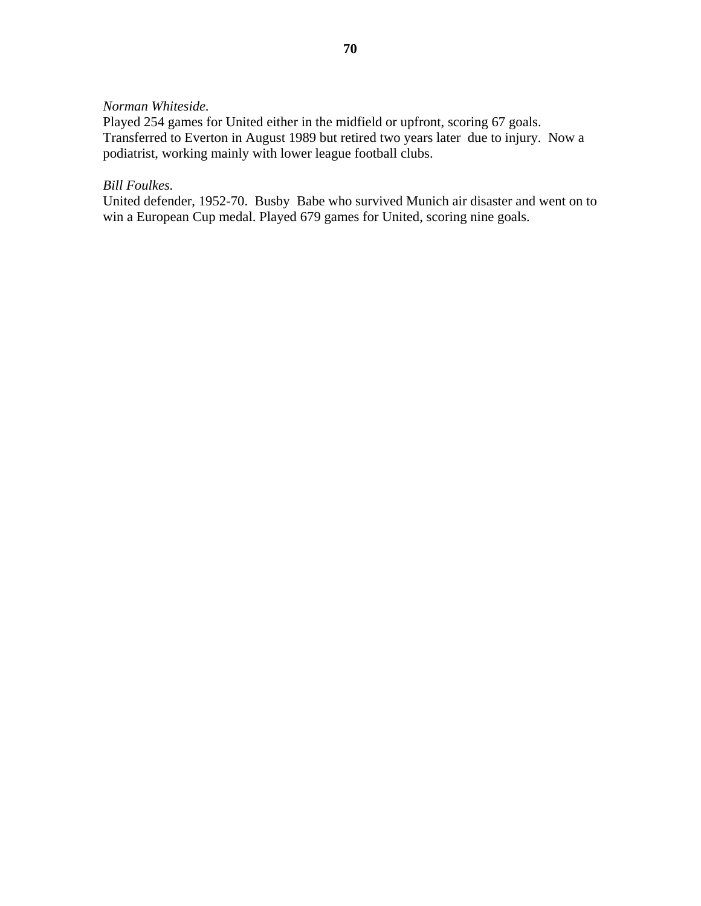*Norman Whiteside.*

Played 254 games for United either in the midfield or upfront, scoring 67 goals. Transferred to Everton in August 1989 but retired two years later due to injury. Now a podiatrist, working mainly with lower league football clubs.

*Bill Foulkes.*

United defender, 1952-70. Busby Babe who survived Munich air disaster and went on to win a European Cup medal. Played 679 games for United, scoring nine goals.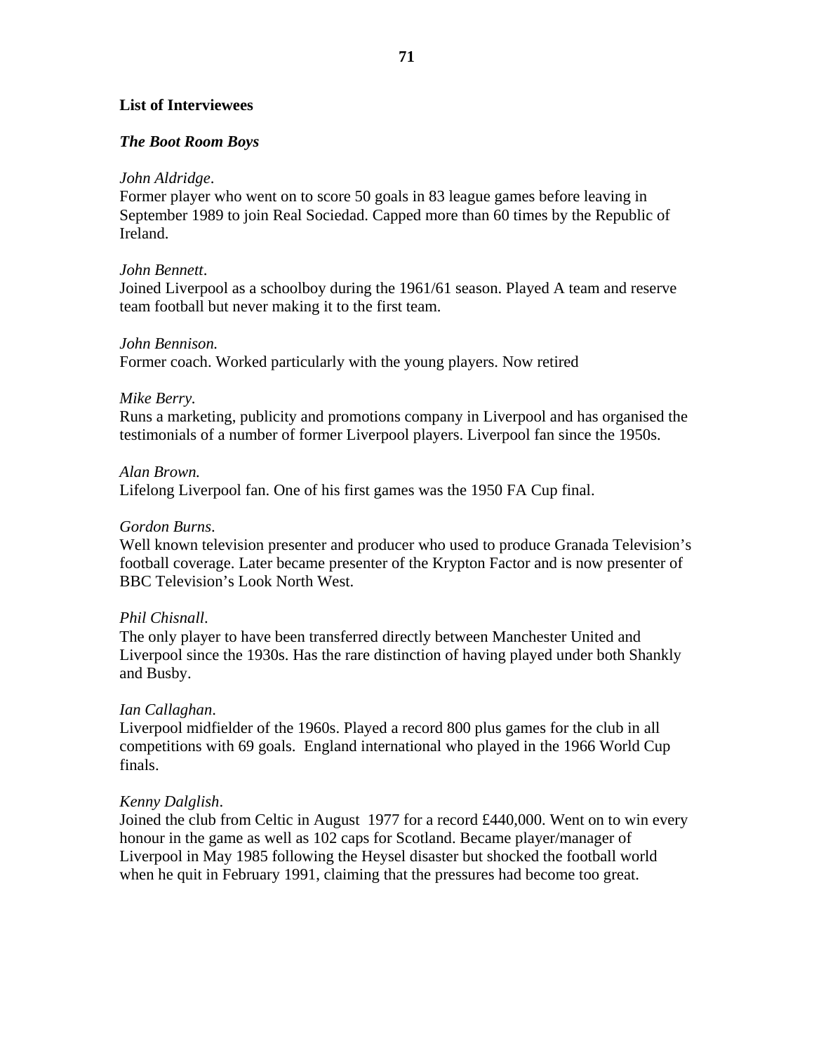## List of Interviewees

### *The Boot Room Boys*

*John Aldridge*.
Former player who went on to score 50 goals in 83 league games before leaving in September 1989 to join Real Sociedad. Capped more than 60 times by the Republic of Ireland.

*John Bennett*.
Joined Liverpool as a schoolboy during the 1961/61 season. Played A team and reserve team football but never making it to the first team.

*John Bennison.*
Former coach. Worked particularly with the young players. Now retired

*Mike Berry.*
Runs a marketing, publicity and promotions company in Liverpool and has organised the testimonials of a number of former Liverpool players. Liverpool fan since the 1950s.

*Alan Brown.*
Lifelong Liverpool fan. One of his first games was the 1950 FA Cup final.

*Gordon Burns*.
Well known television presenter and producer who used to produce Granada Television's football coverage. Later became presenter of the Krypton Factor and is now presenter of BBC Television's Look North West.

*Phil Chisnall*.
The only player to have been transferred directly between Manchester United and Liverpool since the 1930s. Has the rare distinction of having played under both Shankly and Busby.

*Ian Callaghan*.
Liverpool midfielder of the 1960s. Played a record 800 plus games for the club in all competitions with 69 goals. England international who played in the 1966 World Cup finals.

*Kenny Dalglish*.
Joined the club from Celtic in August 1977 for a record £440,000. Went on to win every honour in the game as well as 102 caps for Scotland. Became player/manager of Liverpool in May 1985 following the Heysel disaster but shocked the football world when he quit in February 1991, claiming that the pressures had become too great.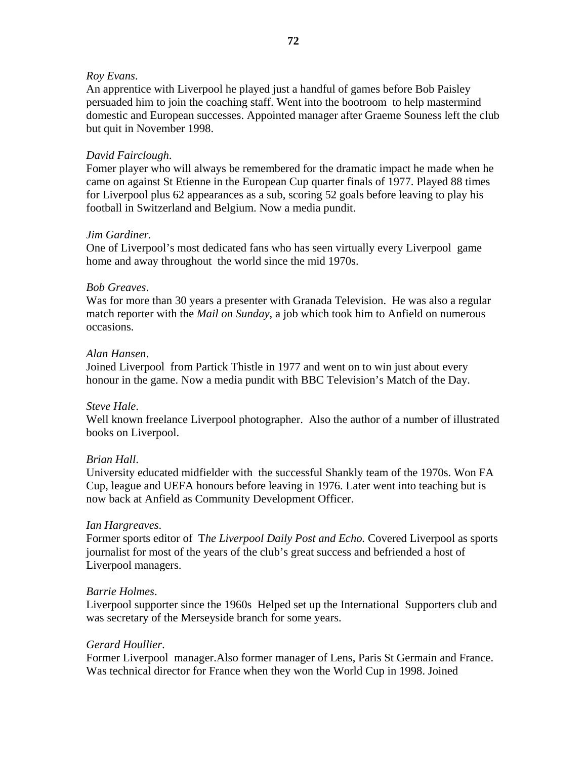*Roy Evans*.
An apprentice with Liverpool he played just a handful of games before Bob Paisley persuaded him to join the coaching staff. Went into the bootroom to help mastermind domestic and European successes. Appointed manager after Graeme Souness left the club but quit in November 1998.

*David Fairclough*.
Fomer player who will always be remembered for the dramatic impact he made when he came on against St Etienne in the European Cup quarter finals of 1977. Played 88 times for Liverpool plus 62 appearances as a sub, scoring 52 goals before leaving to play his football in Switzerland and Belgium. Now a media pundit.

*Jim Gardiner.*
One of Liverpool's most dedicated fans who has seen virtually every Liverpool game home and away throughout the world since the mid 1970s.

*Bob Greaves*.
Was for more than 30 years a presenter with Granada Television. He was also a regular match reporter with the *Mail on Sunday*, a job which took him to Anfield on numerous occasions.

*Alan Hansen*.
Joined Liverpool from Partick Thistle in 1977 and went on to win just about every honour in the game. Now a media pundit with BBC Television's Match of the Day.

*Steve Hale*.
Well known freelance Liverpool photographer. Also the author of a number of illustrated books on Liverpool.

*Brian Hall*.
University educated midfielder with the successful Shankly team of the 1970s. Won FA Cup, league and UEFA honours before leaving in 1976. Later went into teaching but is now back at Anfield as Community Development Officer.

*Ian Hargreaves*.
Former sports editor of T*he Liverpool Daily Post and Echo.* Covered Liverpool as sports journalist for most of the years of the club's great success and befriended a host of Liverpool managers.

*Barrie Holmes*.
Liverpool supporter since the 1960s Helped set up the International Supporters club and was secretary of the Merseyside branch for some years.

*Gerard Houllier*.
Former Liverpool manager.Also former manager of Lens, Paris St Germain and France. Was technical director for France when they won the World Cup in 1998. Joined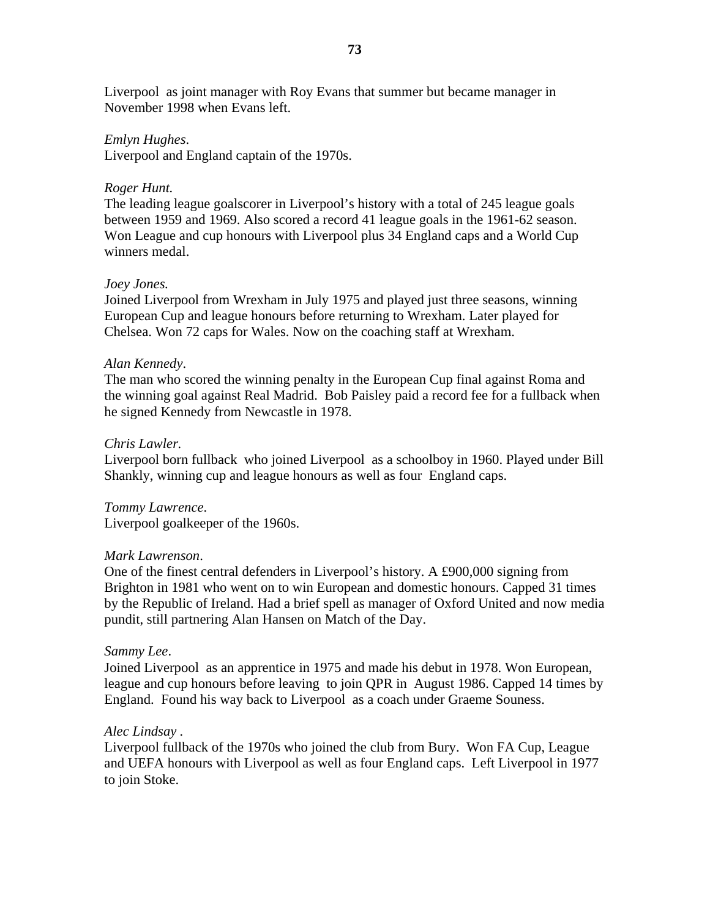Liverpool as joint manager with Roy Evans that summer but became manager in November 1998 when Evans left.

*Emlyn Hughes*.
Liverpool and England captain of the 1970s.

*Roger Hunt.*
The leading league goalscorer in Liverpool's history with a total of 245 league goals between 1959 and 1969. Also scored a record 41 league goals in the 1961-62 season. Won League and cup honours with Liverpool plus 34 England caps and a World Cup winners medal.

*Joey Jones.*
Joined Liverpool from Wrexham in July 1975 and played just three seasons, winning European Cup and league honours before returning to Wrexham. Later played for Chelsea. Won 72 caps for Wales. Now on the coaching staff at Wrexham.

*Alan Kennedy*.
The man who scored the winning penalty in the European Cup final against Roma and the winning goal against Real Madrid. Bob Paisley paid a record fee for a fullback when he signed Kennedy from Newcastle in 1978.

*Chris Lawler.*
Liverpool born fullback who joined Liverpool as a schoolboy in 1960. Played under Bill Shankly, winning cup and league honours as well as four England caps.

*Tommy Lawrence*.
Liverpool goalkeeper of the 1960s.

*Mark Lawrenson*.
One of the finest central defenders in Liverpool's history. A £900,000 signing from Brighton in 1981 who went on to win European and domestic honours. Capped 31 times by the Republic of Ireland. Had a brief spell as manager of Oxford United and now media pundit, still partnering Alan Hansen on Match of the Day.

*Sammy Lee*.
Joined Liverpool as an apprentice in 1975 and made his debut in 1978. Won European, league and cup honours before leaving to join QPR in August 1986. Capped 14 times by England. Found his way back to Liverpool as a coach under Graeme Souness.

*Alec Lindsay .*
Liverpool fullback of the 1970s who joined the club from Bury. Won FA Cup, League and UEFA honours with Liverpool as well as four England caps. Left Liverpool in 1977 to join Stoke.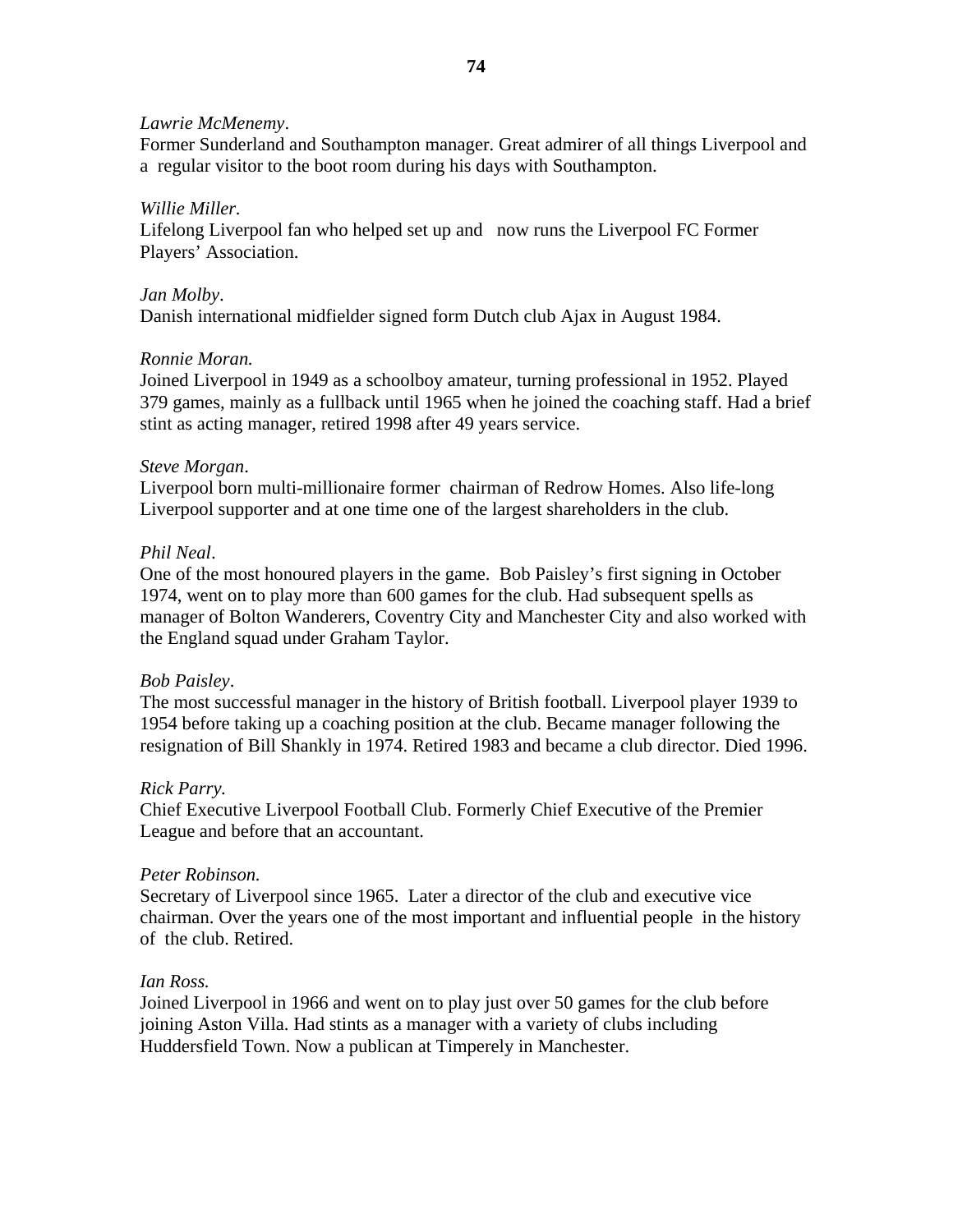*Lawrie McMenemy*.
Former Sunderland and Southampton manager. Great admirer of all things Liverpool and a regular visitor to the boot room during his days with Southampton.

*Willie Miller.*
Lifelong Liverpool fan who helped set up and now runs the Liverpool FC Former Players' Association.

*Jan Molby*.
Danish international midfielder signed form Dutch club Ajax in August 1984.

*Ronnie Moran.*
Joined Liverpool in 1949 as a schoolboy amateur, turning professional in 1952. Played 379 games, mainly as a fullback until 1965 when he joined the coaching staff. Had a brief stint as acting manager, retired 1998 after 49 years service.

*Steve Morgan*.
Liverpool born multi-millionaire former chairman of Redrow Homes. Also life-long Liverpool supporter and at one time one of the largest shareholders in the club.

*Phil Neal*.
One of the most honoured players in the game. Bob Paisley's first signing in October 1974, went on to play more than 600 games for the club. Had subsequent spells as manager of Bolton Wanderers, Coventry City and Manchester City and also worked with the England squad under Graham Taylor.

*Bob Paisley*.
The most successful manager in the history of British football. Liverpool player 1939 to 1954 before taking up a coaching position at the club. Became manager following the resignation of Bill Shankly in 1974. Retired 1983 and became a club director. Died 1996.

*Rick Parry.*
Chief Executive Liverpool Football Club. Formerly Chief Executive of the Premier League and before that an accountant.

*Peter Robinson.*
Secretary of Liverpool since 1965. Later a director of the club and executive vice chairman. Over the years one of the most important and influential people in the history of the club. Retired.

*Ian Ross.*
Joined Liverpool in 1966 and went on to play just over 50 games for the club before joining Aston Villa. Had stints as a manager with a variety of clubs including Huddersfield Town. Now a publican at Timperely in Manchester.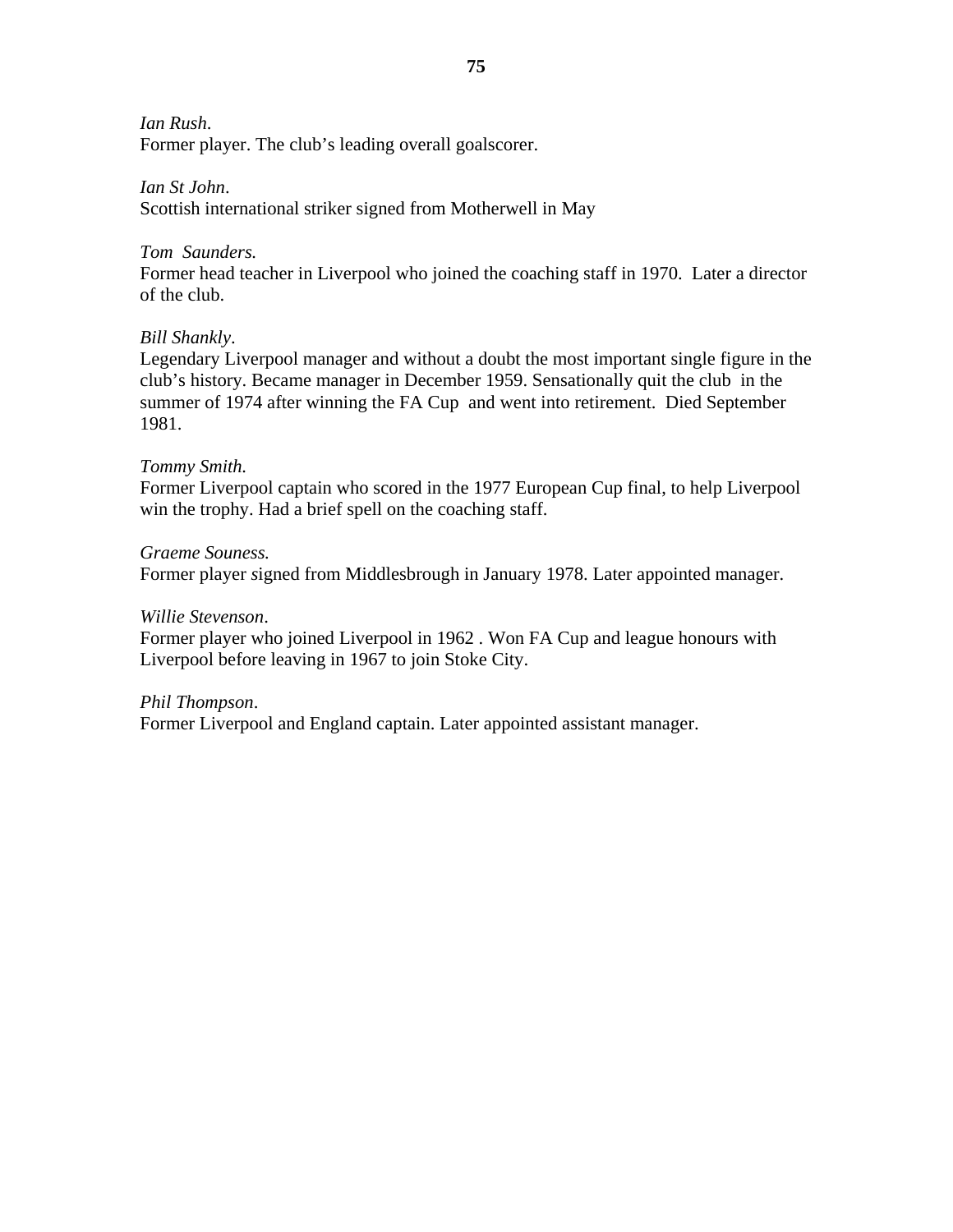*Ian Rush*.
Former player. The club's leading overall goalscorer.

*Ian St John*.
Scottish international striker signed from Motherwell in May

*Tom Saunders.*
Former head teacher in Liverpool who joined the coaching staff in 1970. Later a director of the club.

*Bill Shankly*.
Legendary Liverpool manager and without a doubt the most important single figure in the club's history. Became manager in December 1959. Sensationally quit the club in the summer of 1974 after winning the FA Cup and went into retirement. Died September 1981.

*Tommy Smith.*
Former Liverpool captain who scored in the 1977 European Cup final, to help Liverpool win the trophy. Had a brief spell on the coaching staff.

*Graeme Souness.*
Former player signed from Middlesbrough in January 1978. Later appointed manager.

*Willie Stevenson*.
Former player who joined Liverpool in 1962 . Won FA Cup and league honours with Liverpool before leaving in 1967 to join Stoke City.

*Phil Thompson*.
Former Liverpool and England captain. Later appointed assistant manager.